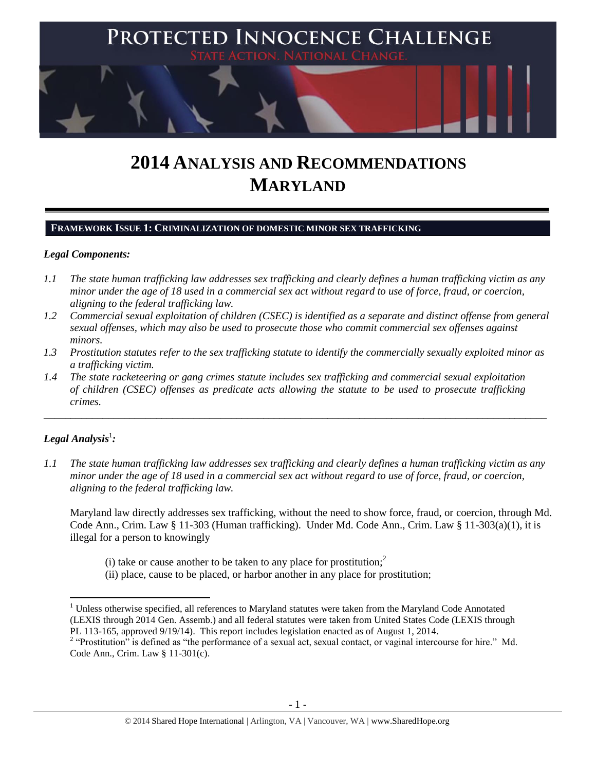# PROTECTED INNOCENCE CHALLENGE

STATE ACTION. NATIONAL CHANGE.

# 2014 ANALYSIS AND RECOMMENDATIONS MARYLAND

## FRAMEWORK ISSUE 1: CRIMINALIZATION OF DOMESTIC MINOR SEX TRAFFICKING

### *Legal Components:*

*1.1 The state human trafficking law addresses sex trafficking and clearly defines a human trafficking victim as any minor under the age of 18 used in a commercial sex act without regard to use of force, fraud, or coercion, aligning to the federal trafficking law.*

*1.2 Commercial sexual exploitation of children (CSEC) is identified as a separate and distinct offense from general sexual offenses, which may also be used to prosecute those who commit commercial sex offenses against minors.*

*1.3 Prostitution statutes refer to the sex trafficking statute to identify the commercially sexually exploited minor as a trafficking victim.*

*1.4 The state racketeering or gang crimes statute includes sex trafficking and commercial sexual exploitation of children (CSEC) offenses as predicate acts allowing the statute to be used to prosecute trafficking crimes.*

---

### *Legal Analysis*[1]*:*

*1.1 The state human trafficking law addresses sex trafficking and clearly defines a human trafficking victim as any minor under the age of 18 used in a commercial sex act without regard to use of force, fraud, or coercion, aligning to the federal trafficking law.*

Maryland law directly addresses sex trafficking, without the need to show force, fraud, or coercion, through Md. Code Ann., Crim. Law § 11-303 (Human trafficking). Under Md. Code Ann., Crim. Law § 11-303(a)(1), it is illegal for a person to knowingly

(i) take or cause another to be taken to any place for prostitution;[2]
(ii) place, cause to be placed, or harbor another in any place for prostitution;

---

[1] Unless otherwise specified, all references to Maryland statutes were taken from the Maryland Code Annotated (LEXIS through 2014 Gen. Assemb.) and all federal statutes were taken from United States Code (LEXIS through PL 113-165, approved 9/19/14). This report includes legislation enacted as of August 1, 2014.

[2] "Prostitution" is defined as "the performance of a sexual act, sexual contact, or vaginal intercourse for hire." Md. Code Ann., Crim. Law § 11-301(c).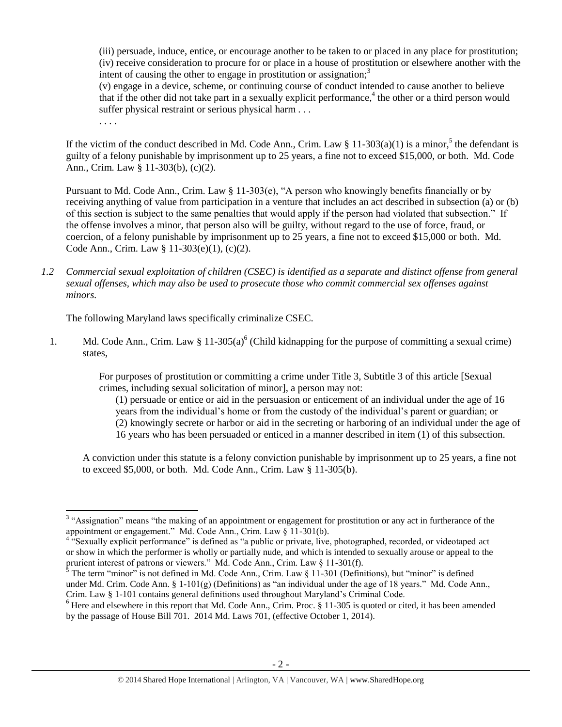(iii) persuade, induce, entice, or encourage another to be taken to or placed in any place for prostitution;
(iv) receive consideration to procure for or place in a house of prostitution or elsewhere another with the intent of causing the other to engage in prostitution or assignation;[3]
(v) engage in a device, scheme, or continuing course of conduct intended to cause another to believe that if the other did not take part in a sexually explicit performance,[4] the other or a third person would suffer physical restraint or serious physical harm . . .
. . . .

If the victim of the conduct described in Md. Code Ann., Crim. Law § 11-303(a)(1) is a minor,[5] the defendant is guilty of a felony punishable by imprisonment up to 25 years, a fine not to exceed $15,000, or both. Md. Code Ann., Crim. Law § 11-303(b), (c)(2).

Pursuant to Md. Code Ann., Crim. Law § 11-303(e), "A person who knowingly benefits financially or by receiving anything of value from participation in a venture that includes an act described in subsection (a) or (b) of this section is subject to the same penalties that would apply if the person had violated that subsection." If the offense involves a minor, that person also will be guilty, without regard to the use of force, fraud, or coercion, of a felony punishable by imprisonment up to 25 years, a fine not to exceed $15,000 or both. Md. Code Ann., Crim. Law § 11-303(e)(1), (c)(2).

*1.2 Commercial sexual exploitation of children (CSEC) is identified as a separate and distinct offense from general sexual offenses, which may also be used to prosecute those who commit commercial sex offenses against minors.*

The following Maryland laws specifically criminalize CSEC.

1. Md. Code Ann., Crim. Law § 11-305(a)[6] (Child kidnapping for the purpose of committing a sexual crime) states,

   For purposes of prostitution or committing a crime under Title 3, Subtitle 3 of this article [Sexual crimes, including sexual solicitation of minor], a person may not:
   (1) persuade or entice or aid in the persuasion or enticement of an individual under the age of 16 years from the individual's home or from the custody of the individual's parent or guardian; or
   (2) knowingly secrete or harbor or aid in the secreting or harboring of an individual under the age of 16 years who has been persuaded or enticed in a manner described in item (1) of this subsection.

   A conviction under this statute is a felony conviction punishable by imprisonment up to 25 years, a fine not to exceed $5,000, or both. Md. Code Ann., Crim. Law § 11-305(b).

---

[3] "Assignation" means "the making of an appointment or engagement for prostitution or any act in furtherance of the appointment or engagement." Md. Code Ann., Crim. Law § 11-301(b).

[4] "Sexually explicit performance" is defined as "a public or private, live, photographed, recorded, or videotaped act or show in which the performer is wholly or partially nude, and which is intended to sexually arouse or appeal to the prurient interest of patrons or viewers." Md. Code Ann., Crim. Law § 11-301(f).

[5] The term "minor" is not defined in Md. Code Ann., Crim. Law § 11-301 (Definitions), but "minor" is defined under Md. Crim. Code Ann. § 1-101(g) (Definitions) as "an individual under the age of 18 years." Md. Code Ann., Crim. Law § 1-101 contains general definitions used throughout Maryland's Criminal Code.

[6] Here and elsewhere in this report that Md. Code Ann., Crim. Proc. § 11-305 is quoted or cited, it has been amended by the passage of House Bill 701. 2014 Md. Laws 701, (effective October 1, 2014).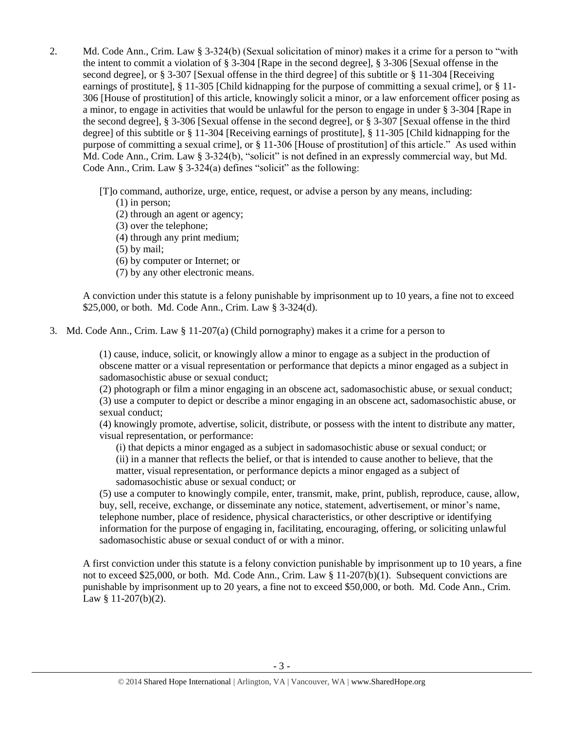2. Md. Code Ann., Crim. Law § 3-324(b) (Sexual solicitation of minor) makes it a crime for a person to "with the intent to commit a violation of § 3-304 [Rape in the second degree], § 3-306 [Sexual offense in the second degree], or § 3-307 [Sexual offense in the third degree] of this subtitle or § 11-304 [Receiving earnings of prostitute], § 11-305 [Child kidnapping for the purpose of committing a sexual crime], or § 11-306 [House of prostitution] of this article, knowingly solicit a minor, or a law enforcement officer posing as a minor, to engage in activities that would be unlawful for the person to engage in under § 3-304 [Rape in the second degree], § 3-306 [Sexual offense in the second degree], or § 3-307 [Sexual offense in the third degree] of this subtitle or § 11-304 [Receiving earnings of prostitute], § 11-305 [Child kidnapping for the purpose of committing a sexual crime], or § 11-306 [House of prostitution] of this article." As used within Md. Code Ann., Crim. Law § 3-324(b), "solicit" is not defined in an expressly commercial way, but Md. Code Ann., Crim. Law § 3-324(a) defines "solicit" as the following:

   [T]o command, authorize, urge, entice, request, or advise a person by any means, including:
   (1) in person;
   (2) through an agent or agency;
   (3) over the telephone;
   (4) through any print medium;
   (5) by mail;
   (6) by computer or Internet; or
   (7) by any other electronic means.

   A conviction under this statute is a felony punishable by imprisonment up to 10 years, a fine not to exceed $25,000, or both. Md. Code Ann., Crim. Law § 3-324(d).

3. Md. Code Ann., Crim. Law § 11-207(a) (Child pornography) makes it a crime for a person to

   (1) cause, induce, solicit, or knowingly allow a minor to engage as a subject in the production of obscene matter or a visual representation or performance that depicts a minor engaged as a subject in sadomasochistic abuse or sexual conduct;
   (2) photograph or film a minor engaging in an obscene act, sadomasochistic abuse, or sexual conduct;
   (3) use a computer to depict or describe a minor engaging in an obscene act, sadomasochistic abuse, or sexual conduct;
   (4) knowingly promote, advertise, solicit, distribute, or possess with the intent to distribute any matter, visual representation, or performance:
   (i) that depicts a minor engaged as a subject in sadomasochistic abuse or sexual conduct; or
   (ii) in a manner that reflects the belief, or that is intended to cause another to believe, that the matter, visual representation, or performance depicts a minor engaged as a subject of sadomasochistic abuse or sexual conduct; or
   (5) use a computer to knowingly compile, enter, transmit, make, print, publish, reproduce, cause, allow, buy, sell, receive, exchange, or disseminate any notice, statement, advertisement, or minor's name, telephone number, place of residence, physical characteristics, or other descriptive or identifying information for the purpose of engaging in, facilitating, encouraging, offering, or soliciting unlawful sadomasochistic abuse or sexual conduct of or with a minor.

   A first conviction under this statute is a felony conviction punishable by imprisonment up to 10 years, a fine not to exceed $25,000, or both. Md. Code Ann., Crim. Law § 11-207(b)(1). Subsequent convictions are punishable by imprisonment up to 20 years, a fine not to exceed $50,000, or both. Md. Code Ann., Crim. Law § 11-207(b)(2).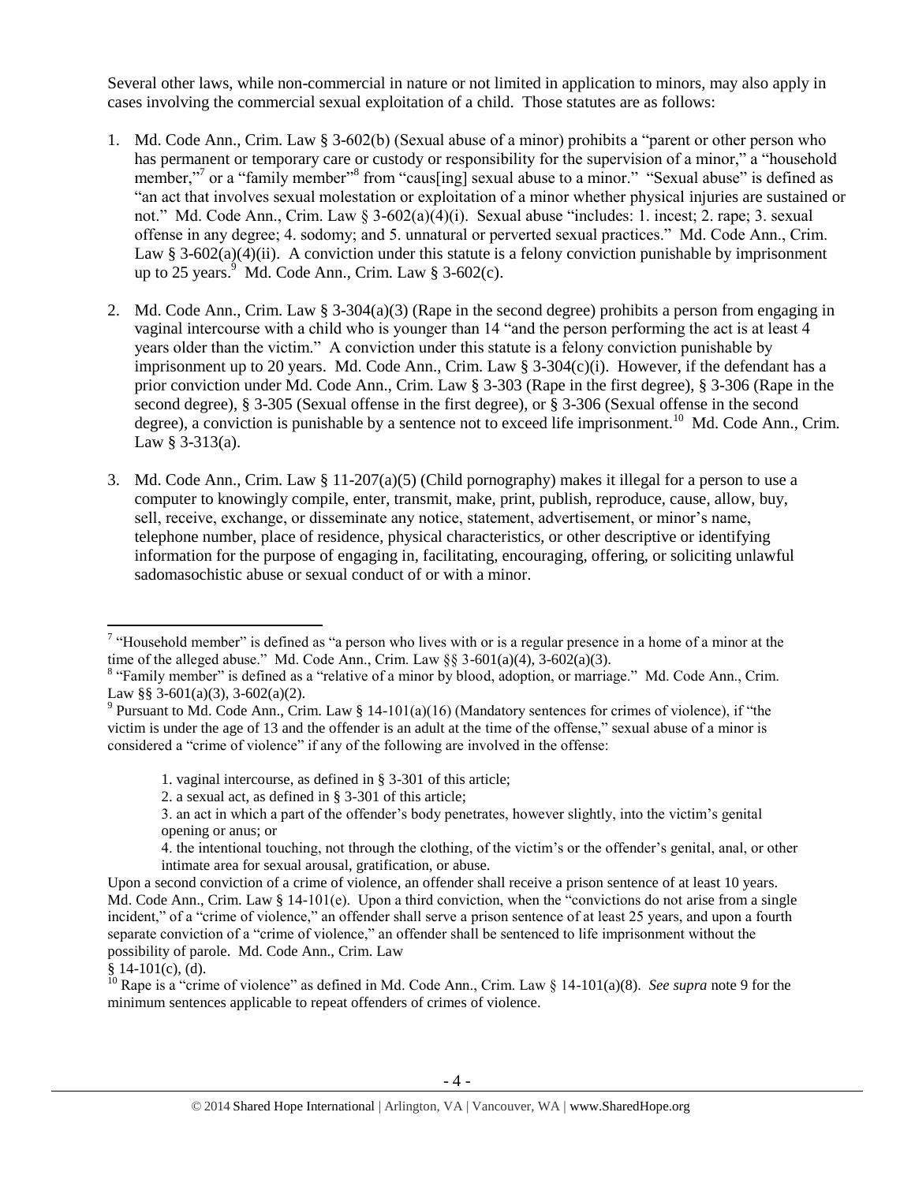Several other laws, while non-commercial in nature or not limited in application to minors, may also apply in cases involving the commercial sexual exploitation of a child. Those statutes are as follows:

1. Md. Code Ann., Crim. Law § 3-602(b) (Sexual abuse of a minor) prohibits a "parent or other person who has permanent or temporary care or custody or responsibility for the supervision of a minor," a "household member,"[7] or a "family member"[8] from "caus[ing] sexual abuse to a minor." "Sexual abuse" is defined as "an act that involves sexual molestation or exploitation of a minor whether physical injuries are sustained or not." Md. Code Ann., Crim. Law § 3-602(a)(4)(i). Sexual abuse "includes: 1. incest; 2. rape; 3. sexual offense in any degree; 4. sodomy; and 5. unnatural or perverted sexual practices." Md. Code Ann., Crim. Law § 3-602(a)(4)(ii). A conviction under this statute is a felony conviction punishable by imprisonment up to 25 years.[9] Md. Code Ann., Crim. Law § 3-602(c).

2. Md. Code Ann., Crim. Law § 3-304(a)(3) (Rape in the second degree) prohibits a person from engaging in vaginal intercourse with a child who is younger than 14 "and the person performing the act is at least 4 years older than the victim." A conviction under this statute is a felony conviction punishable by imprisonment up to 20 years. Md. Code Ann., Crim. Law § 3-304(c)(i). However, if the defendant has a prior conviction under Md. Code Ann., Crim. Law § 3-303 (Rape in the first degree), § 3-306 (Rape in the second degree), § 3-305 (Sexual offense in the first degree), or § 3-306 (Sexual offense in the second degree), a conviction is punishable by a sentence not to exceed life imprisonment.[10] Md. Code Ann., Crim. Law § 3-313(a).

3. Md. Code Ann., Crim. Law § 11-207(a)(5) (Child pornography) makes it illegal for a person to use a computer to knowingly compile, enter, transmit, make, print, publish, reproduce, cause, allow, buy, sell, receive, exchange, or disseminate any notice, statement, advertisement, or minor's name, telephone number, place of residence, physical characteristics, or other descriptive or identifying information for the purpose of engaging in, facilitating, encouraging, offering, or soliciting unlawful sadomasochistic abuse or sexual conduct of or with a minor.

---

[7] "Household member" is defined as "a person who lives with or is a regular presence in a home of a minor at the time of the alleged abuse." Md. Code Ann., Crim. Law §§ 3-601(a)(4), 3-602(a)(3).

[8] "Family member" is defined as a "relative of a minor by blood, adoption, or marriage." Md. Code Ann., Crim. Law §§ 3-601(a)(3), 3-602(a)(2).

[9] Pursuant to Md. Code Ann., Crim. Law § 14-101(a)(16) (Mandatory sentences for crimes of violence), if "the victim is under the age of 13 and the offender is an adult at the time of the offense," sexual abuse of a minor is considered a "crime of violence" if any of the following are involved in the offense:

> 1. vaginal intercourse, as defined in § 3-301 of this article;
> 2. a sexual act, as defined in § 3-301 of this article;
> 3. an act in which a part of the offender's body penetrates, however slightly, into the victim's genital opening or anus; or
> 4. the intentional touching, not through the clothing, of the victim's or the offender's genital, anal, or other intimate area for sexual arousal, gratification, or abuse.

Upon a second conviction of a crime of violence, an offender shall receive a prison sentence of at least 10 years. Md. Code Ann., Crim. Law § 14-101(e). Upon a third conviction, when the "convictions do not arise from a single incident," of a "crime of violence," an offender shall serve a prison sentence of at least 25 years, and upon a fourth separate conviction of a "crime of violence," an offender shall be sentenced to life imprisonment without the possibility of parole. Md. Code Ann., Crim. Law § 14-101(c), (d).

[10] Rape is a "crime of violence" as defined in Md. Code Ann., Crim. Law § 14-101(a)(8). *See supra* note 9 for the minimum sentences applicable to repeat offenders of crimes of violence.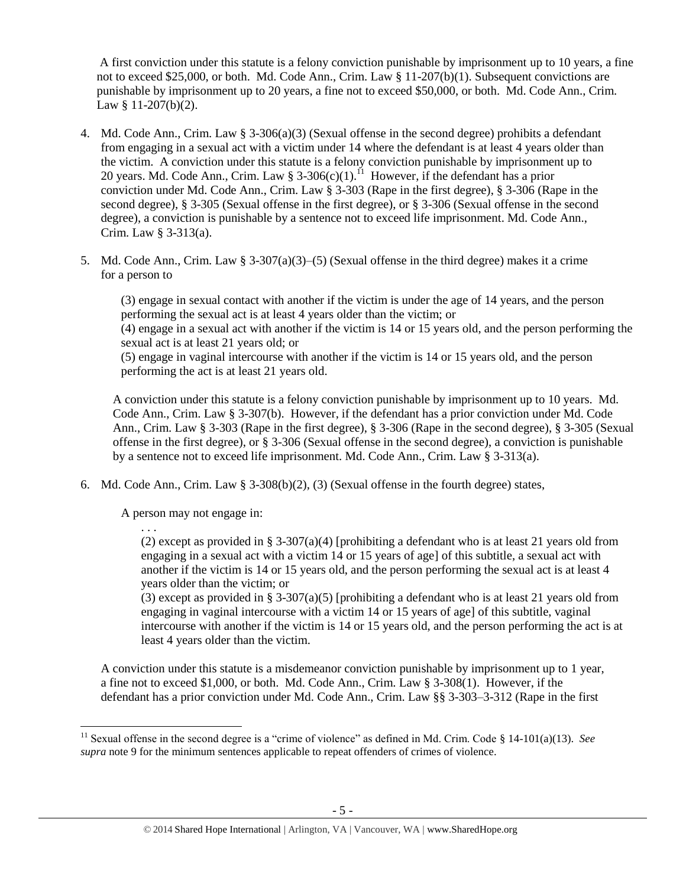A first conviction under this statute is a felony conviction punishable by imprisonment up to 10 years, a fine not to exceed $25,000, or both. Md. Code Ann., Crim. Law § 11-207(b)(1). Subsequent convictions are punishable by imprisonment up to 20 years, a fine not to exceed $50,000, or both. Md. Code Ann., Crim. Law § 11-207(b)(2).

4. Md. Code Ann., Crim. Law § 3-306(a)(3) (Sexual offense in the second degree) prohibits a defendant from engaging in a sexual act with a victim under 14 where the defendant is at least 4 years older than the victim. A conviction under this statute is a felony conviction punishable by imprisonment up to 20 years. Md. Code Ann., Crim. Law § 3-306(c)(1).[11] However, if the defendant has a prior conviction under Md. Code Ann., Crim. Law § 3-303 (Rape in the first degree), § 3-306 (Rape in the second degree), § 3-305 (Sexual offense in the first degree), or § 3-306 (Sexual offense in the second degree), a conviction is punishable by a sentence not to exceed life imprisonment. Md. Code Ann., Crim. Law § 3-313(a).

5. Md. Code Ann., Crim. Law § 3-307(a)(3)–(5) (Sexual offense in the third degree) makes it a crime for a person to

   (3) engage in sexual contact with another if the victim is under the age of 14 years, and the person performing the sexual act is at least 4 years older than the victim; or
   (4) engage in a sexual act with another if the victim is 14 or 15 years old, and the person performing the sexual act is at least 21 years old; or
   (5) engage in vaginal intercourse with another if the victim is 14 or 15 years old, and the person performing the act is at least 21 years old.

   A conviction under this statute is a felony conviction punishable by imprisonment up to 10 years. Md. Code Ann., Crim. Law § 3-307(b). However, if the defendant has a prior conviction under Md. Code Ann., Crim. Law § 3-303 (Rape in the first degree), § 3-306 (Rape in the second degree), § 3-305 (Sexual offense in the first degree), or § 3-306 (Sexual offense in the second degree), a conviction is punishable by a sentence not to exceed life imprisonment. Md. Code Ann., Crim. Law § 3-313(a).

6. Md. Code Ann., Crim. Law § 3-308(b)(2), (3) (Sexual offense in the fourth degree) states,

   A person may not engage in:

   . . .
   (2) except as provided in § 3-307(a)(4) [prohibiting a defendant who is at least 21 years old from engaging in a sexual act with a victim 14 or 15 years of age] of this subtitle, a sexual act with another if the victim is 14 or 15 years old, and the person performing the sexual act is at least 4 years older than the victim; or
   (3) except as provided in § 3-307(a)(5) [prohibiting a defendant who is at least 21 years old from engaging in vaginal intercourse with a victim 14 or 15 years of age] of this subtitle, vaginal intercourse with another if the victim is 14 or 15 years old, and the person performing the act is at least 4 years older than the victim.

   A conviction under this statute is a misdemeanor conviction punishable by imprisonment up to 1 year, a fine not to exceed $1,000, or both. Md. Code Ann., Crim. Law § 3-308(1). However, if the defendant has a prior conviction under Md. Code Ann., Crim. Law §§ 3-303–3-312 (Rape in the first

---

[11] Sexual offense in the second degree is a "crime of violence" as defined in Md. Crim. Code § 14-101(a)(13). *See supra* note 9 for the minimum sentences applicable to repeat offenders of crimes of violence.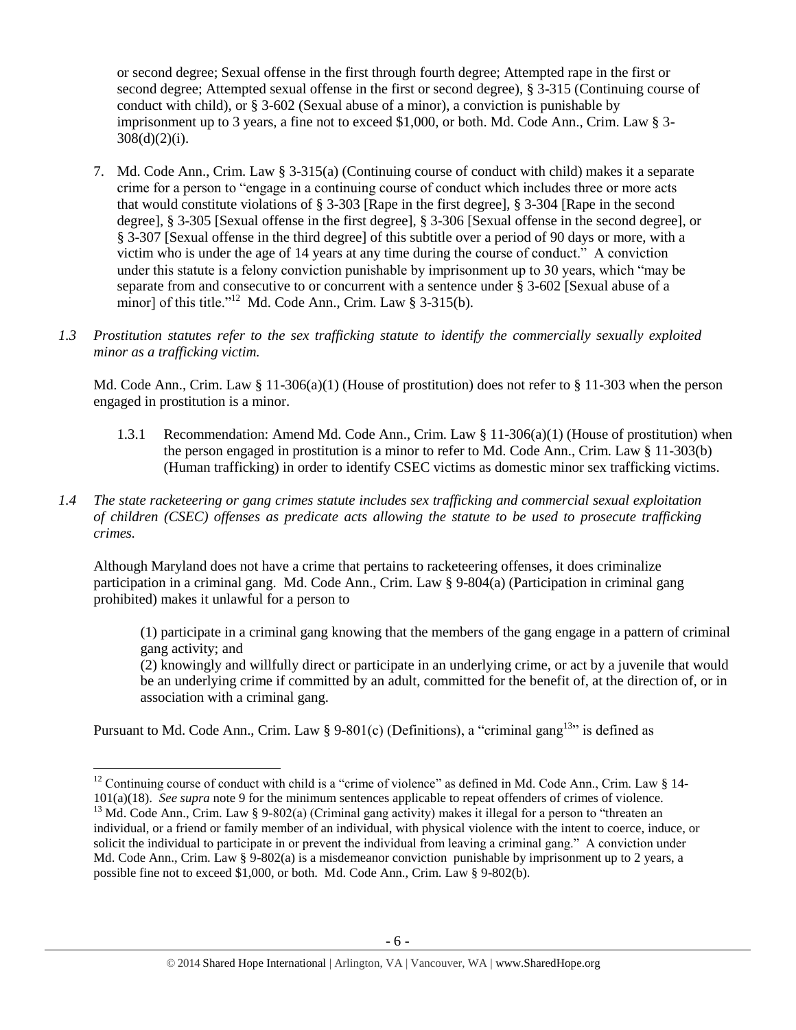or second degree; Sexual offense in the first through fourth degree; Attempted rape in the first or second degree; Attempted sexual offense in the first or second degree), § 3-315 (Continuing course of conduct with child), or § 3-602 (Sexual abuse of a minor), a conviction is punishable by imprisonment up to 3 years, a fine not to exceed $1,000, or both. Md. Code Ann., Crim. Law § 3-308(d)(2)(i).

7. Md. Code Ann., Crim. Law § 3-315(a) (Continuing course of conduct with child) makes it a separate crime for a person to "engage in a continuing course of conduct which includes three or more acts that would constitute violations of § 3-303 [Rape in the first degree], § 3-304 [Rape in the second degree], § 3-305 [Sexual offense in the first degree], § 3-306 [Sexual offense in the second degree], or § 3-307 [Sexual offense in the third degree] of this subtitle over a period of 90 days or more, with a victim who is under the age of 14 years at any time during the course of conduct." A conviction under this statute is a felony conviction punishable by imprisonment up to 30 years, which "may be separate from and consecutive to or concurrent with a sentence under § 3-602 [Sexual abuse of a minor] of this title."[12] Md. Code Ann., Crim. Law § 3-315(b).

*1.3 Prostitution statutes refer to the sex trafficking statute to identify the commercially sexually exploited minor as a trafficking victim.*

Md. Code Ann., Crim. Law § 11-306(a)(1) (House of prostitution) does not refer to § 11-303 when the person engaged in prostitution is a minor.

1.3.1 Recommendation: Amend Md. Code Ann., Crim. Law § 11-306(a)(1) (House of prostitution) when the person engaged in prostitution is a minor to refer to Md. Code Ann., Crim. Law § 11-303(b) (Human trafficking) in order to identify CSEC victims as domestic minor sex trafficking victims.

*1.4 The state racketeering or gang crimes statute includes sex trafficking and commercial sexual exploitation of children (CSEC) offenses as predicate acts allowing the statute to be used to prosecute trafficking crimes.*

Although Maryland does not have a crime that pertains to racketeering offenses, it does criminalize participation in a criminal gang. Md. Code Ann., Crim. Law § 9-804(a) (Participation in criminal gang prohibited) makes it unlawful for a person to

> (1) participate in a criminal gang knowing that the members of the gang engage in a pattern of criminal gang activity; and
>
> (2) knowingly and willfully direct or participate in an underlying crime, or act by a juvenile that would be an underlying crime if committed by an adult, committed for the benefit of, at the direction of, or in association with a criminal gang.

Pursuant to Md. Code Ann., Crim. Law § 9-801(c) (Definitions), a "criminal gang[13]" is defined as

---

[12] Continuing course of conduct with child is a "crime of violence" as defined in Md. Code Ann., Crim. Law § 14-101(a)(18). *See supra* note 9 for the minimum sentences applicable to repeat offenders of crimes of violence.

[13] Md. Code Ann., Crim. Law § 9-802(a) (Criminal gang activity) makes it illegal for a person to "threaten an individual, or a friend or family member of an individual, with physical violence with the intent to coerce, induce, or solicit the individual to participate in or prevent the individual from leaving a criminal gang." A conviction under Md. Code Ann., Crim. Law § 9-802(a) is a misdemeanor conviction punishable by imprisonment up to 2 years, a possible fine not to exceed $1,000, or both. Md. Code Ann., Crim. Law § 9-802(b).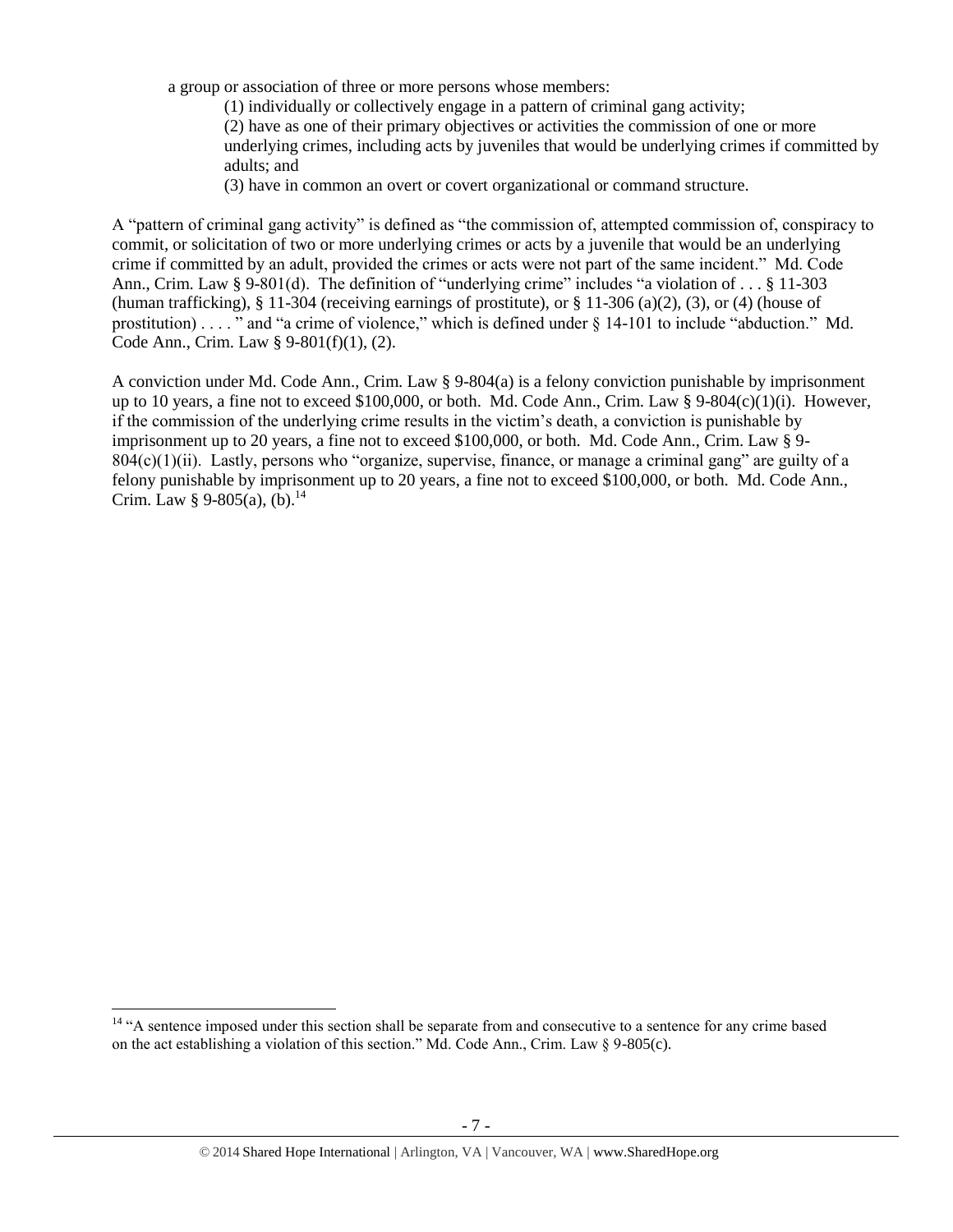a group or association of three or more persons whose members:

(1) individually or collectively engage in a pattern of criminal gang activity;
(2) have as one of their primary objectives or activities the commission of one or more underlying crimes, including acts by juveniles that would be underlying crimes if committed by adults; and
(3) have in common an overt or covert organizational or command structure.

A "pattern of criminal gang activity" is defined as "the commission of, attempted commission of, conspiracy to commit, or solicitation of two or more underlying crimes or acts by a juvenile that would be an underlying crime if committed by an adult, provided the crimes or acts were not part of the same incident." Md. Code Ann., Crim. Law § 9-801(d). The definition of "underlying crime" includes "a violation of . . . § 11-303 (human trafficking), § 11-304 (receiving earnings of prostitute), or § 11-306 (a)(2), (3), or (4) (house of prostitution) . . . . " and "a crime of violence," which is defined under § 14-101 to include "abduction." Md. Code Ann., Crim. Law § 9-801(f)(1), (2).

A conviction under Md. Code Ann., Crim. Law § 9-804(a) is a felony conviction punishable by imprisonment up to 10 years, a fine not to exceed $100,000, or both. Md. Code Ann., Crim. Law § 9-804(c)(1)(i). However, if the commission of the underlying crime results in the victim's death, a conviction is punishable by imprisonment up to 20 years, a fine not to exceed $100,000, or both. Md. Code Ann., Crim. Law § 9-804(c)(1)(ii). Lastly, persons who "organize, supervise, finance, or manage a criminal gang" are guilty of a felony punishable by imprisonment up to 20 years, a fine not to exceed $100,000, or both. Md. Code Ann., Crim. Law § 9-805(a), (b).[14]

---

[14] "A sentence imposed under this section shall be separate from and consecutive to a sentence for any crime based on the act establishing a violation of this section." Md. Code Ann., Crim. Law § 9-805(c).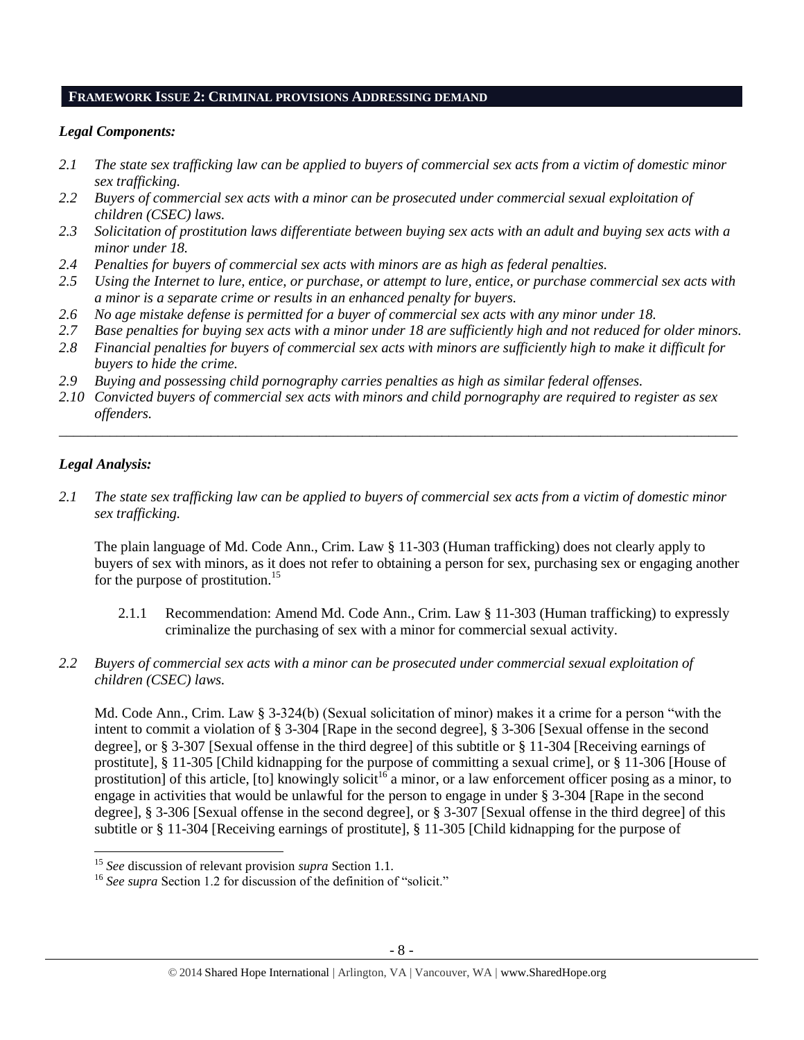## FRAMEWORK ISSUE 2: CRIMINAL PROVISIONS ADDRESSING DEMAND

### *Legal Components:*

*2.1 The state sex trafficking law can be applied to buyers of commercial sex acts from a victim of domestic minor sex trafficking.*

*2.2 Buyers of commercial sex acts with a minor can be prosecuted under commercial sexual exploitation of children (CSEC) laws.*

*2.3 Solicitation of prostitution laws differentiate between buying sex acts with an adult and buying sex acts with a minor under 18.*

*2.4 Penalties for buyers of commercial sex acts with minors are as high as federal penalties.*

*2.5 Using the Internet to lure, entice, or purchase, or attempt to lure, entice, or purchase commercial sex acts with a minor is a separate crime or results in an enhanced penalty for buyers.*

*2.6 No age mistake defense is permitted for a buyer of commercial sex acts with any minor under 18.*

*2.7 Base penalties for buying sex acts with a minor under 18 are sufficiently high and not reduced for older minors.*

*2.8 Financial penalties for buyers of commercial sex acts with minors are sufficiently high to make it difficult for buyers to hide the crime.*

*2.9 Buying and possessing child pornography carries penalties as high as similar federal offenses.*

*2.10 Convicted buyers of commercial sex acts with minors and child pornography are required to register as sex offenders.*

---

### *Legal Analysis:*

*2.1 The state sex trafficking law can be applied to buyers of commercial sex acts from a victim of domestic minor sex trafficking.*

The plain language of Md. Code Ann., Crim. Law § 11-303 (Human trafficking) does not clearly apply to buyers of sex with minors, as it does not refer to obtaining a person for sex, purchasing sex or engaging another for the purpose of prostitution.[15]

2.1.1 Recommendation: Amend Md. Code Ann., Crim. Law § 11-303 (Human trafficking) to expressly criminalize the purchasing of sex with a minor for commercial sexual activity.

*2.2 Buyers of commercial sex acts with a minor can be prosecuted under commercial sexual exploitation of children (CSEC) laws.*

Md. Code Ann., Crim. Law § 3-324(b) (Sexual solicitation of minor) makes it a crime for a person "with the intent to commit a violation of § 3-304 [Rape in the second degree], § 3-306 [Sexual offense in the second degree], or § 3-307 [Sexual offense in the third degree] of this subtitle or § 11-304 [Receiving earnings of prostitute], § 11-305 [Child kidnapping for the purpose of committing a sexual crime], or § 11-306 [House of prostitution] of this article, [to] knowingly solicit[16] a minor, or a law enforcement officer posing as a minor, to engage in activities that would be unlawful for the person to engage in under § 3-304 [Rape in the second degree], § 3-306 [Sexual offense in the second degree], or § 3-307 [Sexual offense in the third degree] of this subtitle or § 11-304 [Receiving earnings of prostitute], § 11-305 [Child kidnapping for the purpose of

---

[15] *See* discussion of relevant provision *supra* Section 1.1.

[16] *See supra* Section 1.2 for discussion of the definition of "solicit."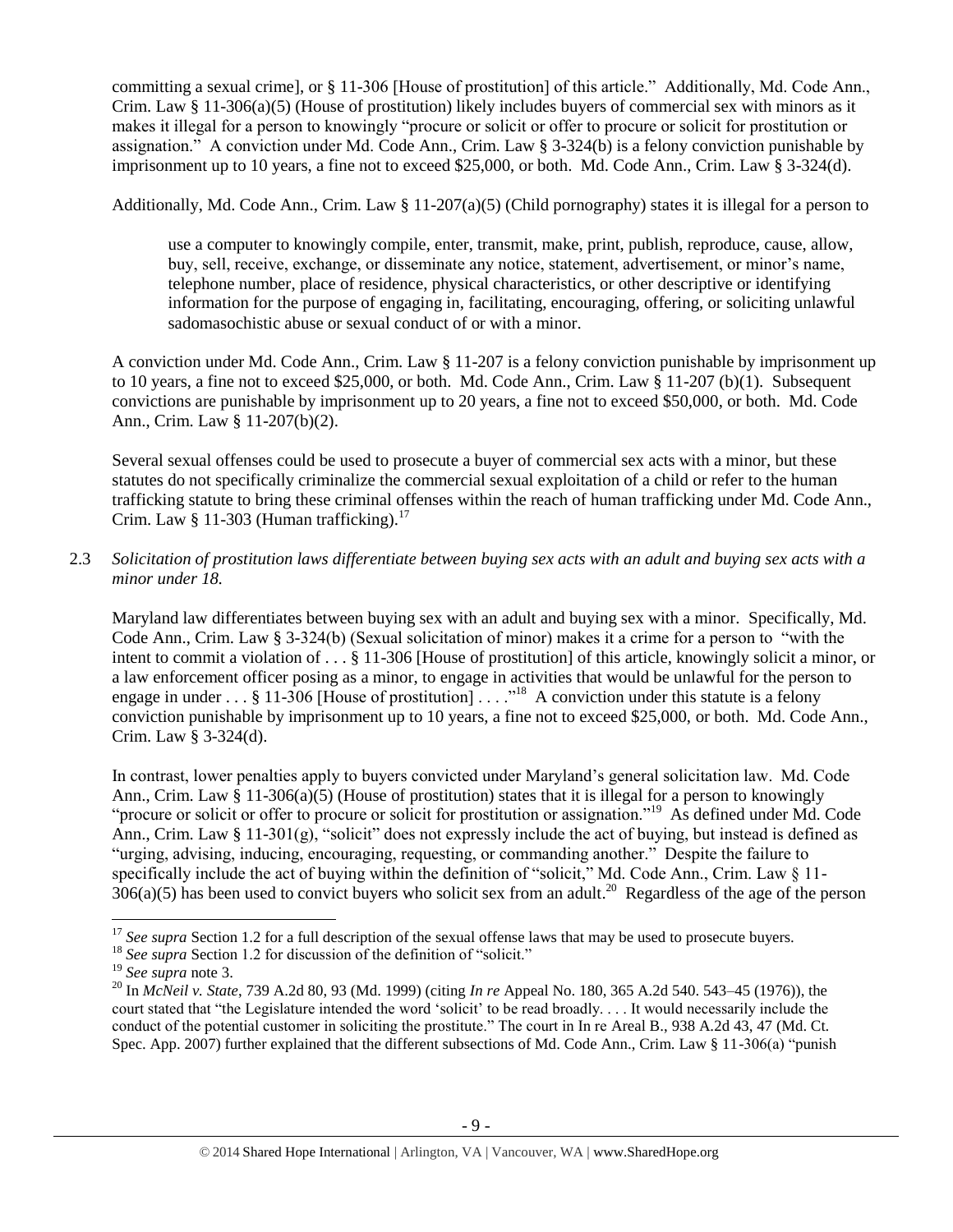committing a sexual crime], or § 11-306 [House of prostitution] of this article." Additionally, Md. Code Ann., Crim. Law § 11-306(a)(5) (House of prostitution) likely includes buyers of commercial sex with minors as it makes it illegal for a person to knowingly "procure or solicit or offer to procure or solicit for prostitution or assignation." A conviction under Md. Code Ann., Crim. Law § 3-324(b) is a felony conviction punishable by imprisonment up to 10 years, a fine not to exceed $25,000, or both. Md. Code Ann., Crim. Law § 3-324(d).

Additionally, Md. Code Ann., Crim. Law § 11-207(a)(5) (Child pornography) states it is illegal for a person to

> use a computer to knowingly compile, enter, transmit, make, print, publish, reproduce, cause, allow, buy, sell, receive, exchange, or disseminate any notice, statement, advertisement, or minor's name, telephone number, place of residence, physical characteristics, or other descriptive or identifying information for the purpose of engaging in, facilitating, encouraging, offering, or soliciting unlawful sadomasochistic abuse or sexual conduct of or with a minor.

A conviction under Md. Code Ann., Crim. Law § 11-207 is a felony conviction punishable by imprisonment up to 10 years, a fine not to exceed $25,000, or both. Md. Code Ann., Crim. Law § 11-207 (b)(1). Subsequent convictions are punishable by imprisonment up to 20 years, a fine not to exceed $50,000, or both. Md. Code Ann., Crim. Law § 11-207(b)(2).

Several sexual offenses could be used to prosecute a buyer of commercial sex acts with a minor, but these statutes do not specifically criminalize the commercial sexual exploitation of a child or refer to the human trafficking statute to bring these criminal offenses within the reach of human trafficking under Md. Code Ann., Crim. Law § 11-303 (Human trafficking).[17]

2.3 *Solicitation of prostitution laws differentiate between buying sex acts with an adult and buying sex acts with a minor under 18.*

Maryland law differentiates between buying sex with an adult and buying sex with a minor. Specifically, Md. Code Ann., Crim. Law § 3-324(b) (Sexual solicitation of minor) makes it a crime for a person to "with the intent to commit a violation of . . . § 11-306 [House of prostitution] of this article, knowingly solicit a minor, or a law enforcement officer posing as a minor, to engage in activities that would be unlawful for the person to engage in under . . . § 11-306 [House of prostitution] . . . ."[18] A conviction under this statute is a felony conviction punishable by imprisonment up to 10 years, a fine not to exceed $25,000, or both. Md. Code Ann., Crim. Law § 3-324(d).

In contrast, lower penalties apply to buyers convicted under Maryland's general solicitation law. Md. Code Ann., Crim. Law § 11-306(a)(5) (House of prostitution) states that it is illegal for a person to knowingly "procure or solicit or offer to procure or solicit for prostitution or assignation."[19] As defined under Md. Code Ann., Crim. Law § 11-301(g), "solicit" does not expressly include the act of buying, but instead is defined as "urging, advising, inducing, encouraging, requesting, or commanding another." Despite the failure to specifically include the act of buying within the definition of "solicit," Md. Code Ann., Crim. Law § 11-306(a)(5) has been used to convict buyers who solicit sex from an adult.[20] Regardless of the age of the person

---

[17] *See supra* Section 1.2 for a full description of the sexual offense laws that may be used to prosecute buyers.

[18] *See supra* Section 1.2 for discussion of the definition of "solicit."

[19] *See supra* note 3.

[20] In *McNeil v. State*, 739 A.2d 80, 93 (Md. 1999) (citing *In re* Appeal No. 180, 365 A.2d 540. 543–45 (1976)), the court stated that "the Legislature intended the word 'solicit' to be read broadly. . . . It would necessarily include the conduct of the potential customer in soliciting the prostitute." The court in In re Areal B., 938 A.2d 43, 47 (Md. Ct. Spec. App. 2007) further explained that the different subsections of Md. Code Ann., Crim. Law § 11-306(a) "punish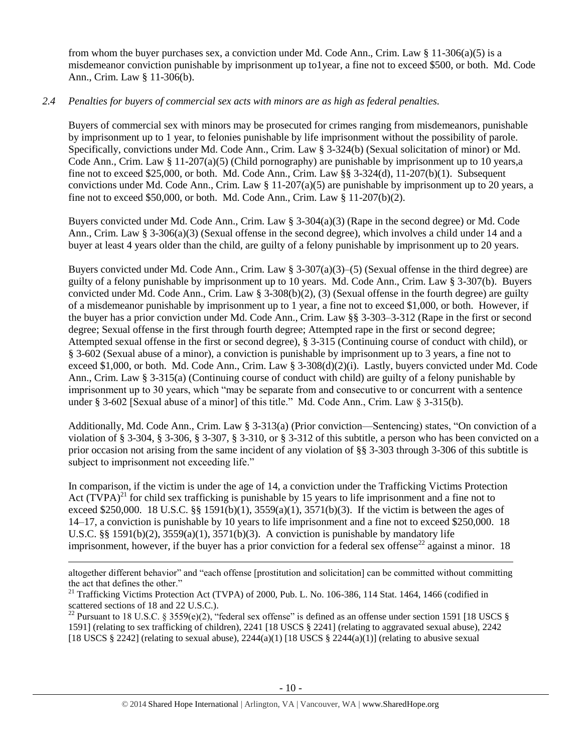from whom the buyer purchases sex, a conviction under Md. Code Ann., Crim. Law § 11-306(a)(5) is a misdemeanor conviction punishable by imprisonment up to1year, a fine not to exceed $500, or both. Md. Code Ann., Crim. Law § 11-306(b).

*2.4 Penalties for buyers of commercial sex acts with minors are as high as federal penalties.*

Buyers of commercial sex with minors may be prosecuted for crimes ranging from misdemeanors, punishable by imprisonment up to 1 year, to felonies punishable by life imprisonment without the possibility of parole. Specifically, convictions under Md. Code Ann., Crim. Law § 3-324(b) (Sexual solicitation of minor) or Md. Code Ann., Crim. Law § 11-207(a)(5) (Child pornography) are punishable by imprisonment up to 10 years,a fine not to exceed $25,000, or both. Md. Code Ann., Crim. Law §§ 3-324(d), 11-207(b)(1). Subsequent convictions under Md. Code Ann., Crim. Law § 11-207(a)(5) are punishable by imprisonment up to 20 years, a fine not to exceed $50,000, or both. Md. Code Ann., Crim. Law § 11-207(b)(2).

Buyers convicted under Md. Code Ann., Crim. Law § 3-304(a)(3) (Rape in the second degree) or Md. Code Ann., Crim. Law § 3-306(a)(3) (Sexual offense in the second degree), which involves a child under 14 and a buyer at least 4 years older than the child, are guilty of a felony punishable by imprisonment up to 20 years.

Buyers convicted under Md. Code Ann., Crim. Law § 3-307(a)(3)–(5) (Sexual offense in the third degree) are guilty of a felony punishable by imprisonment up to 10 years. Md. Code Ann., Crim. Law § 3-307(b). Buyers convicted under Md. Code Ann., Crim. Law § 3-308(b)(2), (3) (Sexual offense in the fourth degree) are guilty of a misdemeanor punishable by imprisonment up to 1 year, a fine not to exceed $1,000, or both. However, if the buyer has a prior conviction under Md. Code Ann., Crim. Law §§ 3-303–3-312 (Rape in the first or second degree; Sexual offense in the first through fourth degree; Attempted rape in the first or second degree; Attempted sexual offense in the first or second degree), § 3-315 (Continuing course of conduct with child), or § 3-602 (Sexual abuse of a minor), a conviction is punishable by imprisonment up to 3 years, a fine not to exceed $1,000, or both. Md. Code Ann., Crim. Law § 3-308(d)(2)(i). Lastly, buyers convicted under Md. Code Ann., Crim. Law § 3-315(a) (Continuing course of conduct with child) are guilty of a felony punishable by imprisonment up to 30 years, which "may be separate from and consecutive to or concurrent with a sentence under § 3-602 [Sexual abuse of a minor] of this title." Md. Code Ann., Crim. Law § 3-315(b).

Additionally, Md. Code Ann., Crim. Law § 3-313(a) (Prior conviction—Sentencing) states, "On conviction of a violation of § 3-304, § 3-306, § 3-307, § 3-310, or § 3-312 of this subtitle, a person who has been convicted on a prior occasion not arising from the same incident of any violation of §§ 3-303 through 3-306 of this subtitle is subject to imprisonment not exceeding life."

In comparison, if the victim is under the age of 14, a conviction under the Trafficking Victims Protection Act (TVPA)[21] for child sex trafficking is punishable by 15 years to life imprisonment and a fine not to exceed $250,000. 18 U.S.C. §§ 1591(b)(1), 3559(a)(1), 3571(b)(3). If the victim is between the ages of 14–17, a conviction is punishable by 10 years to life imprisonment and a fine not to exceed $250,000. 18 U.S.C. §§ 1591(b)(2), 3559(a)(1), 3571(b)(3). A conviction is punishable by mandatory life imprisonment, however, if the buyer has a prior conviction for a federal sex offense[22] against a minor. 18

altogether different behavior" and "each offense [prostitution and solicitation] can be committed without committing the act that defines the other."

[21] Trafficking Victims Protection Act (TVPA) of 2000, Pub. L. No. 106-386, 114 Stat. 1464, 1466 (codified in scattered sections of 18 and 22 U.S.C.).

[22] Pursuant to 18 U.S.C. § 3559(e)(2), "federal sex offense" is defined as an offense under section 1591 [18 USCS § 1591] (relating to sex trafficking of children), 2241 [18 USCS § 2241] (relating to aggravated sexual abuse), 2242 [18 USCS § 2242] (relating to sexual abuse), 2244(a)(1) [18 USCS § 2244(a)(1)] (relating to abusive sexual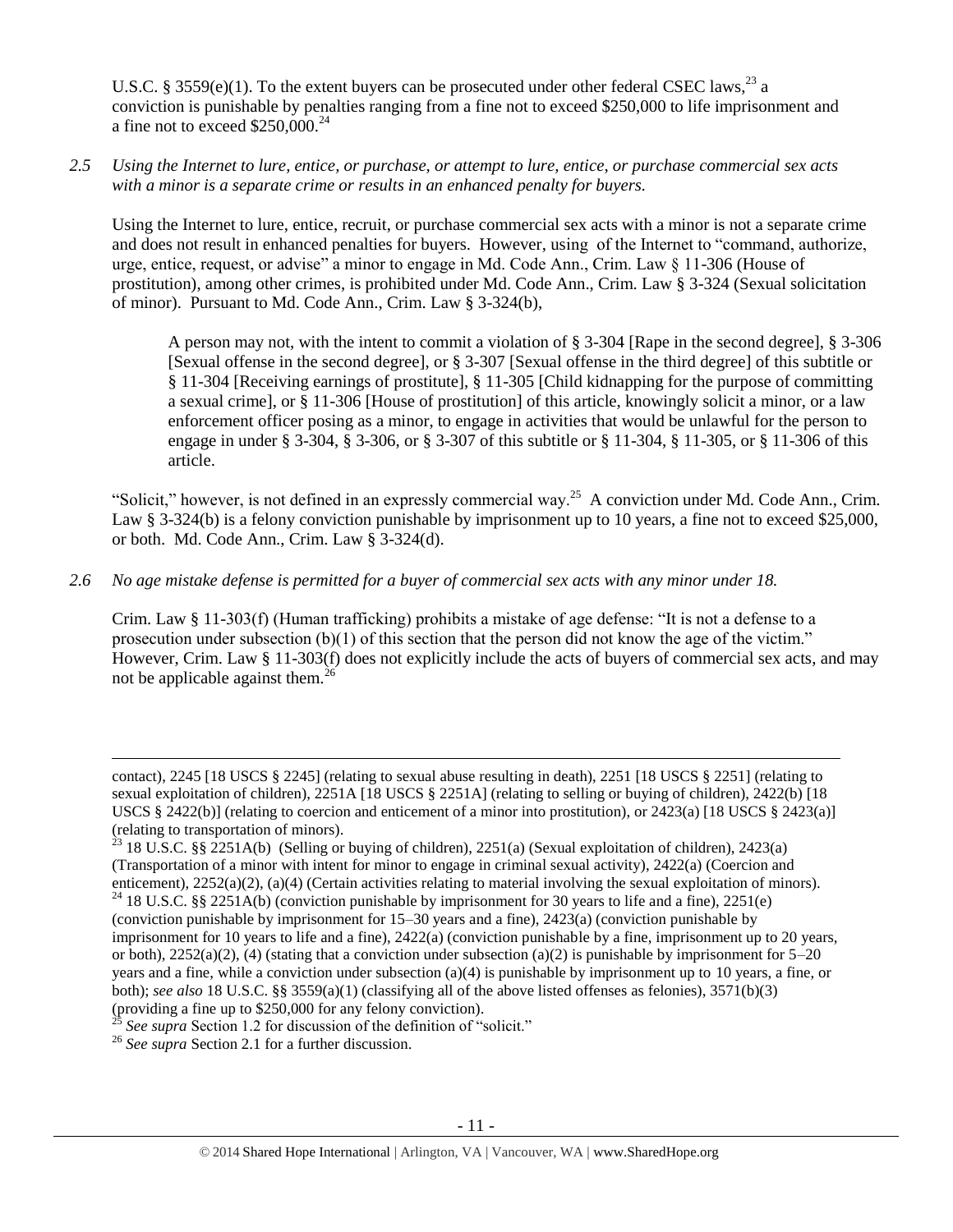U.S.C. § 3559(e)(1). To the extent buyers can be prosecuted under other federal CSEC laws,[23] a conviction is punishable by penalties ranging from a fine not to exceed $250,000 to life imprisonment and a fine not to exceed $250,000.[24]

*2.5 Using the Internet to lure, entice, or purchase, or attempt to lure, entice, or purchase commercial sex acts with a minor is a separate crime or results in an enhanced penalty for buyers.*

Using the Internet to lure, entice, recruit, or purchase commercial sex acts with a minor is not a separate crime and does not result in enhanced penalties for buyers. However, using of the Internet to "command, authorize, urge, entice, request, or advise" a minor to engage in Md. Code Ann., Crim. Law § 11-306 (House of prostitution), among other crimes, is prohibited under Md. Code Ann., Crim. Law § 3-324 (Sexual solicitation of minor). Pursuant to Md. Code Ann., Crim. Law § 3-324(b),

> A person may not, with the intent to commit a violation of § 3-304 [Rape in the second degree], § 3-306 [Sexual offense in the second degree], or § 3-307 [Sexual offense in the third degree] of this subtitle or § 11-304 [Receiving earnings of prostitute], § 11-305 [Child kidnapping for the purpose of committing a sexual crime], or § 11-306 [House of prostitution] of this article, knowingly solicit a minor, or a law enforcement officer posing as a minor, to engage in activities that would be unlawful for the person to engage in under § 3-304, § 3-306, or § 3-307 of this subtitle or § 11-304, § 11-305, or § 11-306 of this article.

"Solicit," however, is not defined in an expressly commercial way.[25] A conviction under Md. Code Ann., Crim. Law § 3-324(b) is a felony conviction punishable by imprisonment up to 10 years, a fine not to exceed $25,000, or both. Md. Code Ann., Crim. Law § 3-324(d).

*2.6 No age mistake defense is permitted for a buyer of commercial sex acts with any minor under 18.*

Crim. Law § 11-303(f) (Human trafficking) prohibits a mistake of age defense: "It is not a defense to a prosecution under subsection (b)(1) of this section that the person did not know the age of the victim." However, Crim. Law § 11-303(f) does not explicitly include the acts of buyers of commercial sex acts, and may not be applicable against them.[26]

---

contact), 2245 [18 USCS § 2245] (relating to sexual abuse resulting in death), 2251 [18 USCS § 2251] (relating to sexual exploitation of children), 2251A [18 USCS § 2251A] (relating to selling or buying of children), 2422(b) [18 USCS § 2422(b)] (relating to coercion and enticement of a minor into prostitution), or 2423(a) [18 USCS § 2423(a)] (relating to transportation of minors).

[23] 18 U.S.C. §§ 2251A(b) (Selling or buying of children), 2251(a) (Sexual exploitation of children), 2423(a) (Transportation of a minor with intent for minor to engage in criminal sexual activity), 2422(a) (Coercion and enticement), 2252(a)(2), (a)(4) (Certain activities relating to material involving the sexual exploitation of minors).

[24] 18 U.S.C. §§ 2251A(b) (conviction punishable by imprisonment for 30 years to life and a fine), 2251(e) (conviction punishable by imprisonment for 15–30 years and a fine), 2423(a) (conviction punishable by imprisonment for 10 years to life and a fine), 2422(a) (conviction punishable by a fine, imprisonment up to 20 years, or both), 2252(a)(2), (4) (stating that a conviction under subsection (a)(2) is punishable by imprisonment for 5–20 years and a fine, while a conviction under subsection (a)(4) is punishable by imprisonment up to 10 years, a fine, or both); *see also* 18 U.S.C. §§ 3559(a)(1) (classifying all of the above listed offenses as felonies), 3571(b)(3) (providing a fine up to $250,000 for any felony conviction).

[25] *See supra* Section 1.2 for discussion of the definition of "solicit."

[26] *See supra* Section 2.1 for a further discussion.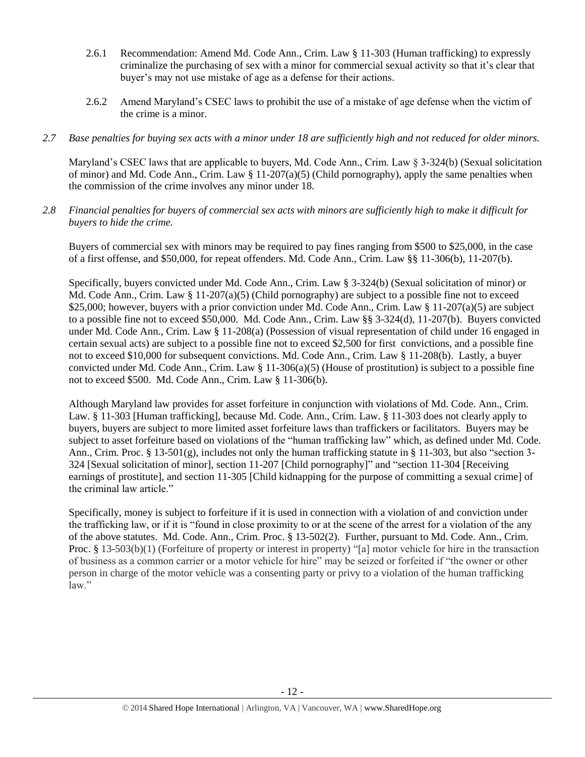2.6.1 Recommendation: Amend Md. Code Ann., Crim. Law § 11-303 (Human trafficking) to expressly criminalize the purchasing of sex with a minor for commercial sexual activity so that it's clear that buyer's may not use mistake of age as a defense for their actions.

2.6.2 Amend Maryland's CSEC laws to prohibit the use of a mistake of age defense when the victim of the crime is a minor.

*2.7 Base penalties for buying sex acts with a minor under 18 are sufficiently high and not reduced for older minors.*

Maryland's CSEC laws that are applicable to buyers, Md. Code Ann., Crim. Law § 3-324(b) (Sexual solicitation of minor) and Md. Code Ann., Crim. Law § 11-207(a)(5) (Child pornography), apply the same penalties when the commission of the crime involves any minor under 18.

*2.8 Financial penalties for buyers of commercial sex acts with minors are sufficiently high to make it difficult for buyers to hide the crime.*

Buyers of commercial sex with minors may be required to pay fines ranging from $500 to $25,000, in the case of a first offense, and $50,000, for repeat offenders. Md. Code Ann., Crim. Law §§ 11-306(b), 11-207(b).

Specifically, buyers convicted under Md. Code Ann., Crim. Law § 3-324(b) (Sexual solicitation of minor) or Md. Code Ann., Crim. Law § 11-207(a)(5) (Child pornography) are subject to a possible fine not to exceed $25,000; however, buyers with a prior conviction under Md. Code Ann., Crim. Law § 11-207(a)(5) are subject to a possible fine not to exceed $50,000. Md. Code Ann., Crim. Law §§ 3-324(d), 11-207(b). Buyers convicted under Md. Code Ann., Crim. Law § 11-208(a) (Possession of visual representation of child under 16 engaged in certain sexual acts) are subject to a possible fine not to exceed $2,500 for first convictions, and a possible fine not to exceed $10,000 for subsequent convictions. Md. Code Ann., Crim. Law § 11-208(b). Lastly, a buyer convicted under Md. Code Ann., Crim. Law § 11-306(a)(5) (House of prostitution) is subject to a possible fine not to exceed $500. Md. Code Ann., Crim. Law § 11-306(b).

Although Maryland law provides for asset forfeiture in conjunction with violations of Md. Code. Ann., Crim. Law. § 11-303 [Human trafficking], because Md. Code. Ann., Crim. Law. § 11-303 does not clearly apply to buyers, buyers are subject to more limited asset forfeiture laws than traffickers or facilitators. Buyers may be subject to asset forfeiture based on violations of the "human trafficking law" which, as defined under Md. Code. Ann., Crim. Proc. § 13-501(g), includes not only the human trafficking statute in § 11-303, but also "section 3-324 [Sexual solicitation of minor], section 11-207 [Child pornography]" and "section 11-304 [Receiving earnings of prostitute], and section 11-305 [Child kidnapping for the purpose of committing a sexual crime] of the criminal law article."

Specifically, money is subject to forfeiture if it is used in connection with a violation of and conviction under the trafficking law, or if it is "found in close proximity to or at the scene of the arrest for a violation of the any of the above statutes. Md. Code. Ann., Crim. Proc. § 13-502(2). Further, pursuant to Md. Code. Ann., Crim. Proc. § 13-503(b)(1) (Forfeiture of property or interest in property) "[a] motor vehicle for hire in the transaction of business as a common carrier or a motor vehicle for hire" may be seized or forfeited if "the owner or other person in charge of the motor vehicle was a consenting party or privy to a violation of the human trafficking law."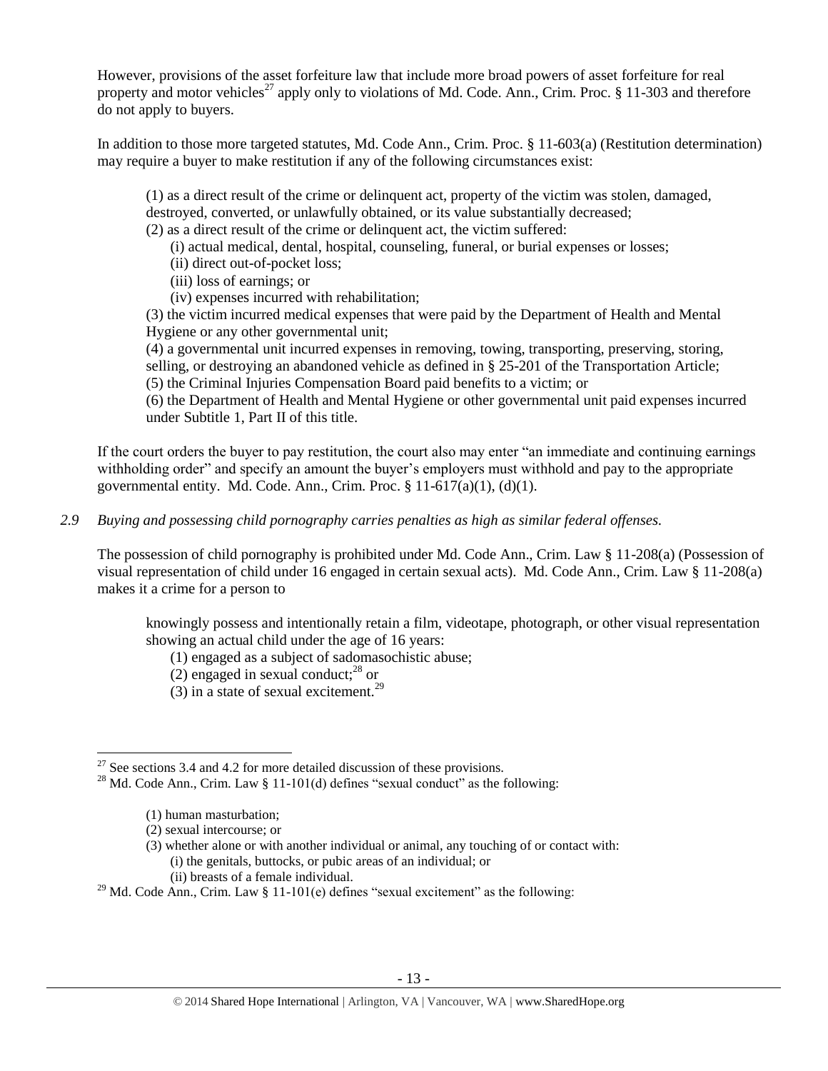However, provisions of the asset forfeiture law that include more broad powers of asset forfeiture for real property and motor vehicles[27] apply only to violations of Md. Code Ann., Crim. Proc. § 11-303 and therefore do not apply to buyers.

In addition to those more targeted statutes, Md. Code Ann., Crim. Proc. § 11-603(a) (Restitution determination) may require a buyer to make restitution if any of the following circumstances exist:

> (1) as a direct result of the crime or delinquent act, property of the victim was stolen, damaged, destroyed, converted, or unlawfully obtained, or its value substantially decreased;
> (2) as a direct result of the crime or delinquent act, the victim suffered:
>     (i) actual medical, dental, hospital, counseling, funeral, or burial expenses or losses;
>     (ii) direct out-of-pocket loss;
>     (iii) loss of earnings; or
>     (iv) expenses incurred with rehabilitation;
> (3) the victim incurred medical expenses that were paid by the Department of Health and Mental Hygiene or any other governmental unit;
> (4) a governmental unit incurred expenses in removing, towing, transporting, preserving, storing, selling, or destroying an abandoned vehicle as defined in § 25-201 of the Transportation Article;
> (5) the Criminal Injuries Compensation Board paid benefits to a victim; or
> (6) the Department of Health and Mental Hygiene or other governmental unit paid expenses incurred under Subtitle 1, Part II of this title.

If the court orders the buyer to pay restitution, the court also may enter "an immediate and continuing earnings withholding order" and specify an amount the buyer's employers must withhold and pay to the appropriate governmental entity. Md. Code Ann., Crim. Proc. § 11-617(a)(1), (d)(1).

*2.9 Buying and possessing child pornography carries penalties as high as similar federal offenses.*

The possession of child pornography is prohibited under Md. Code Ann., Crim. Law § 11-208(a) (Possession of visual representation of child under 16 engaged in certain sexual acts). Md. Code Ann., Crim. Law § 11-208(a) makes it a crime for a person to

> knowingly possess and intentionally retain a film, videotape, photograph, or other visual representation showing an actual child under the age of 16 years:
>     (1) engaged as a subject of sadomasochistic abuse;
>     (2) engaged in sexual conduct;[28] or
>     (3) in a state of sexual excitement.[29]

---

[27] See sections 3.4 and 4.2 for more detailed discussion of these provisions.

[28] Md. Code Ann., Crim. Law § 11-101(d) defines "sexual conduct" as the following:

> (1) human masturbation;
> (2) sexual intercourse; or
> (3) whether alone or with another individual or animal, any touching of or contact with:
>     (i) the genitals, buttocks, or pubic areas of an individual; or
>     (ii) breasts of a female individual.

[29] Md. Code Ann., Crim. Law § 11-101(e) defines "sexual excitement" as the following: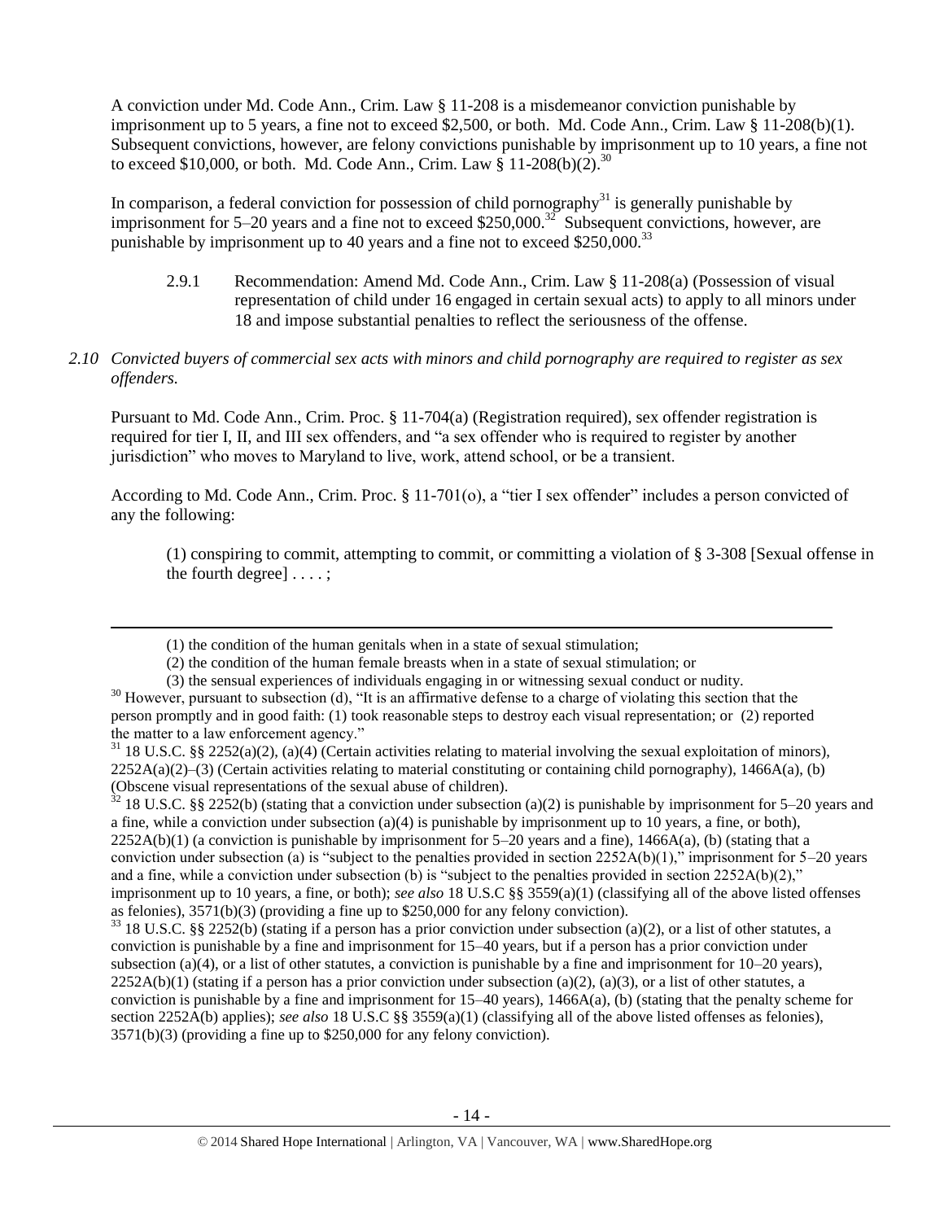A conviction under Md. Code Ann., Crim. Law § 11-208 is a misdemeanor conviction punishable by imprisonment up to 5 years, a fine not to exceed $2,500, or both. Md. Code Ann., Crim. Law § 11-208(b)(1). Subsequent convictions, however, are felony convictions punishable by imprisonment up to 10 years, a fine not to exceed $10,000, or both. Md. Code Ann., Crim. Law § 11-208(b)(2).[30]

In comparison, a federal conviction for possession of child pornography[31] is generally punishable by imprisonment for 5–20 years and a fine not to exceed $250,000.[32] Subsequent convictions, however, are punishable by imprisonment up to 40 years and a fine not to exceed $250,000.[33]

2.9.1 Recommendation: Amend Md. Code Ann., Crim. Law § 11-208(a) (Possession of visual representation of child under 16 engaged in certain sexual acts) to apply to all minors under 18 and impose substantial penalties to reflect the seriousness of the offense.

*2.10 Convicted buyers of commercial sex acts with minors and child pornography are required to register as sex offenders.*

Pursuant to Md. Code Ann., Crim. Proc. § 11-704(a) (Registration required), sex offender registration is required for tier I, II, and III sex offenders, and "a sex offender who is required to register by another jurisdiction" who moves to Maryland to live, work, attend school, or be a transient.

According to Md. Code Ann., Crim. Proc. § 11-701(o), a "tier I sex offender" includes a person convicted of any the following:

> (1) conspiring to commit, attempting to commit, or committing a violation of § 3-308 [Sexual offense in the fourth degree] . . . . ;

---

(1) the condition of the human genitals when in a state of sexual stimulation;
(2) the condition of the human female breasts when in a state of sexual stimulation; or
(3) the sensual experiences of individuals engaging in or witnessing sexual conduct or nudity.

[30] However, pursuant to subsection (d), "It is an affirmative defense to a charge of violating this section that the person promptly and in good faith: (1) took reasonable steps to destroy each visual representation; or (2) reported the matter to a law enforcement agency."

[31] 18 U.S.C. §§ 2252(a)(2), (a)(4) (Certain activities relating to material involving the sexual exploitation of minors), 2252A(a)(2)–(3) (Certain activities relating to material constituting or containing child pornography), 1466A(a), (b) (Obscene visual representations of the sexual abuse of children).

[32] 18 U.S.C. §§ 2252(b) (stating that a conviction under subsection (a)(2) is punishable by imprisonment for 5–20 years and a fine, while a conviction under subsection (a)(4) is punishable by imprisonment up to 10 years, a fine, or both), 2252A(b)(1) (a conviction is punishable by imprisonment for 5–20 years and a fine), 1466A(a), (b) (stating that a conviction under subsection (a) is "subject to the penalties provided in section 2252A(b)(1)," imprisonment for 5–20 years and a fine, while a conviction under subsection (b) is "subject to the penalties provided in section 2252A(b)(2)," imprisonment up to 10 years, a fine, or both); *see also* 18 U.S.C §§ 3559(a)(1) (classifying all of the above listed offenses as felonies), 3571(b)(3) (providing a fine up to $250,000 for any felony conviction).

[33] 18 U.S.C. §§ 2252(b) (stating if a person has a prior conviction under subsection (a)(2), or a list of other statutes, a conviction is punishable by a fine and imprisonment for 15–40 years, but if a person has a prior conviction under subsection (a)(4), or a list of other statutes, a conviction is punishable by a fine and imprisonment for 10–20 years), 2252A(b)(1) (stating if a person has a prior conviction under subsection (a)(2), (a)(3), or a list of other statutes, a conviction is punishable by a fine and imprisonment for 15–40 years), 1466A(a), (b) (stating that the penalty scheme for section 2252A(b) applies); *see also* 18 U.S.C §§ 3559(a)(1) (classifying all of the above listed offenses as felonies), 3571(b)(3) (providing a fine up to $250,000 for any felony conviction).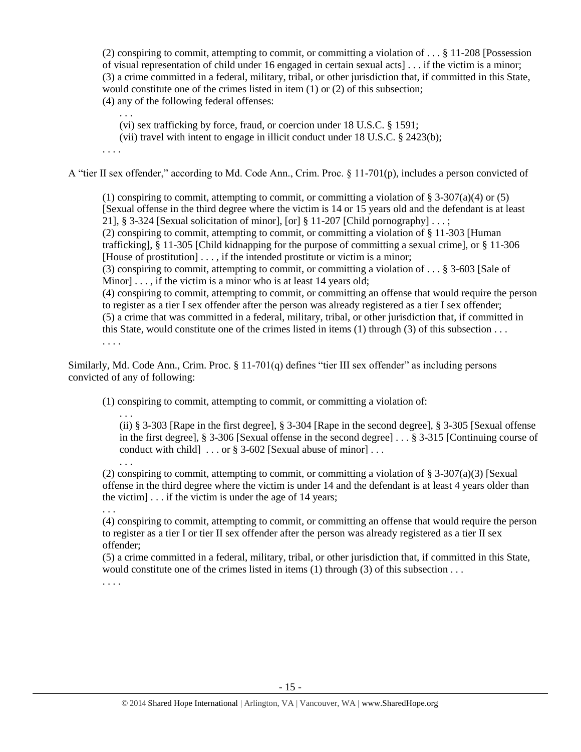(2) conspiring to commit, attempting to commit, or committing a violation of . . . § 11-208 [Possession of visual representation of child under 16 engaged in certain sexual acts] . . . if the victim is a minor;
(3) a crime committed in a federal, military, tribal, or other jurisdiction that, if committed in this State, would constitute one of the crimes listed in item (1) or (2) of this subsection;
(4) any of the following federal offenses:

> . . .
> (vi) sex trafficking by force, fraud, or coercion under 18 U.S.C. § 1591;
> (vii) travel with intent to engage in illicit conduct under 18 U.S.C. § 2423(b);

. . . .

A "tier II sex offender," according to Md. Code Ann., Crim. Proc. § 11-701(p), includes a person convicted of

> (1) conspiring to commit, attempting to commit, or committing a violation of § 3-307(a)(4) or (5) [Sexual offense in the third degree where the victim is 14 or 15 years old and the defendant is at least 21], § 3-324 [Sexual solicitation of minor], [or] § 11-207 [Child pornography] . . . ;
> (2) conspiring to commit, attempting to commit, or committing a violation of § 11-303 [Human trafficking], § 11-305 [Child kidnapping for the purpose of committing a sexual crime], or § 11-306 [House of prostitution] . . . , if the intended prostitute or victim is a minor;
> (3) conspiring to commit, attempting to commit, or committing a violation of . . . § 3-603 [Sale of Minor] . . . , if the victim is a minor who is at least 14 years old;
> (4) conspiring to commit, attempting to commit, or committing an offense that would require the person to register as a tier I sex offender after the person was already registered as a tier I sex offender;
> (5) a crime that was committed in a federal, military, tribal, or other jurisdiction that, if committed in this State, would constitute one of the crimes listed in items (1) through (3) of this subsection . . .
> . . . .

Similarly, Md. Code Ann., Crim. Proc. § 11-701(q) defines "tier III sex offender" as including persons convicted of any of following:

> (1) conspiring to commit, attempting to commit, or committing a violation of:
>
> . . .
> (ii) § 3-303 [Rape in the first degree], § 3-304 [Rape in the second degree], § 3-305 [Sexual offense in the first degree], § 3-306 [Sexual offense in the second degree] . . . § 3-315 [Continuing course of conduct with child] . . . or § 3-602 [Sexual abuse of minor] . . .
> . . .
>
> (2) conspiring to commit, attempting to commit, or committing a violation of § 3-307(a)(3) [Sexual offense in the third degree where the victim is under 14 and the defendant is at least 4 years older than the victim] . . . if the victim is under the age of 14 years;
> . . .
> (4) conspiring to commit, attempting to commit, or committing an offense that would require the person to register as a tier I or tier II sex offender after the person was already registered as a tier II sex offender;
> (5) a crime committed in a federal, military, tribal, or other jurisdiction that, if committed in this State, would constitute one of the crimes listed in items (1) through (3) of this subsection . . .
> . . . .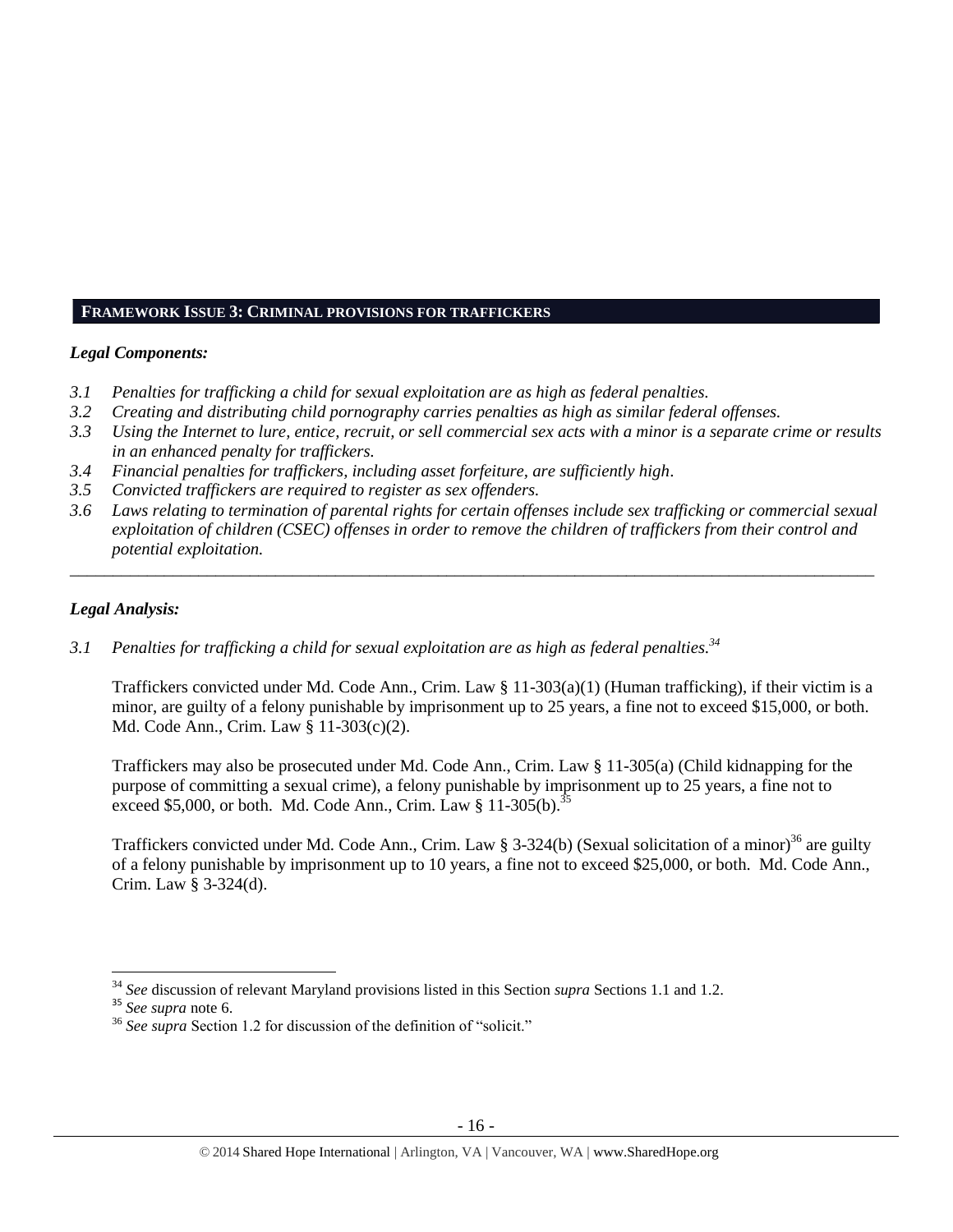## FRAMEWORK ISSUE 3: CRIMINAL PROVISIONS FOR TRAFFICKERS

### *Legal Components:*

*3.1 Penalties for trafficking a child for sexual exploitation are as high as federal penalties.*
*3.2 Creating and distributing child pornography carries penalties as high as similar federal offenses.*
*3.3 Using the Internet to lure, entice, recruit, or sell commercial sex acts with a minor is a separate crime or results in an enhanced penalty for traffickers.*
*3.4 Financial penalties for traffickers, including asset forfeiture, are sufficiently high.*
*3.5 Convicted traffickers are required to register as sex offenders.*
*3.6 Laws relating to termination of parental rights for certain offenses include sex trafficking or commercial sexual exploitation of children (CSEC) offenses in order to remove the children of traffickers from their control and potential exploitation.*

---

### *Legal Analysis:*

*3.1 Penalties for trafficking a child for sexual exploitation are as high as federal penalties.*[34]

Traffickers convicted under Md. Code Ann., Crim. Law § 11-303(a)(1) (Human trafficking), if their victim is a minor, are guilty of a felony punishable by imprisonment up to 25 years, a fine not to exceed $15,000, or both. Md. Code Ann., Crim. Law § 11-303(c)(2).

Traffickers may also be prosecuted under Md. Code Ann., Crim. Law § 11-305(a) (Child kidnapping for the purpose of committing a sexual crime), a felony punishable by imprisonment up to 25 years, a fine not to exceed $5,000, or both. Md. Code Ann., Crim. Law § 11-305(b).[35]

Traffickers convicted under Md. Code Ann., Crim. Law § 3-324(b) (Sexual solicitation of a minor)[36] are guilty of a felony punishable by imprisonment up to 10 years, a fine not to exceed $25,000, or both. Md. Code Ann., Crim. Law § 3-324(d).

---

[34] *See* discussion of relevant Maryland provisions listed in this Section *supra* Sections 1.1 and 1.2.
[35] *See supra* note 6.
[36] *See supra* Section 1.2 for discussion of the definition of "solicit."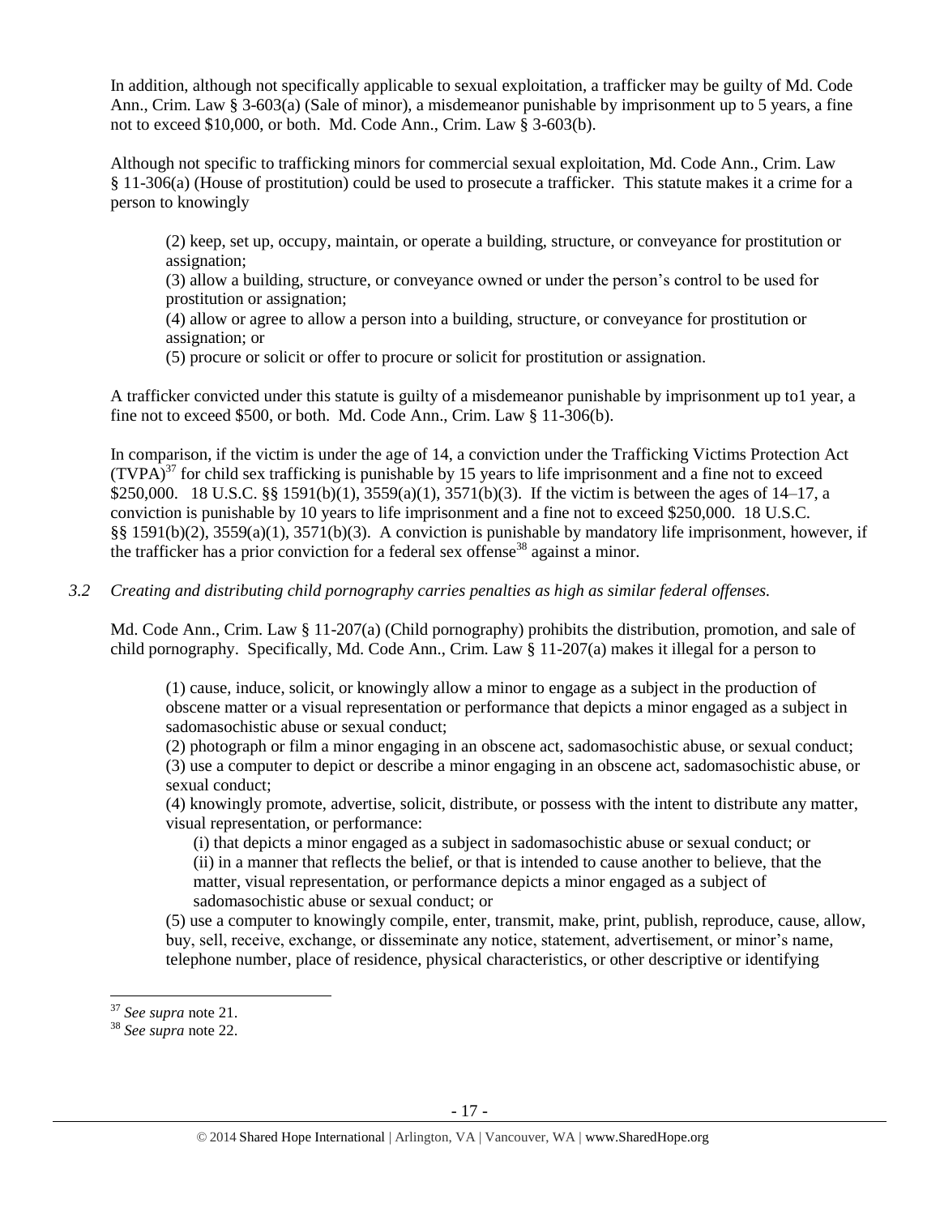In addition, although not specifically applicable to sexual exploitation, a trafficker may be guilty of Md. Code Ann., Crim. Law § 3-603(a) (Sale of minor), a misdemeanor punishable by imprisonment up to 5 years, a fine not to exceed $10,000, or both. Md. Code Ann., Crim. Law § 3-603(b).

Although not specific to trafficking minors for commercial sexual exploitation, Md. Code Ann., Crim. Law § 11-306(a) (House of prostitution) could be used to prosecute a trafficker. This statute makes it a crime for a person to knowingly

> (2) keep, set up, occupy, maintain, or operate a building, structure, or conveyance for prostitution or assignation;
> (3) allow a building, structure, or conveyance owned or under the person's control to be used for prostitution or assignation;
> (4) allow or agree to allow a person into a building, structure, or conveyance for prostitution or assignation; or
> (5) procure or solicit or offer to procure or solicit for prostitution or assignation.

A trafficker convicted under this statute is guilty of a misdemeanor punishable by imprisonment up to1 year, a fine not to exceed $500, or both. Md. Code Ann., Crim. Law § 11-306(b).

In comparison, if the victim is under the age of 14, a conviction under the Trafficking Victims Protection Act (TVPA)[37] for child sex trafficking is punishable by 15 years to life imprisonment and a fine not to exceed $250,000. 18 U.S.C. §§ 1591(b)(1), 3559(a)(1), 3571(b)(3). If the victim is between the ages of 14–17, a conviction is punishable by 10 years to life imprisonment and a fine not to exceed $250,000. 18 U.S.C. §§ 1591(b)(2), 3559(a)(1), 3571(b)(3). A conviction is punishable by mandatory life imprisonment, however, if the trafficker has a prior conviction for a federal sex offense[38] against a minor.

*3.2 Creating and distributing child pornography carries penalties as high as similar federal offenses.*

Md. Code Ann., Crim. Law § 11-207(a) (Child pornography) prohibits the distribution, promotion, and sale of child pornography. Specifically, Md. Code Ann., Crim. Law § 11-207(a) makes it illegal for a person to

> (1) cause, induce, solicit, or knowingly allow a minor to engage as a subject in the production of obscene matter or a visual representation or performance that depicts a minor engaged as a subject in sadomasochistic abuse or sexual conduct;
> (2) photograph or film a minor engaging in an obscene act, sadomasochistic abuse, or sexual conduct;
> (3) use a computer to depict or describe a minor engaging in an obscene act, sadomasochistic abuse, or sexual conduct;
> (4) knowingly promote, advertise, solicit, distribute, or possess with the intent to distribute any matter, visual representation, or performance:
>
> > (i) that depicts a minor engaged as a subject in sadomasochistic abuse or sexual conduct; or
> > (ii) in a manner that reflects the belief, or that is intended to cause another to believe, that the matter, visual representation, or performance depicts a minor engaged as a subject of sadomasochistic abuse or sexual conduct; or
>
> (5) use a computer to knowingly compile, enter, transmit, make, print, publish, reproduce, cause, allow, buy, sell, receive, exchange, or disseminate any notice, statement, advertisement, or minor's name, telephone number, place of residence, physical characteristics, or other descriptive or identifying

---

[37] *See supra* note 21.
[38] *See supra* note 22.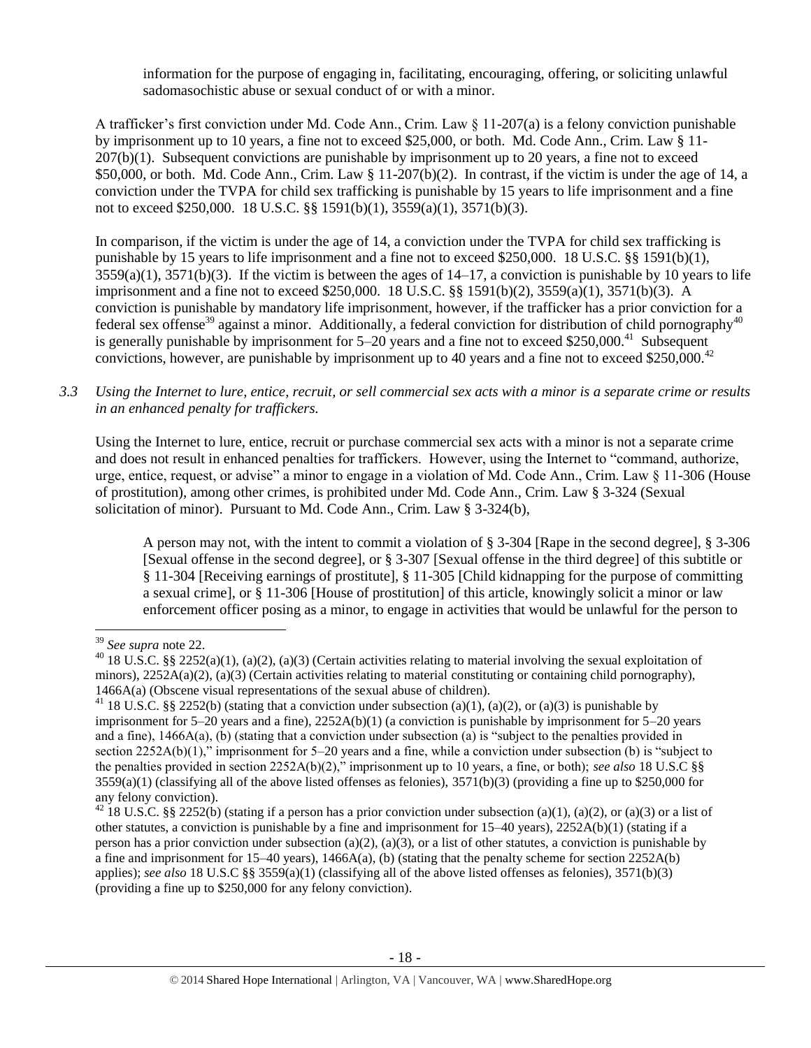information for the purpose of engaging in, facilitating, encouraging, offering, or soliciting unlawful sadomasochistic abuse or sexual conduct of or with a minor.

A trafficker's first conviction under Md. Code Ann., Crim. Law § 11-207(a) is a felony conviction punishable by imprisonment up to 10 years, a fine not to exceed $25,000, or both. Md. Code Ann., Crim. Law § 11-207(b)(1). Subsequent convictions are punishable by imprisonment up to 20 years, a fine not to exceed $50,000, or both. Md. Code Ann., Crim. Law § 11-207(b)(2). In contrast, if the victim is under the age of 14, a conviction under the TVPA for child sex trafficking is punishable by 15 years to life imprisonment and a fine not to exceed $250,000. 18 U.S.C. §§ 1591(b)(1), 3559(a)(1), 3571(b)(3).

In comparison, if the victim is under the age of 14, a conviction under the TVPA for child sex trafficking is punishable by 15 years to life imprisonment and a fine not to exceed $250,000. 18 U.S.C. §§ 1591(b)(1), 3559(a)(1), 3571(b)(3). If the victim is between the ages of 14–17, a conviction is punishable by 10 years to life imprisonment and a fine not to exceed $250,000. 18 U.S.C. §§ 1591(b)(2), 3559(a)(1), 3571(b)(3). A conviction is punishable by mandatory life imprisonment, however, if the trafficker has a prior conviction for a federal sex offense[39] against a minor. Additionally, a federal conviction for distribution of child pornography[40] is generally punishable by imprisonment for 5–20 years and a fine not to exceed $250,000.[41] Subsequent convictions, however, are punishable by imprisonment up to 40 years and a fine not to exceed $250,000.[42]

*3.3 Using the Internet to lure, entice, recruit, or sell commercial sex acts with a minor is a separate crime or results in an enhanced penalty for traffickers.*

Using the Internet to lure, entice, recruit or purchase commercial sex acts with a minor is not a separate crime and does not result in enhanced penalties for traffickers. However, using the Internet to "command, authorize, urge, entice, request, or advise" a minor to engage in a violation of Md. Code Ann., Crim. Law § 11-306 (House of prostitution), among other crimes, is prohibited under Md. Code Ann., Crim. Law § 3-324 (Sexual solicitation of minor). Pursuant to Md. Code Ann., Crim. Law § 3-324(b),

> A person may not, with the intent to commit a violation of § 3-304 [Rape in the second degree], § 3-306 [Sexual offense in the second degree], or § 3-307 [Sexual offense in the third degree] of this subtitle or § 11-304 [Receiving earnings of prostitute], § 11-305 [Child kidnapping for the purpose of committing a sexual crime], or § 11-306 [House of prostitution] of this article, knowingly solicit a minor or law enforcement officer posing as a minor, to engage in activities that would be unlawful for the person to

---

[39] *See supra* note 22.

[40] 18 U.S.C. §§ 2252(a)(1), (a)(2), (a)(3) (Certain activities relating to material involving the sexual exploitation of minors), 2252A(a)(2), (a)(3) (Certain activities relating to material constituting or containing child pornography), 1466A(a) (Obscene visual representations of the sexual abuse of children).

[41] 18 U.S.C. §§ 2252(b) (stating that a conviction under subsection (a)(1), (a)(2), or (a)(3) is punishable by imprisonment for 5–20 years and a fine), 2252A(b)(1) (a conviction is punishable by imprisonment for 5–20 years and a fine), 1466A(a), (b) (stating that a conviction under subsection (a) is "subject to the penalties provided in section 2252A(b)(1)," imprisonment for 5–20 years and a fine, while a conviction under subsection (b) is "subject to the penalties provided in section 2252A(b)(2)," imprisonment up to 10 years, a fine, or both); *see also* 18 U.S.C §§ 3559(a)(1) (classifying all of the above listed offenses as felonies), 3571(b)(3) (providing a fine up to $250,000 for any felony conviction).

[42] 18 U.S.C. §§ 2252(b) (stating if a person has a prior conviction under subsection (a)(1), (a)(2), or (a)(3) or a list of other statutes, a conviction is punishable by a fine and imprisonment for 15–40 years), 2252A(b)(1) (stating if a person has a prior conviction under subsection (a)(2), (a)(3), or a list of other statutes, a conviction is punishable by a fine and imprisonment for 15–40 years), 1466A(a), (b) (stating that the penalty scheme for section 2252A(b) applies); *see also* 18 U.S.C §§ 3559(a)(1) (classifying all of the above listed offenses as felonies), 3571(b)(3) (providing a fine up to $250,000 for any felony conviction).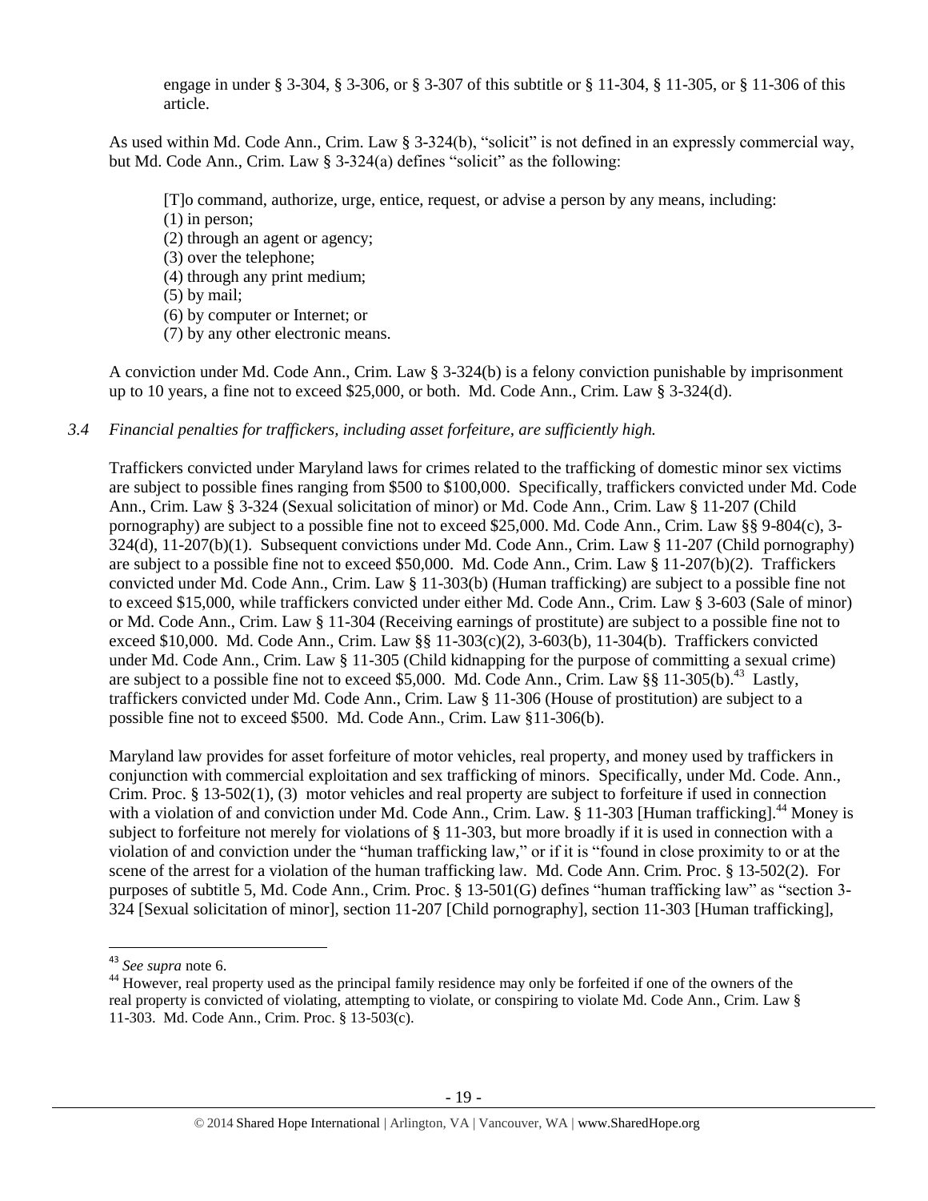engage in under § 3-304, § 3-306, or § 3-307 of this subtitle or § 11-304, § 11-305, or § 11-306 of this article.

As used within Md. Code Ann., Crim. Law § 3-324(b), "solicit" is not defined in an expressly commercial way, but Md. Code Ann., Crim. Law § 3-324(a) defines "solicit" as the following:

> [T]o command, authorize, urge, entice, request, or advise a person by any means, including:
> (1) in person;
> (2) through an agent or agency;
> (3) over the telephone;
> (4) through any print medium;
> (5) by mail;
> (6) by computer or Internet; or
> (7) by any other electronic means.

A conviction under Md. Code Ann., Crim. Law § 3-324(b) is a felony conviction punishable by imprisonment up to 10 years, a fine not to exceed $25,000, or both. Md. Code Ann., Crim. Law § 3-324(d).

*3.4 Financial penalties for traffickers, including asset forfeiture, are sufficiently high.*

Traffickers convicted under Maryland laws for crimes related to the trafficking of domestic minor sex victims are subject to possible fines ranging from $500 to $100,000. Specifically, traffickers convicted under Md. Code Ann., Crim. Law § 3-324 (Sexual solicitation of minor) or Md. Code Ann., Crim. Law § 11-207 (Child pornography) are subject to a possible fine not to exceed $25,000. Md. Code Ann., Crim. Law §§ 9-804(c), 3-324(d), 11-207(b)(1). Subsequent convictions under Md. Code Ann., Crim. Law § 11-207 (Child pornography) are subject to a possible fine not to exceed $50,000. Md. Code Ann., Crim. Law § 11-207(b)(2). Traffickers convicted under Md. Code Ann., Crim. Law § 11-303(b) (Human trafficking) are subject to a possible fine not to exceed $15,000, while traffickers convicted under either Md. Code Ann., Crim. Law § 3-603 (Sale of minor) or Md. Code Ann., Crim. Law § 11-304 (Receiving earnings of prostitute) are subject to a possible fine not to exceed $10,000. Md. Code Ann., Crim. Law §§ 11-303(c)(2), 3-603(b), 11-304(b). Traffickers convicted under Md. Code Ann., Crim. Law § 11-305 (Child kidnapping for the purpose of committing a sexual crime) are subject to a possible fine not to exceed $5,000. Md. Code Ann., Crim. Law §§ 11-305(b).[43] Lastly, traffickers convicted under Md. Code Ann., Crim. Law § 11-306 (House of prostitution) are subject to a possible fine not to exceed $500. Md. Code Ann., Crim. Law §11-306(b).

Maryland law provides for asset forfeiture of motor vehicles, real property, and money used by traffickers in conjunction with commercial exploitation and sex trafficking of minors. Specifically, under Md. Code. Ann., Crim. Proc. § 13-502(1), (3) motor vehicles and real property are subject to forfeiture if used in connection with a violation of and conviction under Md. Code Ann., Crim. Law. § 11-303 [Human trafficking].[44] Money is subject to forfeiture not merely for violations of § 11-303, but more broadly if it is used in connection with a violation of and conviction under the "human trafficking law," or if it is "found in close proximity to or at the scene of the arrest for a violation of the human trafficking law. Md. Code Ann. Crim. Proc. § 13-502(2). For purposes of subtitle 5, Md. Code Ann., Crim. Proc. § 13-501(G) defines "human trafficking law" as "section 3-324 [Sexual solicitation of minor], section 11-207 [Child pornography], section 11-303 [Human trafficking],

---

[43] *See supra* note 6.

[44] However, real property used as the principal family residence may only be forfeited if one of the owners of the real property is convicted of violating, attempting to violate, or conspiring to violate Md. Code Ann., Crim. Law § 11-303. Md. Code Ann., Crim. Proc. § 13-503(c).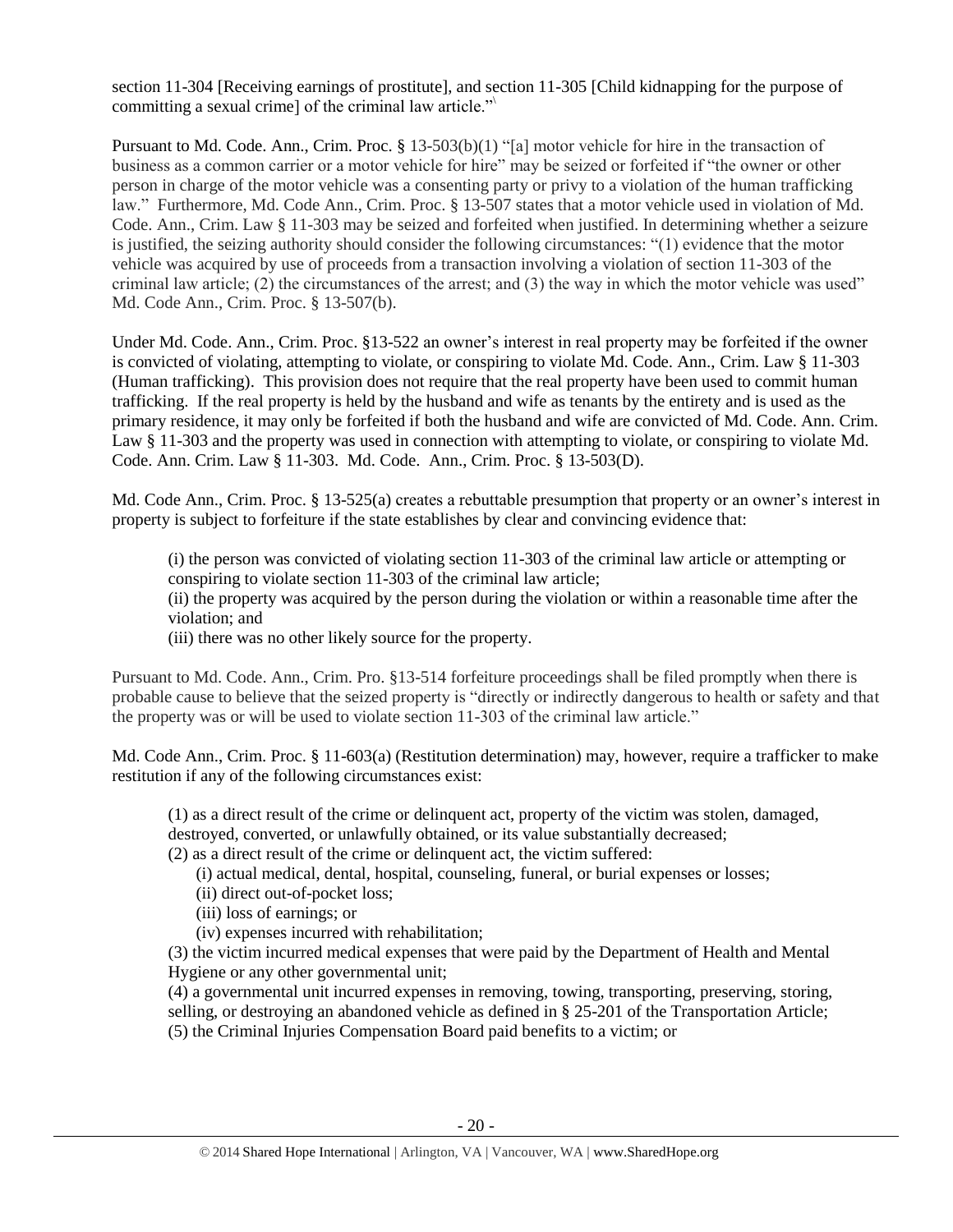section 11-304 [Receiving earnings of prostitute], and section 11-305 [Child kidnapping for the purpose of committing a sexual crime] of the criminal law article."

Pursuant to Md. Code Ann., Crim. Proc. § 13-503(b)(1) "[a] motor vehicle for hire in the transaction of business as a common carrier or a motor vehicle for hire" may be seized or forfeited if "the owner or other person in charge of the motor vehicle was a consenting party or privy to a violation of the human trafficking law." Furthermore, Md. Code Ann., Crim. Proc. § 13-507 states that a motor vehicle used in violation of Md. Code. Ann., Crim. Law § 11-303 may be seized and forfeited when justified. In determining whether a seizure is justified, the seizing authority should consider the following circumstances: "(1) evidence that the motor vehicle was acquired by use of proceeds from a transaction involving a violation of section 11-303 of the criminal law article; (2) the circumstances of the arrest; and (3) the way in which the motor vehicle was used" Md. Code Ann., Crim. Proc. § 13-507(b).

Under Md. Code Ann., Crim. Proc. §13-522 an owner's interest in real property may be forfeited if the owner is convicted of violating, attempting to violate, or conspiring to violate Md. Code Ann., Crim. Law § 11-303 (Human trafficking). This provision does not require that the real property have been used to commit human trafficking. If the real property is held by the husband and wife as tenants by the entirety and is used as the primary residence, it may only be forfeited if both the husband and wife are convicted of Md. Code. Ann. Crim. Law § 11-303 and the property was used in connection with attempting to violate, or conspiring to violate Md. Code. Ann. Crim. Law § 11-303. Md. Code. Ann., Crim. Proc. § 13-503(D).

Md. Code Ann., Crim. Proc. § 13-525(a) creates a rebuttable presumption that property or an owner's interest in property is subject to forfeiture if the state establishes by clear and convincing evidence that:

> (i) the person was convicted of violating section 11-303 of the criminal law article or attempting or conspiring to violate section 11-303 of the criminal law article;
> (ii) the property was acquired by the person during the violation or within a reasonable time after the violation; and
> (iii) there was no other likely source for the property.

Pursuant to Md. Code Ann., Crim. Pro. §13-514 forfeiture proceedings shall be filed promptly when there is probable cause to believe that the seized property is "directly or indirectly dangerous to health or safety and that the property was or will be used to violate section 11-303 of the criminal law article."

Md. Code Ann., Crim. Proc. § 11-603(a) (Restitution determination) may, however, require a trafficker to make restitution if any of the following circumstances exist:

> (1) as a direct result of the crime or delinquent act, property of the victim was stolen, damaged, destroyed, converted, or unlawfully obtained, or its value substantially decreased;
> (2) as a direct result of the crime or delinquent act, the victim suffered:
> (i) actual medical, dental, hospital, counseling, funeral, or burial expenses or losses;
> (ii) direct out-of-pocket loss;
> (iii) loss of earnings; or
> (iv) expenses incurred with rehabilitation;
> (3) the victim incurred medical expenses that were paid by the Department of Health and Mental Hygiene or any other governmental unit;
> (4) a governmental unit incurred expenses in removing, towing, transporting, preserving, storing, selling, or destroying an abandoned vehicle as defined in § 25-201 of the Transportation Article;
> (5) the Criminal Injuries Compensation Board paid benefits to a victim; or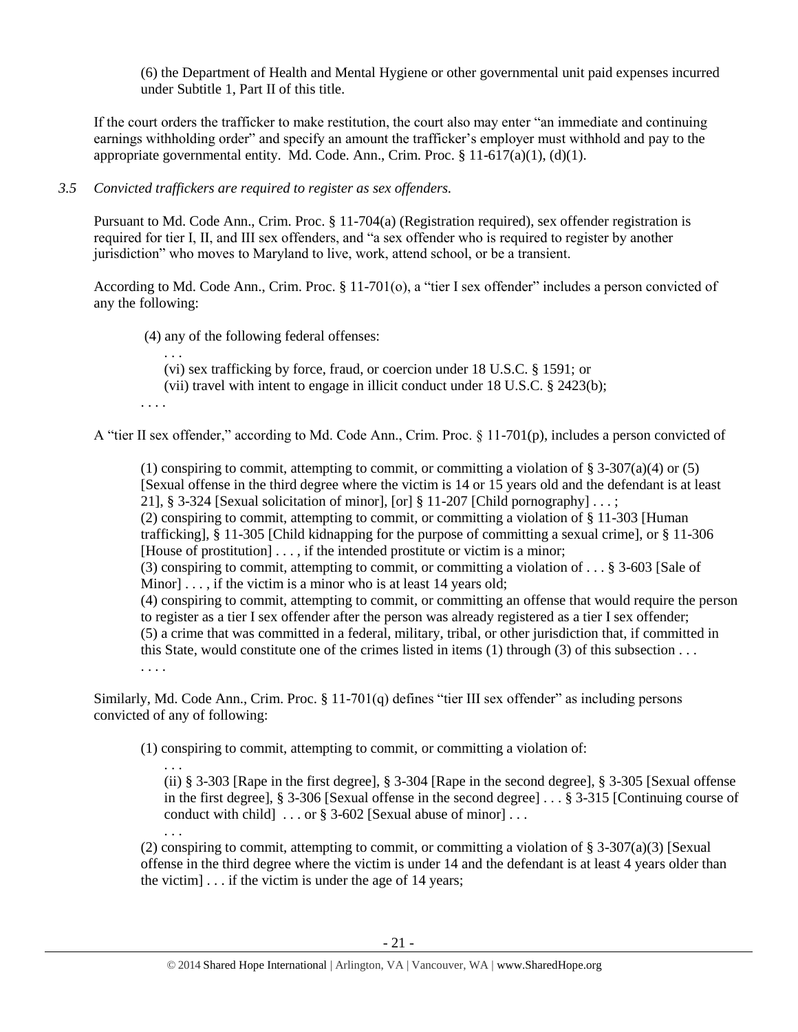(6) the Department of Health and Mental Hygiene or other governmental unit paid expenses incurred under Subtitle 1, Part II of this title.

If the court orders the trafficker to make restitution, the court also may enter "an immediate and continuing earnings withholding order" and specify an amount the trafficker's employer must withhold and pay to the appropriate governmental entity. Md. Code. Ann., Crim. Proc. § 11-617(a)(1), (d)(1).

*3.5 Convicted traffickers are required to register as sex offenders.*

Pursuant to Md. Code Ann., Crim. Proc. § 11-704(a) (Registration required), sex offender registration is required for tier I, II, and III sex offenders, and "a sex offender who is required to register by another jurisdiction" who moves to Maryland to live, work, attend school, or be a transient.

According to Md. Code Ann., Crim. Proc. § 11-701(o), a "tier I sex offender" includes a person convicted of any the following:

> (4) any of the following federal offenses:
>
> . . .
>
> (vi) sex trafficking by force, fraud, or coercion under 18 U.S.C. § 1591; or
>
> (vii) travel with intent to engage in illicit conduct under 18 U.S.C. § 2423(b);
>
> . . . .

A "tier II sex offender," according to Md. Code Ann., Crim. Proc. § 11-701(p), includes a person convicted of

> (1) conspiring to commit, attempting to commit, or committing a violation of § 3-307(a)(4) or (5) [Sexual offense in the third degree where the victim is 14 or 15 years old and the defendant is at least 21], § 3-324 [Sexual solicitation of minor], [or] § 11-207 [Child pornography] . . . ;
>
> (2) conspiring to commit, attempting to commit, or committing a violation of § 11-303 [Human trafficking], § 11-305 [Child kidnapping for the purpose of committing a sexual crime], or § 11-306 [House of prostitution] . . . , if the intended prostitute or victim is a minor;
>
> (3) conspiring to commit, attempting to commit, or committing a violation of . . . § 3-603 [Sale of Minor] . . . , if the victim is a minor who is at least 14 years old;
>
> (4) conspiring to commit, attempting to commit, or committing an offense that would require the person to register as a tier I sex offender after the person was already registered as a tier I sex offender;
>
> (5) a crime that was committed in a federal, military, tribal, or other jurisdiction that, if committed in this State, would constitute one of the crimes listed in items (1) through (3) of this subsection . . .
>
> . . . .

Similarly, Md. Code Ann., Crim. Proc. § 11-701(q) defines "tier III sex offender" as including persons convicted of any of following:

> (1) conspiring to commit, attempting to commit, or committing a violation of:
>
> . . .
>
> (ii) § 3-303 [Rape in the first degree], § 3-304 [Rape in the second degree], § 3-305 [Sexual offense in the first degree], § 3-306 [Sexual offense in the second degree] . . . § 3-315 [Continuing course of conduct with child] . . . or § 3-602 [Sexual abuse of minor] . . .
>
> . . .
>
> (2) conspiring to commit, attempting to commit, or committing a violation of § 3-307(a)(3) [Sexual offense in the third degree where the victim is under 14 and the defendant is at least 4 years older than the victim] . . . if the victim is under the age of 14 years;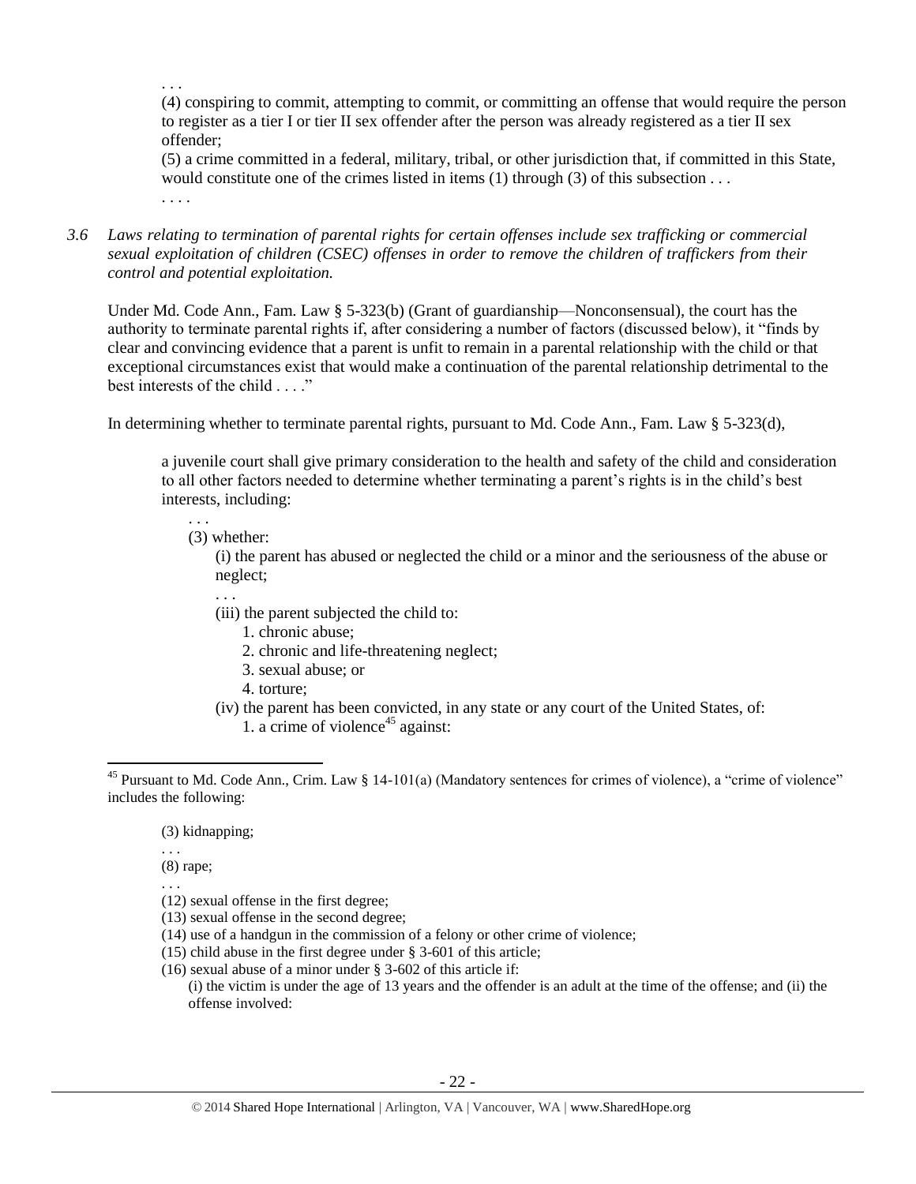. . .

(4) conspiring to commit, attempting to commit, or committing an offense that would require the person to register as a tier I or tier II sex offender after the person was already registered as a tier II sex offender;

(5) a crime committed in a federal, military, tribal, or other jurisdiction that, if committed in this State, would constitute one of the crimes listed in items (1) through (3) of this subsection . . .

. . . .

*3.6 Laws relating to termination of parental rights for certain offenses include sex trafficking or commercial sexual exploitation of children (CSEC) offenses in order to remove the children of traffickers from their control and potential exploitation.*

Under Md. Code Ann., Fam. Law § 5-323(b) (Grant of guardianship—Nonconsensual), the court has the authority to terminate parental rights if, after considering a number of factors (discussed below), it "finds by clear and convincing evidence that a parent is unfit to remain in a parental relationship with the child or that exceptional circumstances exist that would make a continuation of the parental relationship detrimental to the best interests of the child . . . ."

In determining whether to terminate parental rights, pursuant to Md. Code Ann., Fam. Law § 5-323(d),

> a juvenile court shall give primary consideration to the health and safety of the child and consideration to all other factors needed to determine whether terminating a parent's rights is in the child's best interests, including:
>
> . . .
>
> (3) whether:
>
> (i) the parent has abused or neglected the child or a minor and the seriousness of the abuse or neglect;
>
> . . .
>
> (iii) the parent subjected the child to:
>
> 1. chronic abuse;
> 2. chronic and life-threatening neglect;
> 3. sexual abuse; or
> 4. torture;
>
> (iv) the parent has been convicted, in any state or any court of the United States, of:
>
> 1. a crime of violence[45] against:

---

[45] Pursuant to Md. Code Ann., Crim. Law § 14-101(a) (Mandatory sentences for crimes of violence), a "crime of violence" includes the following:

> (3) kidnapping;
>
> . . .
>
> (8) rape;
>
> . . .
>
> (12) sexual offense in the first degree;
>
> (13) sexual offense in the second degree;
>
> (14) use of a handgun in the commission of a felony or other crime of violence;
>
> (15) child abuse in the first degree under § 3-601 of this article;
>
> (16) sexual abuse of a minor under § 3-602 of this article if:
>
> (i) the victim is under the age of 13 years and the offender is an adult at the time of the offense; and (ii) the offense involved: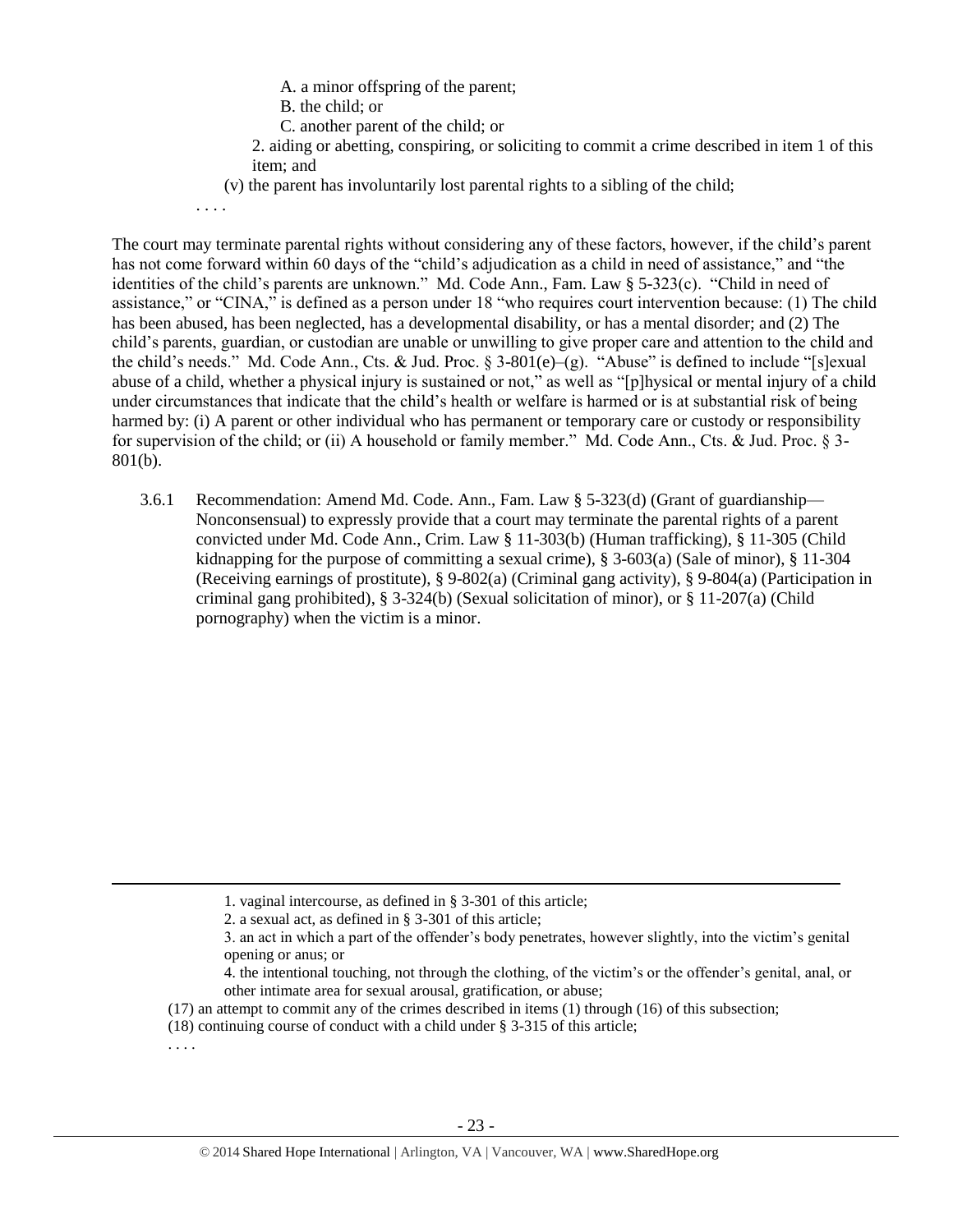A. a minor offspring of the parent;

B. the child; or

C. another parent of the child; or

2. aiding or abetting, conspiring, or soliciting to commit a crime described in item 1 of this item; and

(v) the parent has involuntarily lost parental rights to a sibling of the child;

. . . .

The court may terminate parental rights without considering any of these factors, however, if the child's parent has not come forward within 60 days of the "child's adjudication as a child in need of assistance," and "the identities of the child's parents are unknown." Md. Code Ann., Fam. Law § 5-323(c). "Child in need of assistance," or "CINA," is defined as a person under 18 "who requires court intervention because: (1) The child has been abused, has been neglected, has a developmental disability, or has a mental disorder; and (2) The child's parents, guardian, or custodian are unable or unwilling to give proper care and attention to the child and the child's needs." Md. Code Ann., Cts. & Jud. Proc. § 3-801(e)–(g). "Abuse" is defined to include "[s]exual abuse of a child, whether a physical injury is sustained or not," as well as "[p]hysical or mental injury of a child under circumstances that indicate that the child's health or welfare is harmed or is at substantial risk of being harmed by: (i) A parent or other individual who has permanent or temporary care or custody or responsibility for supervision of the child; or (ii) A household or family member." Md. Code Ann., Cts. & Jud. Proc. § 3-801(b).

3.6.1 Recommendation: Amend Md. Code. Ann., Fam. Law § 5-323(d) (Grant of guardianship—Nonconsensual) to expressly provide that a court may terminate the parental rights of a parent convicted under Md. Code Ann., Crim. Law § 11-303(b) (Human trafficking), § 11-305 (Child kidnapping for the purpose of committing a sexual crime), § 3-603(a) (Sale of minor), § 11-304 (Receiving earnings of prostitute), § 9-802(a) (Criminal gang activity), § 9-804(a) (Participation in criminal gang prohibited), § 3-324(b) (Sexual solicitation of minor), or § 11-207(a) (Child pornography) when the victim is a minor.

---

1. vaginal intercourse, as defined in § 3-301 of this article;

2. a sexual act, as defined in § 3-301 of this article;

3. an act in which a part of the offender's body penetrates, however slightly, into the victim's genital opening or anus; or

4. the intentional touching, not through the clothing, of the victim's or the offender's genital, anal, or other intimate area for sexual arousal, gratification, or abuse;

(17) an attempt to commit any of the crimes described in items (1) through (16) of this subsection;

(18) continuing course of conduct with a child under § 3-315 of this article;

. . . .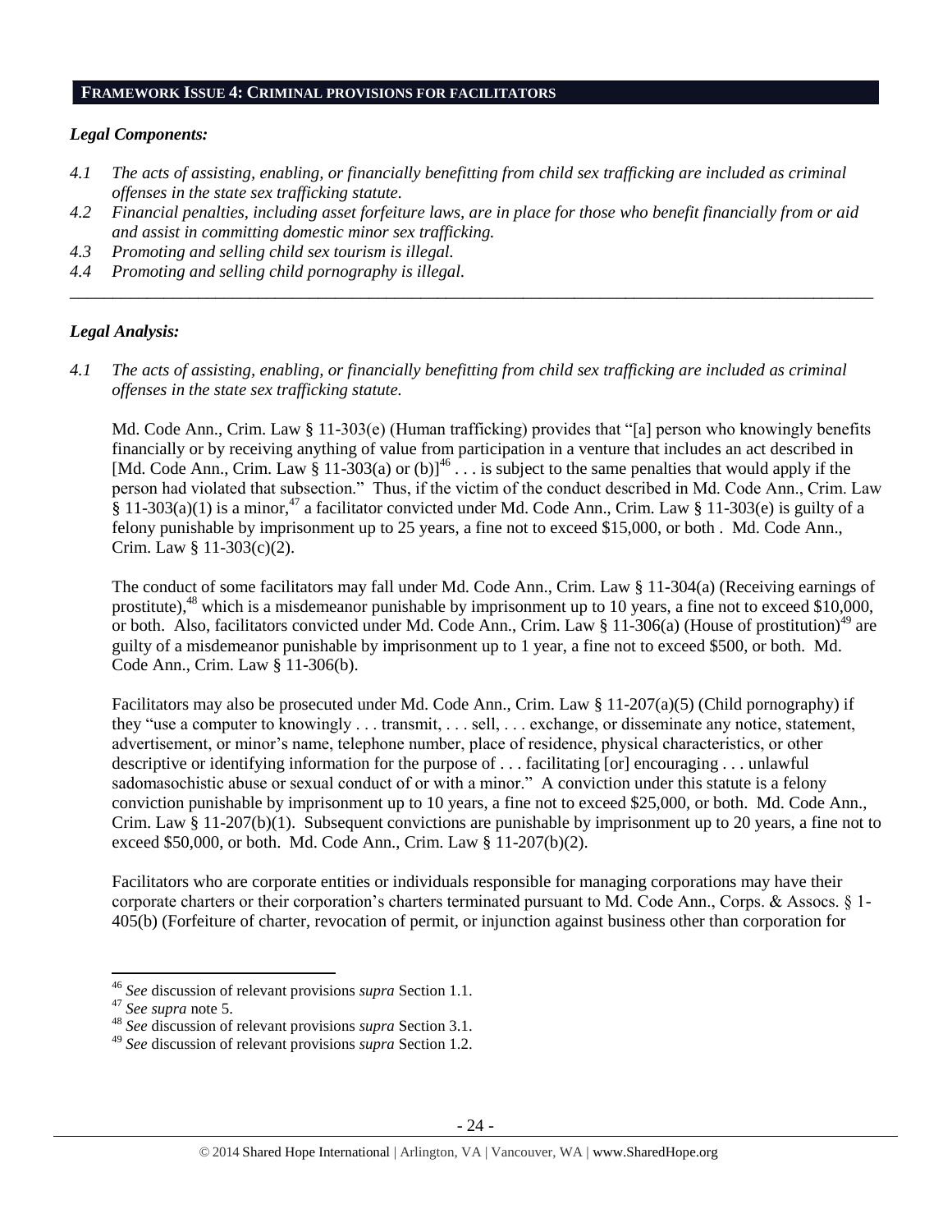## FRAMEWORK ISSUE 4: CRIMINAL PROVISIONS FOR FACILITATORS

### *Legal Components:*

*4.1 The acts of assisting, enabling, or financially benefitting from child sex trafficking are included as criminal offenses in the state sex trafficking statute.*

*4.2 Financial penalties, including asset forfeiture laws, are in place for those who benefit financially from or aid and assist in committing domestic minor sex trafficking.*

*4.3 Promoting and selling child sex tourism is illegal.*

*4.4 Promoting and selling child pornography is illegal.*

---

### *Legal Analysis:*

*4.1 The acts of assisting, enabling, or financially benefitting from child sex trafficking are included as criminal offenses in the state sex trafficking statute.*

Md. Code Ann., Crim. Law § 11-303(e) (Human trafficking) provides that "[a] person who knowingly benefits financially or by receiving anything of value from participation in a venture that includes an act described in [Md. Code Ann., Crim. Law § 11-303(a) or (b)][46] . . . is subject to the same penalties that would apply if the person had violated that subsection." Thus, if the victim of the conduct described in Md. Code Ann., Crim. Law § 11-303(a)(1) is a minor,[47] a facilitator convicted under Md. Code Ann., Crim. Law § 11-303(e) is guilty of a felony punishable by imprisonment up to 25 years, a fine not to exceed $15,000, or both . Md. Code Ann., Crim. Law § 11-303(c)(2).

The conduct of some facilitators may fall under Md. Code Ann., Crim. Law § 11-304(a) (Receiving earnings of prostitute),[48] which is a misdemeanor punishable by imprisonment up to 10 years, a fine not to exceed $10,000, or both. Also, facilitators convicted under Md. Code Ann., Crim. Law § 11-306(a) (House of prostitution)[49] are guilty of a misdemeanor punishable by imprisonment up to 1 year, a fine not to exceed $500, or both. Md. Code Ann., Crim. Law § 11-306(b).

Facilitators may also be prosecuted under Md. Code Ann., Crim. Law § 11-207(a)(5) (Child pornography) if they "use a computer to knowingly . . . transmit, . . . sell, . . . exchange, or disseminate any notice, statement, advertisement, or minor's name, telephone number, place of residence, physical characteristics, or other descriptive or identifying information for the purpose of . . . facilitating [or] encouraging . . . unlawful sadomasochistic abuse or sexual conduct of or with a minor." A conviction under this statute is a felony conviction punishable by imprisonment up to 10 years, a fine not to exceed $25,000, or both. Md. Code Ann., Crim. Law § 11-207(b)(1). Subsequent convictions are punishable by imprisonment up to 20 years, a fine not to exceed $50,000, or both. Md. Code Ann., Crim. Law § 11-207(b)(2).

Facilitators who are corporate entities or individuals responsible for managing corporations may have their corporate charters or their corporation's charters terminated pursuant to Md. Code Ann., Corps. & Assocs. § 1-405(b) (Forfeiture of charter, revocation of permit, or injunction against business other than corporation for

---

[46] *See* discussion of relevant provisions *supra* Section 1.1.

[47] *See supra* note 5.

[48] *See* discussion of relevant provisions *supra* Section 3.1.

[49] *See* discussion of relevant provisions *supra* Section 1.2.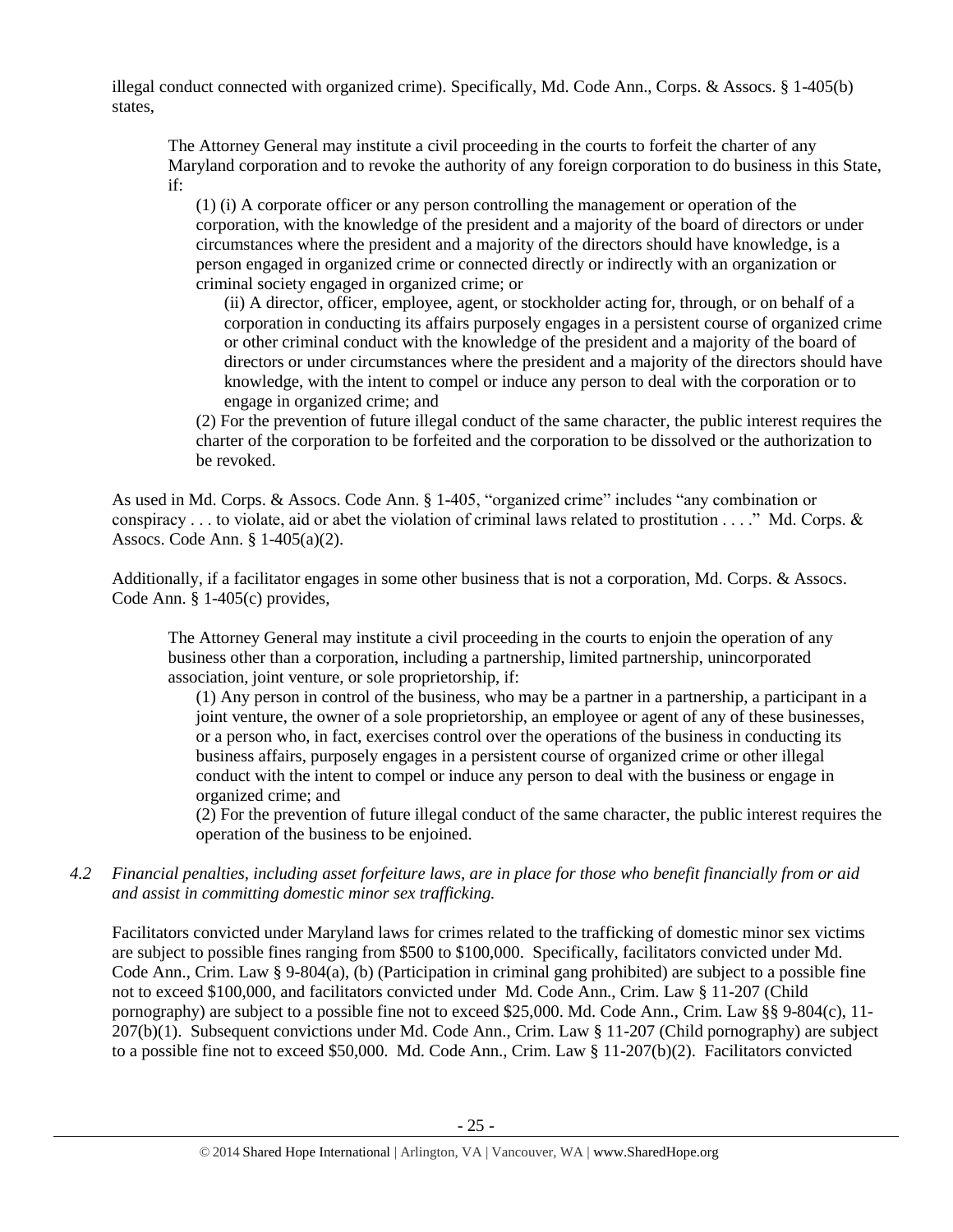illegal conduct connected with organized crime). Specifically, Md. Code Ann., Corps. & Assocs. § 1-405(b) states,

> The Attorney General may institute a civil proceeding in the courts to forfeit the charter of any Maryland corporation and to revoke the authority of any foreign corporation to do business in this State, if:
>
> (1) (i) A corporate officer or any person controlling the management or operation of the corporation, with the knowledge of the president and a majority of the board of directors or under circumstances where the president and a majority of the directors should have knowledge, is a person engaged in organized crime or connected directly or indirectly with an organization or criminal society engaged in organized crime; or
>
> (ii) A director, officer, employee, agent, or stockholder acting for, through, or on behalf of a corporation in conducting its affairs purposely engages in a persistent course of organized crime or other criminal conduct with the knowledge of the president and a majority of the board of directors or under circumstances where the president and a majority of the directors should have knowledge, with the intent to compel or induce any person to deal with the corporation or to engage in organized crime; and
>
> (2) For the prevention of future illegal conduct of the same character, the public interest requires the charter of the corporation to be forfeited and the corporation to be dissolved or the authorization to be revoked.

As used in Md. Corps. & Assocs. Code Ann. § 1-405, "organized crime" includes "any combination or conspiracy . . . to violate, aid or abet the violation of criminal laws related to prostitution . . . ." Md. Corps. & Assocs. Code Ann. § 1-405(a)(2).

Additionally, if a facilitator engages in some other business that is not a corporation, Md. Corps. & Assocs. Code Ann. § 1-405(c) provides,

> The Attorney General may institute a civil proceeding in the courts to enjoin the operation of any business other than a corporation, including a partnership, limited partnership, unincorporated association, joint venture, or sole proprietorship, if:
>
> (1) Any person in control of the business, who may be a partner in a partnership, a participant in a joint venture, the owner of a sole proprietorship, an employee or agent of any of these businesses, or a person who, in fact, exercises control over the operations of the business in conducting its business affairs, purposely engages in a persistent course of organized crime or other illegal conduct with the intent to compel or induce any person to deal with the business or engage in organized crime; and
>
> (2) For the prevention of future illegal conduct of the same character, the public interest requires the operation of the business to be enjoined.

*4.2 Financial penalties, including asset forfeiture laws, are in place for those who benefit financially from or aid and assist in committing domestic minor sex trafficking.*

Facilitators convicted under Maryland laws for crimes related to the trafficking of domestic minor sex victims are subject to possible fines ranging from $500 to $100,000. Specifically, facilitators convicted under Md. Code Ann., Crim. Law § 9-804(a), (b) (Participation in criminal gang prohibited) are subject to a possible fine not to exceed $100,000, and facilitators convicted under Md. Code Ann., Crim. Law § 11-207 (Child pornography) are subject to a possible fine not to exceed $25,000. Md. Code Ann., Crim. Law §§ 9-804(c), 11-207(b)(1). Subsequent convictions under Md. Code Ann., Crim. Law § 11-207 (Child pornography) are subject to a possible fine not to exceed $50,000. Md. Code Ann., Crim. Law § 11-207(b)(2). Facilitators convicted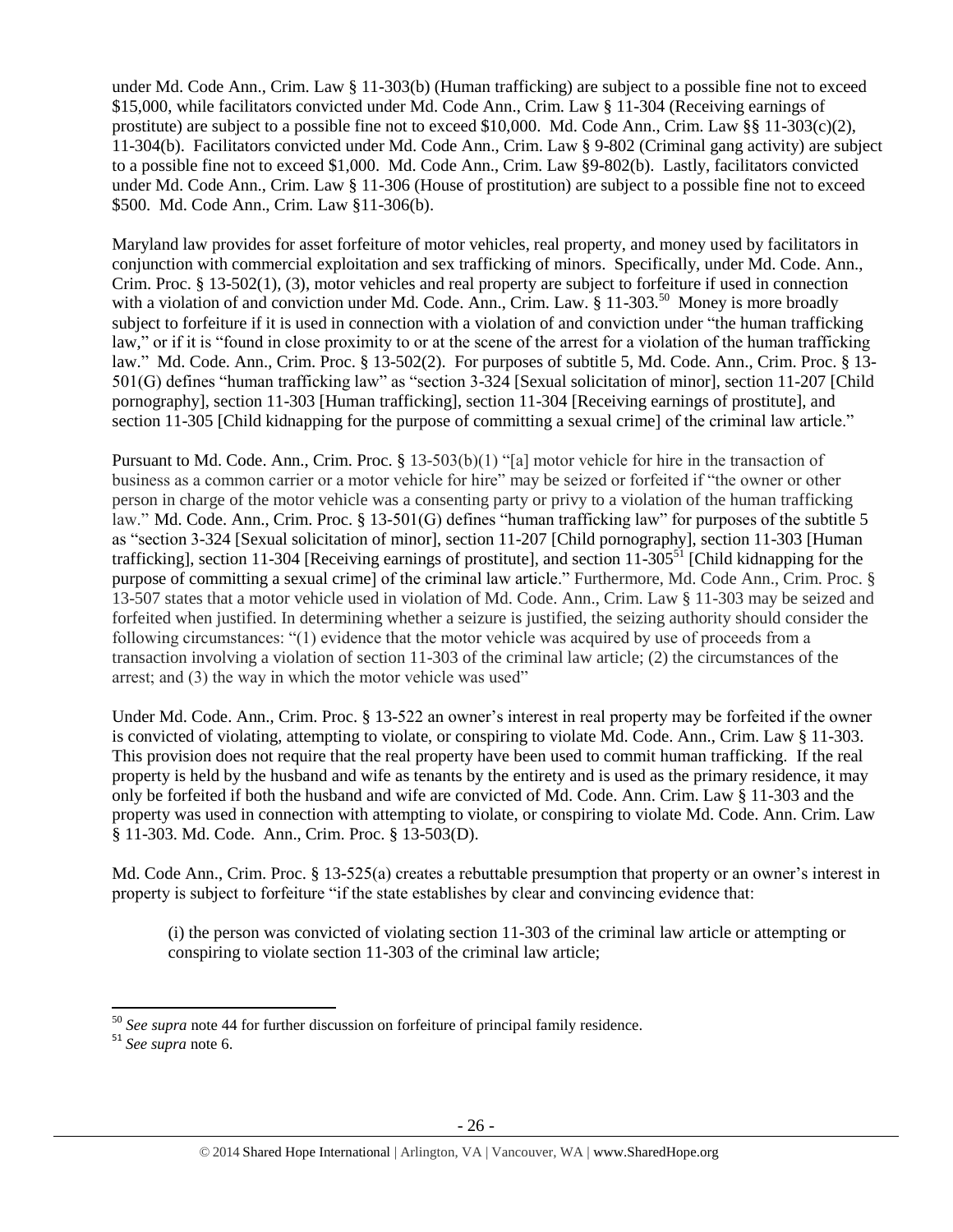under Md. Code Ann., Crim. Law § 11-303(b) (Human trafficking) are subject to a possible fine not to exceed $15,000, while facilitators convicted under Md. Code Ann., Crim. Law § 11-304 (Receiving earnings of prostitute) are subject to a possible fine not to exceed $10,000. Md. Code Ann., Crim. Law §§ 11-303(c)(2), 11-304(b). Facilitators convicted under Md. Code Ann., Crim. Law § 9-802 (Criminal gang activity) are subject to a possible fine not to exceed $1,000. Md. Code Ann., Crim. Law §9-802(b). Lastly, facilitators convicted under Md. Code Ann., Crim. Law § 11-306 (House of prostitution) are subject to a possible fine not to exceed $500. Md. Code Ann., Crim. Law §11-306(b).

Maryland law provides for asset forfeiture of motor vehicles, real property, and money used by facilitators in conjunction with commercial exploitation and sex trafficking of minors. Specifically, under Md. Code. Ann., Crim. Proc. § 13-502(1), (3), motor vehicles and real property are subject to forfeiture if used in connection with a violation of and conviction under Md. Code. Ann., Crim. Law. § 11-303.[50] Money is more broadly subject to forfeiture if it is used in connection with a violation of and conviction under "the human trafficking law," or if it is "found in close proximity to or at the scene of the arrest for a violation of the human trafficking law." Md. Code. Ann., Crim. Proc. § 13-502(2). For purposes of subtitle 5, Md. Code. Ann., Crim. Proc. § 13-501(G) defines "human trafficking law" as "section 3-324 [Sexual solicitation of minor], section 11-207 [Child pornography], section 11-303 [Human trafficking], section 11-304 [Receiving earnings of prostitute], and section 11-305 [Child kidnapping for the purpose of committing a sexual crime] of the criminal law article."

Pursuant to Md. Code. Ann., Crim. Proc. § 13-503(b)(1) "[a] motor vehicle for hire in the transaction of business as a common carrier or a motor vehicle for hire" may be seized or forfeited if "the owner or other person in charge of the motor vehicle was a consenting party or privy to a violation of the human trafficking law." Md. Code. Ann., Crim. Proc. § 13-501(G) defines "human trafficking law" for purposes of the subtitle 5 as "section 3-324 [Sexual solicitation of minor], section 11-207 [Child pornography], section 11-303 [Human trafficking], section 11-304 [Receiving earnings of prostitute], and section 11-305[51] [Child kidnapping for the purpose of committing a sexual crime] of the criminal law article." Furthermore, Md. Code Ann., Crim. Proc. § 13-507 states that a motor vehicle used in violation of Md. Code. Ann., Crim. Law § 11-303 may be seized and forfeited when justified. In determining whether a seizure is justified, the seizing authority should consider the following circumstances: "(1) evidence that the motor vehicle was acquired by use of proceeds from a transaction involving a violation of section 11-303 of the criminal law article; (2) the circumstances of the arrest; and (3) the way in which the motor vehicle was used"

Under Md. Code Ann., Crim. Proc. § 13-522 an owner's interest in real property may be forfeited if the owner is convicted of violating, attempting to violate, or conspiring to violate Md. Code. Ann., Crim. Law § 11-303. This provision does not require that the real property have been used to commit human trafficking. If the real property is held by the husband and wife as tenants by the entirety and is used as the primary residence, it may only be forfeited if both the husband and wife are convicted of Md. Code. Ann. Crim. Law § 11-303 and the property was used in connection with attempting to violate, or conspiring to violate Md. Code. Ann. Crim. Law § 11-303. Md. Code. Ann., Crim. Proc. § 13-503(D).

Md. Code Ann., Crim. Proc. § 13-525(a) creates a rebuttable presumption that property or an owner's interest in property is subject to forfeiture "if the state establishes by clear and convincing evidence that:

> (i) the person was convicted of violating section 11-303 of the criminal law article or attempting or conspiring to violate section 11-303 of the criminal law article;

---

[50] *See supra* note 44 for further discussion on forfeiture of principal family residence.

[51] *See supra* note 6.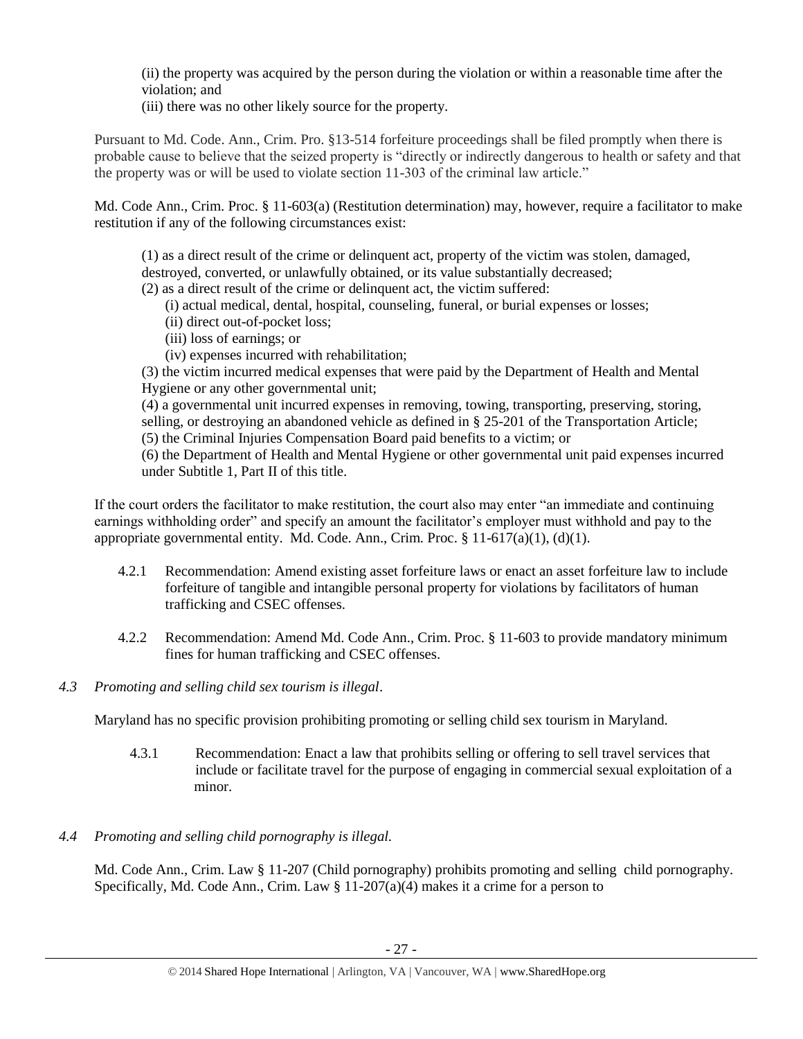(ii) the property was acquired by the person during the violation or within a reasonable time after the violation; and

(iii) there was no other likely source for the property.

Pursuant to Md. Code. Ann., Crim. Pro. §13-514 forfeiture proceedings shall be filed promptly when there is probable cause to believe that the seized property is "directly or indirectly dangerous to health or safety and that the property was or will be used to violate section 11-303 of the criminal law article."

Md. Code Ann., Crim. Proc. § 11-603(a) (Restitution determination) may, however, require a facilitator to make restitution if any of the following circumstances exist:

> (1) as a direct result of the crime or delinquent act, property of the victim was stolen, damaged, destroyed, converted, or unlawfully obtained, or its value substantially decreased;
>
> (2) as a direct result of the crime or delinquent act, the victim suffered:
>
> (i) actual medical, dental, hospital, counseling, funeral, or burial expenses or losses;
>
> (ii) direct out-of-pocket loss;
>
> (iii) loss of earnings; or
>
> (iv) expenses incurred with rehabilitation;
>
> (3) the victim incurred medical expenses that were paid by the Department of Health and Mental Hygiene or any other governmental unit;
>
> (4) a governmental unit incurred expenses in removing, towing, transporting, preserving, storing, selling, or destroying an abandoned vehicle as defined in § 25-201 of the Transportation Article;
>
> (5) the Criminal Injuries Compensation Board paid benefits to a victim; or
>
> (6) the Department of Health and Mental Hygiene or other governmental unit paid expenses incurred under Subtitle 1, Part II of this title.

If the court orders the facilitator to make restitution, the court also may enter "an immediate and continuing earnings withholding order" and specify an amount the facilitator's employer must withhold and pay to the appropriate governmental entity. Md. Code. Ann., Crim. Proc. § 11-617(a)(1), (d)(1).

4.2.1 Recommendation: Amend existing asset forfeiture laws or enact an asset forfeiture law to include forfeiture of tangible and intangible personal property for violations by facilitators of human trafficking and CSEC offenses.

4.2.2 Recommendation: Amend Md. Code Ann., Crim. Proc. § 11-603 to provide mandatory minimum fines for human trafficking and CSEC offenses.

*4.3 Promoting and selling child sex tourism is illegal*.

Maryland has no specific provision prohibiting promoting or selling child sex tourism in Maryland.

4.3.1 Recommendation: Enact a law that prohibits selling or offering to sell travel services that include or facilitate travel for the purpose of engaging in commercial sexual exploitation of a minor.

*4.4 Promoting and selling child pornography is illegal.*

Md. Code Ann., Crim. Law § 11-207 (Child pornography) prohibits promoting and selling child pornography. Specifically, Md. Code Ann., Crim. Law § 11-207(a)(4) makes it a crime for a person to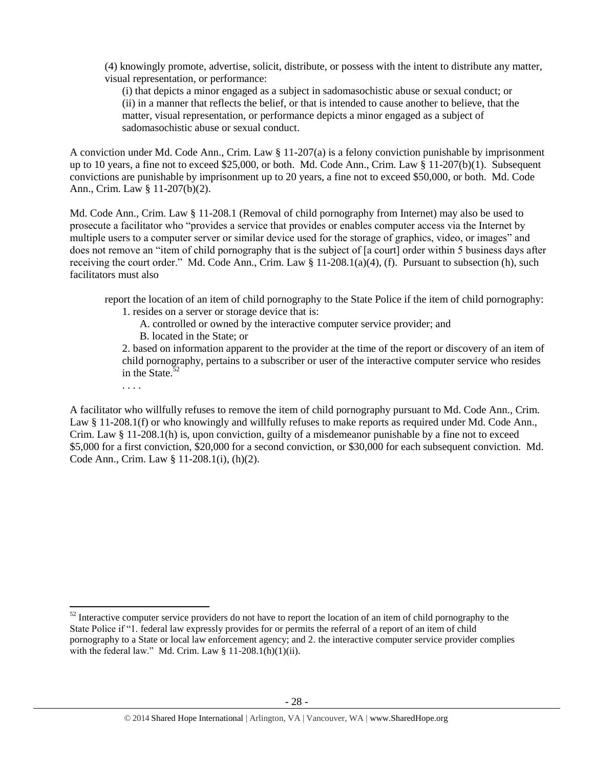(4) knowingly promote, advertise, solicit, distribute, or possess with the intent to distribute any matter, visual representation, or performance:

(i) that depicts a minor engaged as a subject in sadomasochistic abuse or sexual conduct; or
(ii) in a manner that reflects the belief, or that is intended to cause another to believe, that the matter, visual representation, or performance depicts a minor engaged as a subject of sadomasochistic abuse or sexual conduct.

A conviction under Md. Code Ann., Crim. Law § 11-207(a) is a felony conviction punishable by imprisonment up to 10 years, a fine not to exceed $25,000, or both. Md. Code Ann., Crim. Law § 11-207(b)(1). Subsequent convictions are punishable by imprisonment up to 20 years, a fine not to exceed $50,000, or both. Md. Code Ann., Crim. Law § 11-207(b)(2).

Md. Code Ann., Crim. Law § 11-208.1 (Removal of child pornography from Internet) may also be used to prosecute a facilitator who "provides a service that provides or enables computer access via the Internet by multiple users to a computer server or similar device used for the storage of graphics, video, or images" and does not remove an "item of child pornography that is the subject of [a court] order within 5 business days after receiving the court order." Md. Code Ann., Crim. Law § 11-208.1(a)(4), (f). Pursuant to subsection (h), such facilitators must also

report the location of an item of child pornography to the State Police if the item of child pornography:

1. resides on a server or storage device that is:
   A. controlled or owned by the interactive computer service provider; and
   B. located in the State; or
2. based on information apparent to the provider at the time of the report or discovery of an item of child pornography, pertains to a subscriber or user of the interactive computer service who resides in the State.[52]

. . . .

A facilitator who willfully refuses to remove the item of child pornography pursuant to Md. Code Ann., Crim. Law § 11-208.1(f) or who knowingly and willfully refuses to make reports as required under Md. Code Ann., Crim. Law § 11-208.1(h) is, upon conviction, guilty of a misdemeanor punishable by a fine not to exceed $5,000 for a first conviction, $20,000 for a second conviction, or $30,000 for each subsequent conviction. Md. Code Ann., Crim. Law § 11-208.1(i), (h)(2).

[52] Interactive computer service providers do not have to report the location of an item of child pornography to the State Police if "1. federal law expressly provides for or permits the referral of a report of an item of child pornography to a State or local law enforcement agency; and 2. the interactive computer service provider complies with the federal law." Md. Crim. Law § 11-208.1(h)(1)(ii).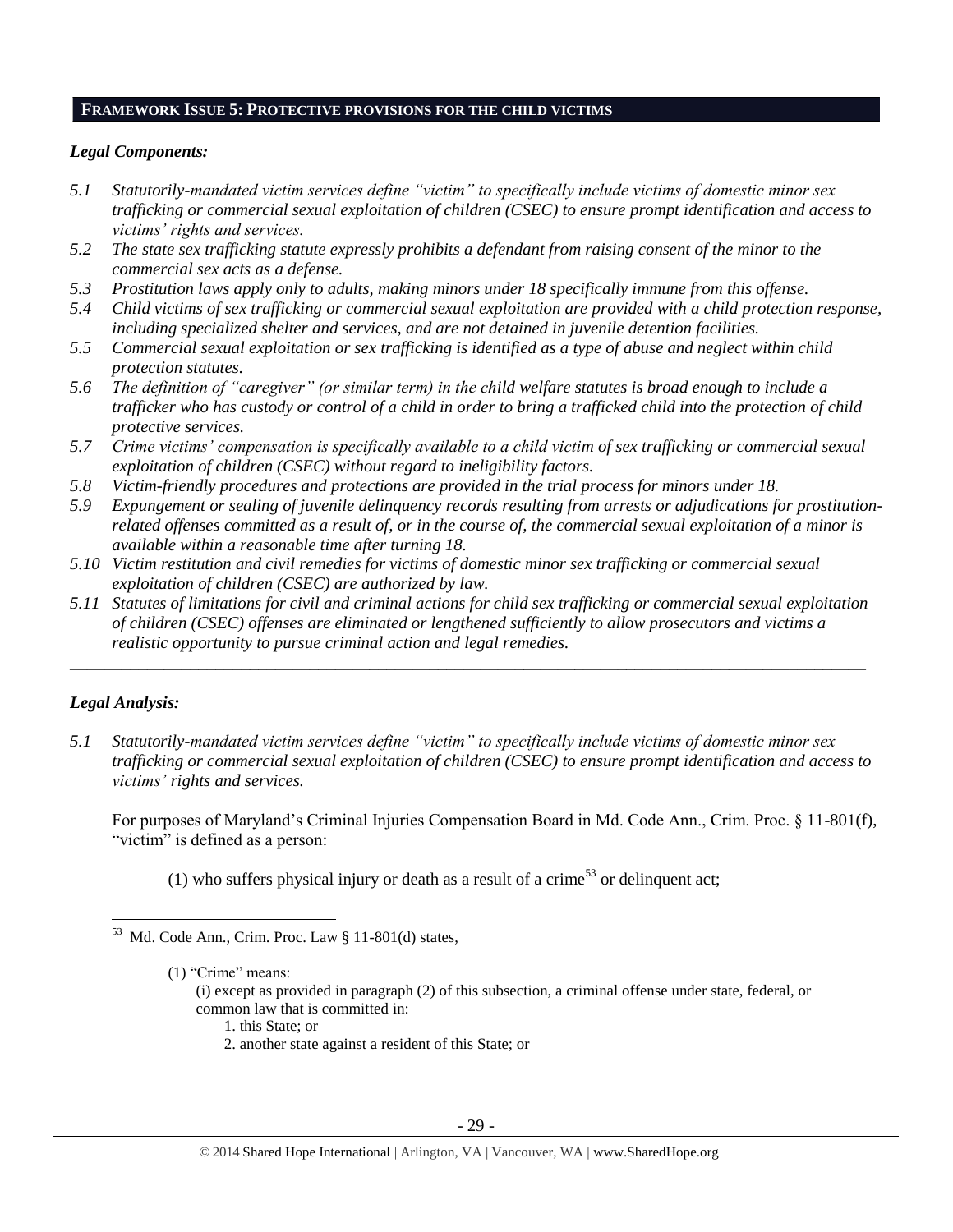## FRAMEWORK ISSUE 5: PROTECTIVE PROVISIONS FOR THE CHILD VICTIMS

### *Legal Components:*

*5.1 Statutorily-mandated victim services define "victim" to specifically include victims of domestic minor sex trafficking or commercial sexual exploitation of children (CSEC) to ensure prompt identification and access to victims' rights and services.*

*5.2 The state sex trafficking statute expressly prohibits a defendant from raising consent of the minor to the commercial sex acts as a defense.*

*5.3 Prostitution laws apply only to adults, making minors under 18 specifically immune from this offense.*

*5.4 Child victims of sex trafficking or commercial sexual exploitation are provided with a child protection response, including specialized shelter and services, and are not detained in juvenile detention facilities.*

*5.5 Commercial sexual exploitation or sex trafficking is identified as a type of abuse and neglect within child protection statutes.*

*5.6 The definition of "caregiver" (or similar term) in the child welfare statutes is broad enough to include a trafficker who has custody or control of a child in order to bring a trafficked child into the protection of child protective services.*

*5.7 Crime victims' compensation is specifically available to a child victim of sex trafficking or commercial sexual exploitation of children (CSEC) without regard to ineligibility factors.*

*5.8 Victim-friendly procedures and protections are provided in the trial process for minors under 18.*

*5.9 Expungement or sealing of juvenile delinquency records resulting from arrests or adjudications for prostitution-related offenses committed as a result of, or in the course of, the commercial sexual exploitation of a minor is available within a reasonable time after turning 18.*

*5.10 Victim restitution and civil remedies for victims of domestic minor sex trafficking or commercial sexual exploitation of children (CSEC) are authorized by law.*

*5.11 Statutes of limitations for civil and criminal actions for child sex trafficking or commercial sexual exploitation of children (CSEC) offenses are eliminated or lengthened sufficiently to allow prosecutors and victims a realistic opportunity to pursue criminal action and legal remedies.*

---

### *Legal Analysis:*

*5.1 Statutorily-mandated victim services define "victim" to specifically include victims of domestic minor sex trafficking or commercial sexual exploitation of children (CSEC) to ensure prompt identification and access to victims' rights and services.*

For purposes of Maryland's Criminal Injuries Compensation Board in Md. Code Ann., Crim. Proc. § 11-801(f), "victim" is defined as a person:

(1) who suffers physical injury or death as a result of a crime[53] or delinquent act;

---

[53] Md. Code Ann., Crim. Proc. Law § 11-801(d) states,

(1) "Crime" means:
(i) except as provided in paragraph (2) of this subsection, a criminal offense under state, federal, or common law that is committed in:
1. this State; or
2. another state against a resident of this State; or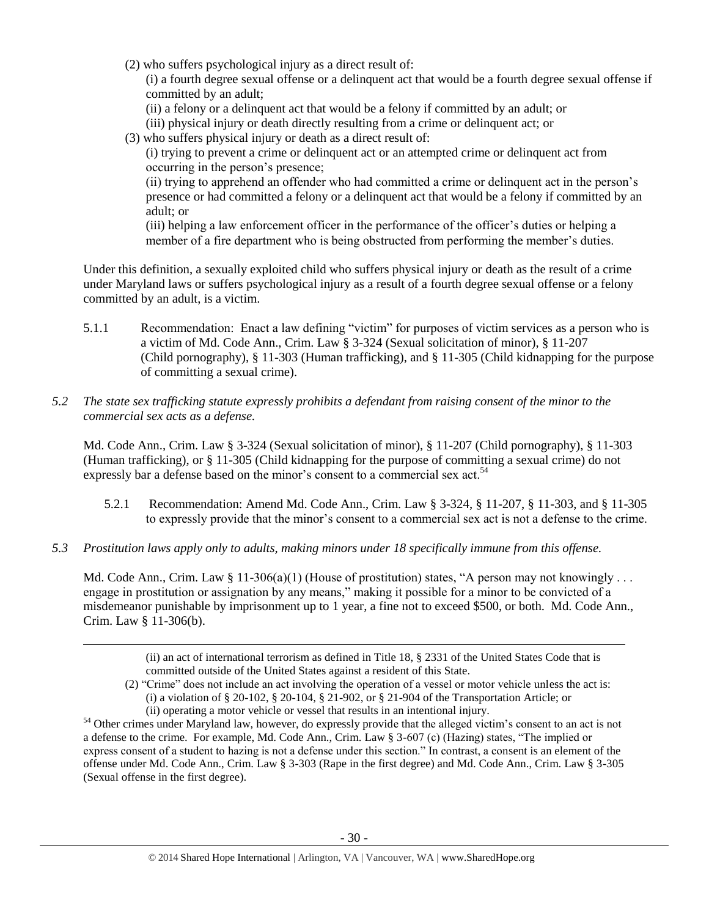(2) who suffers psychological injury as a direct result of:

(i) a fourth degree sexual offense or a delinquent act that would be a fourth degree sexual offense if committed by an adult;

(ii) a felony or a delinquent act that would be a felony if committed by an adult; or

(iii) physical injury or death directly resulting from a crime or delinquent act; or

(3) who suffers physical injury or death as a direct result of:

(i) trying to prevent a crime or delinquent act or an attempted crime or delinquent act from occurring in the person's presence;

(ii) trying to apprehend an offender who had committed a crime or delinquent act in the person's presence or had committed a felony or a delinquent act that would be a felony if committed by an adult; or

(iii) helping a law enforcement officer in the performance of the officer's duties or helping a member of a fire department who is being obstructed from performing the member's duties.

Under this definition, a sexually exploited child who suffers physical injury or death as the result of a crime under Maryland laws or suffers psychological injury as a result of a fourth degree sexual offense or a felony committed by an adult, is a victim.

5.1.1 Recommendation: Enact a law defining "victim" for purposes of victim services as a person who is a victim of Md. Code Ann., Crim. Law § 3-324 (Sexual solicitation of minor), § 11-207 (Child pornography), § 11-303 (Human trafficking), and § 11-305 (Child kidnapping for the purpose of committing a sexual crime).

*5.2 The state sex trafficking statute expressly prohibits a defendant from raising consent of the minor to the commercial sex acts as a defense.*

Md. Code Ann., Crim. Law § 3-324 (Sexual solicitation of minor), § 11-207 (Child pornography), § 11-303 (Human trafficking), or § 11-305 (Child kidnapping for the purpose of committing a sexual crime) do not expressly bar a defense based on the minor's consent to a commercial sex act.[54]

5.2.1 Recommendation: Amend Md. Code Ann., Crim. Law § 3-324, § 11-207, § 11-303, and § 11-305 to expressly provide that the minor's consent to a commercial sex act is not a defense to the crime.

*5.3 Prostitution laws apply only to adults, making minors under 18 specifically immune from this offense.*

Md. Code Ann., Crim. Law § 11-306(a)(1) (House of prostitution) states, "A person may not knowingly . . . engage in prostitution or assignation by any means," making it possible for a minor to be convicted of a misdemeanor punishable by imprisonment up to 1 year, a fine not to exceed $500, or both. Md. Code Ann., Crim. Law § 11-306(b).

---

(ii) an act of international terrorism as defined in Title 18, § 2331 of the United States Code that is committed outside of the United States against a resident of this State.

(2) "Crime" does not include an act involving the operation of a vessel or motor vehicle unless the act is:

(i) a violation of § 20-102, § 20-104, § 21-902, or § 21-904 of the Transportation Article; or

(ii) operating a motor vehicle or vessel that results in an intentional injury.

[54] Other crimes under Maryland law, however, do expressly provide that the alleged victim's consent to an act is not a defense to the crime. For example, Md. Code Ann., Crim. Law § 3-607 (c) (Hazing) states, "The implied or express consent of a student to hazing is not a defense under this section." In contrast, a consent is an element of the offense under Md. Code Ann., Crim. Law § 3-303 (Rape in the first degree) and Md. Code Ann., Crim. Law § 3-305 (Sexual offense in the first degree).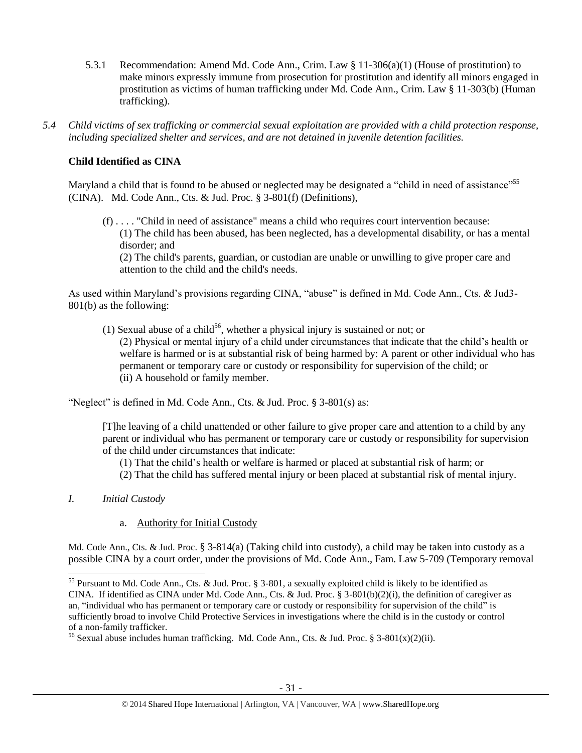5.3.1 Recommendation: Amend Md. Code Ann., Crim. Law § 11-306(a)(1) (House of prostitution) to make minors expressly immune from prosecution for prostitution and identify all minors engaged in prostitution as victims of human trafficking under Md. Code Ann., Crim. Law § 11-303(b) (Human trafficking).

*5.4 Child victims of sex trafficking or commercial sexual exploitation are provided with a child protection response, including specialized shelter and services, and are not detained in juvenile detention facilities.*

**Child Identified as CINA**

Maryland a child that is found to be abused or neglected may be designated a "child in need of assistance"[55] (CINA). Md. Code Ann., Cts. & Jud. Proc. § 3-801(f) (Definitions),

> (f) . . . . "Child in need of assistance" means a child who requires court intervention because:
> (1) The child has been abused, has been neglected, has a developmental disability, or has a mental disorder; and
> (2) The child's parents, guardian, or custodian are unable or unwilling to give proper care and attention to the child and the child's needs.

As used within Maryland's provisions regarding CINA, "abuse" is defined in Md. Code Ann., Cts. & Jud3-801(b) as the following:

> (1) Sexual abuse of a child[56], whether a physical injury is sustained or not; or
> (2) Physical or mental injury of a child under circumstances that indicate that the child's health or welfare is harmed or is at substantial risk of being harmed by: A parent or other individual who has permanent or temporary care or custody or responsibility for supervision of the child; or
> (ii) A household or family member.

"Neglect" is defined in Md. Code Ann., Cts. & Jud. Proc. § 3-801(s) as:

> [T]he leaving of a child unattended or other failure to give proper care and attention to a child by any parent or individual who has permanent or temporary care or custody or responsibility for supervision of the child under circumstances that indicate:
> (1) That the child's health or welfare is harmed or placed at substantial risk of harm; or
> (2) That the child has suffered mental injury or been placed at substantial risk of mental injury.

*I. Initial Custody*

a. Authority for Initial Custody

Md. Code Ann., Cts. & Jud. Proc. § 3-814(a) (Taking child into custody), a child may be taken into custody as a possible CINA by a court order, under the provisions of Md. Code Ann., Fam. Law 5-709 (Temporary removal

---

[55] Pursuant to Md. Code Ann., Cts. & Jud. Proc. § 3-801, a sexually exploited child is likely to be identified as CINA. If identified as CINA under Md. Code Ann., Cts. & Jud. Proc. § 3-801(b)(2)(i), the definition of caregiver as an, "individual who has permanent or temporary care or custody or responsibility for supervision of the child" is sufficiently broad to involve Child Protective Services in investigations where the child is in the custody or control of a non-family trafficker.

[56] Sexual abuse includes human trafficking. Md. Code Ann., Cts. & Jud. Proc. § 3-801(x)(2)(ii).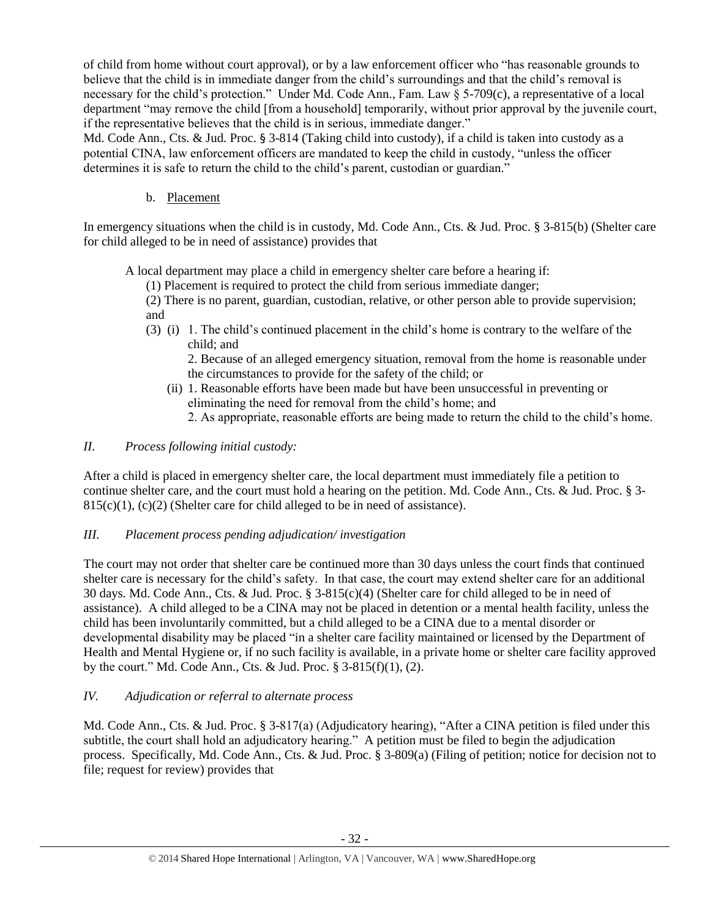of child from home without court approval), or by a law enforcement officer who "has reasonable grounds to believe that the child is in immediate danger from the child's surroundings and that the child's removal is necessary for the child's protection." Under Md. Code Ann., Fam. Law § 5-709(c), a representative of a local department "may remove the child [from a household] temporarily, without prior approval by the juvenile court, if the representative believes that the child is in serious, immediate danger."

Md. Code Ann., Cts. & Jud. Proc. § 3-814 (Taking child into custody), if a child is taken into custody as a potential CINA, law enforcement officers are mandated to keep the child in custody, "unless the officer determines it is safe to return the child to the child's parent, custodian or guardian."

b. Placement

In emergency situations when the child is in custody, Md. Code Ann., Cts. & Jud. Proc. § 3-815(b) (Shelter care for child alleged to be in need of assistance) provides that

> A local department may place a child in emergency shelter care before a hearing if:
>
> (1) Placement is required to protect the child from serious immediate danger;
>
> (2) There is no parent, guardian, custodian, relative, or other person able to provide supervision; and
>
> (3) (i) 1. The child's continued placement in the child's home is contrary to the welfare of the child; and
>
> 2. Because of an alleged emergency situation, removal from the home is reasonable under the circumstances to provide for the safety of the child; or
>
> (ii) 1. Reasonable efforts have been made but have been unsuccessful in preventing or eliminating the need for removal from the child's home; and
>
> 2. As appropriate, reasonable efforts are being made to return the child to the child's home.

*II. Process following initial custody:*

After a child is placed in emergency shelter care, the local department must immediately file a petition to continue shelter care, and the court must hold a hearing on the petition. Md. Code Ann., Cts. & Jud. Proc. § 3-815(c)(1), (c)(2) (Shelter care for child alleged to be in need of assistance).

*III. Placement process pending adjudication/ investigation*

The court may not order that shelter care be continued more than 30 days unless the court finds that continued shelter care is necessary for the child's safety. In that case, the court may extend shelter care for an additional 30 days. Md. Code Ann., Cts. & Jud. Proc. § 3-815(c)(4) (Shelter care for child alleged to be in need of assistance). A child alleged to be a CINA may not be placed in detention or a mental health facility, unless the child has been involuntarily committed, but a child alleged to be a CINA due to a mental disorder or developmental disability may be placed "in a shelter care facility maintained or licensed by the Department of Health and Mental Hygiene or, if no such facility is available, in a private home or shelter care facility approved by the court." Md. Code Ann., Cts. & Jud. Proc. § 3-815(f)(1), (2).

*IV. Adjudication or referral to alternate process*

Md. Code Ann., Cts. & Jud. Proc. § 3-817(a) (Adjudicatory hearing), "After a CINA petition is filed under this subtitle, the court shall hold an adjudicatory hearing." A petition must be filed to begin the adjudication process. Specifically, Md. Code Ann., Cts. & Jud. Proc. § 3-809(a) (Filing of petition; notice for decision not to file; request for review) provides that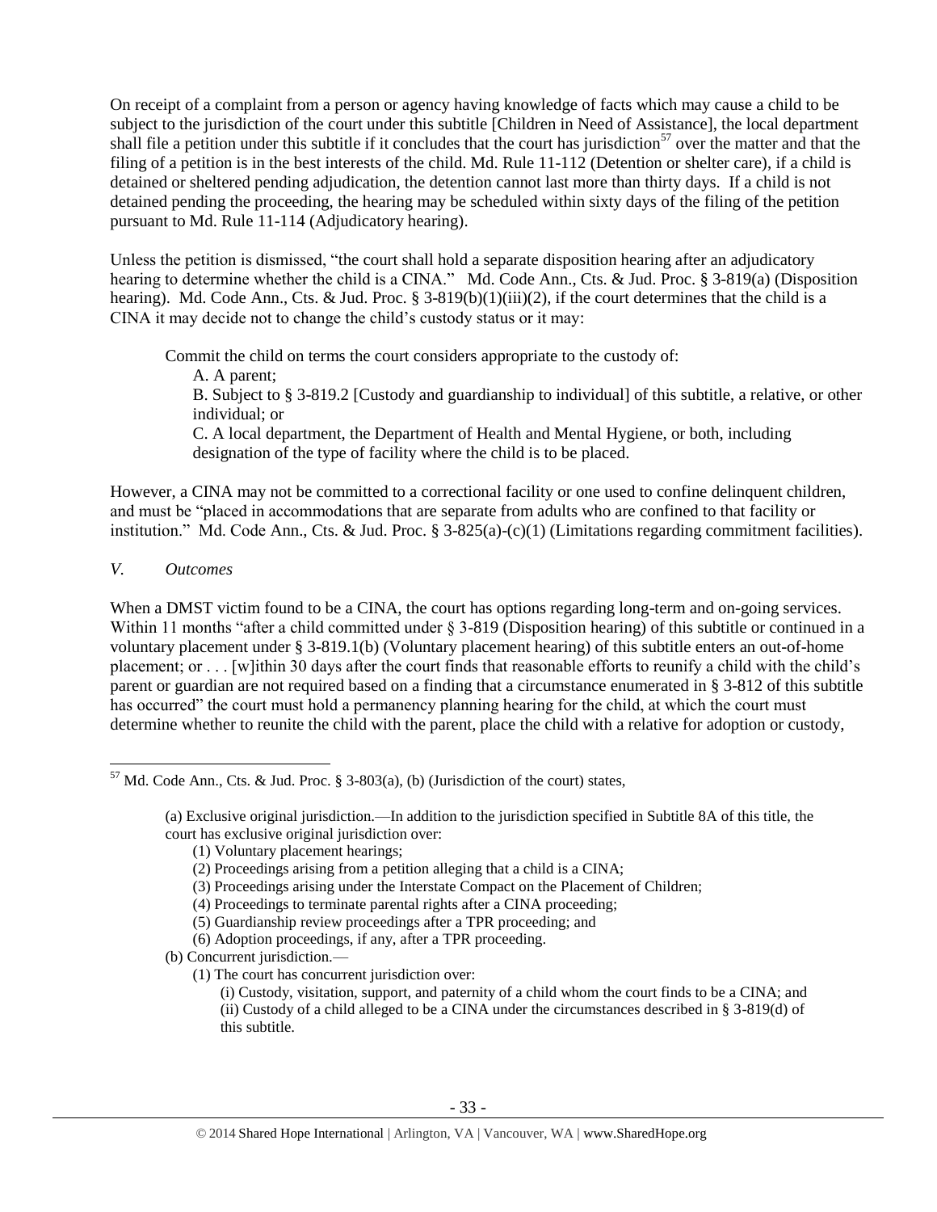On receipt of a complaint from a person or agency having knowledge of facts which may cause a child to be subject to the jurisdiction of the court under this subtitle [Children in Need of Assistance], the local department shall file a petition under this subtitle if it concludes that the court has jurisdiction[57] over the matter and that the filing of a petition is in the best interests of the child. Md. Rule 11-112 (Detention or shelter care), if a child is detained or sheltered pending adjudication, the detention cannot last more than thirty days. If a child is not detained pending the proceeding, the hearing may be scheduled within sixty days of the filing of the petition pursuant to Md. Rule 11-114 (Adjudicatory hearing).

Unless the petition is dismissed, "the court shall hold a separate disposition hearing after an adjudicatory hearing to determine whether the child is a CINA." Md. Code Ann., Cts. & Jud. Proc. § 3-819(a) (Disposition hearing). Md. Code Ann., Cts. & Jud. Proc. § 3-819(b)(1)(iii)(2), if the court determines that the child is a CINA it may decide not to change the child's custody status or it may:

> Commit the child on terms the court considers appropriate to the custody of:
>
> A. A parent;
>
> B. Subject to § 3-819.2 [Custody and guardianship to individual] of this subtitle, a relative, or other individual; or
>
> C. A local department, the Department of Health and Mental Hygiene, or both, including designation of the type of facility where the child is to be placed.

However, a CINA may not be committed to a correctional facility or one used to confine delinquent children, and must be "placed in accommodations that are separate from adults who are confined to that facility or institution." Md. Code Ann., Cts. & Jud. Proc. § 3-825(a)-(c)(1) (Limitations regarding commitment facilities).

*V. Outcomes*

When a DMST victim found to be a CINA, the court has options regarding long-term and on-going services. Within 11 months "after a child committed under § 3-819 (Disposition hearing) of this subtitle or continued in a voluntary placement under § 3-819.1(b) (Voluntary placement hearing) of this subtitle enters an out-of-home placement; or . . . [w]ithin 30 days after the court finds that reasonable efforts to reunify a child with the child's parent or guardian are not required based on a finding that a circumstance enumerated in § 3-812 of this subtitle has occurred" the court must hold a permanency planning hearing for the child, at which the court must determine whether to reunite the child with the parent, place the child with a relative for adoption or custody,

---

[57] Md. Code Ann., Cts. & Jud. Proc. § 3-803(a), (b) (Jurisdiction of the court) states,

> (a) Exclusive original jurisdiction.—In addition to the jurisdiction specified in Subtitle 8A of this title, the court has exclusive original jurisdiction over:
>
> (1) Voluntary placement hearings;
>
> (2) Proceedings arising from a petition alleging that a child is a CINA;
>
> (3) Proceedings arising under the Interstate Compact on the Placement of Children;
>
> (4) Proceedings to terminate parental rights after a CINA proceeding;
>
> (5) Guardianship review proceedings after a TPR proceeding; and
>
> (6) Adoption proceedings, if any, after a TPR proceeding.
>
> (b) Concurrent jurisdiction.—
>
> (1) The court has concurrent jurisdiction over:
>
> (i) Custody, visitation, support, and paternity of a child whom the court finds to be a CINA; and
>
> (ii) Custody of a child alleged to be a CINA under the circumstances described in § 3-819(d) of this subtitle.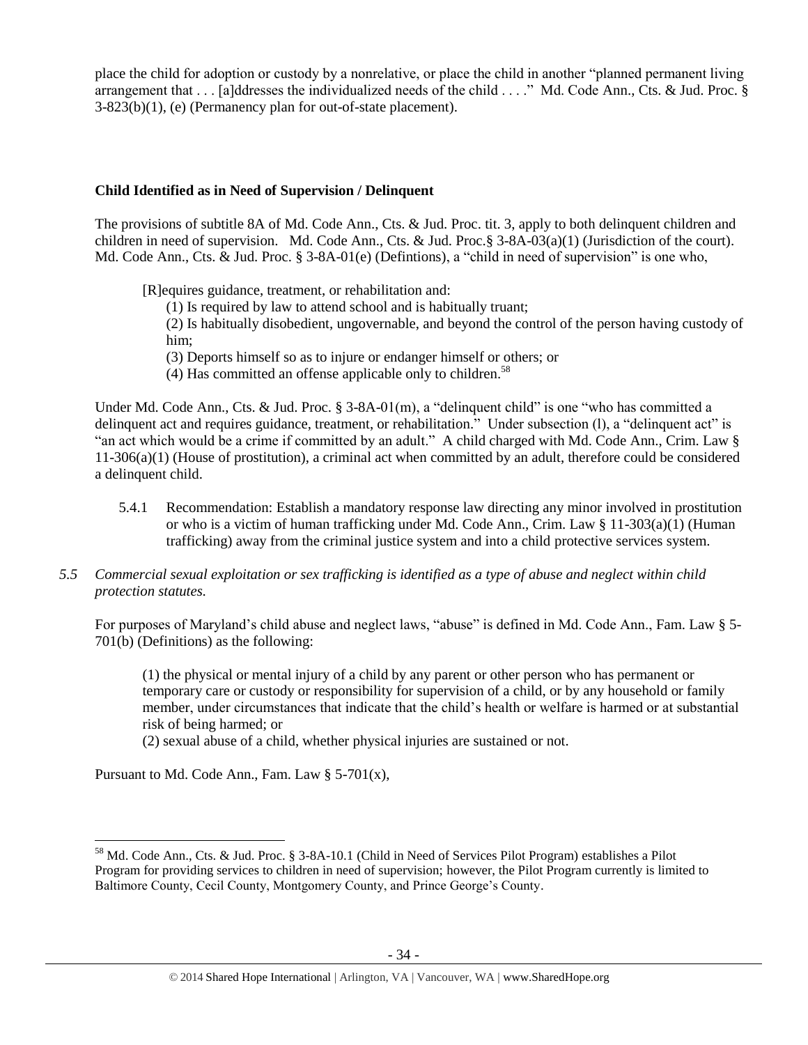place the child for adoption or custody by a nonrelative, or place the child in another "planned permanent living arrangement that . . . [a]ddresses the individualized needs of the child . . . ." Md. Code Ann., Cts. & Jud. Proc. § 3-823(b)(1), (e) (Permanency plan for out-of-state placement).

**Child Identified as in Need of Supervision / Delinquent**

The provisions of subtitle 8A of Md. Code Ann., Cts. & Jud. Proc. tit. 3, apply to both delinquent children and children in need of supervision. Md. Code Ann., Cts. & Jud. Proc.§ 3-8A-03(a)(1) (Jurisdiction of the court). Md. Code Ann., Cts. & Jud. Proc. § 3-8A-01(e) (Defintions), a "child in need of supervision" is one who,

> [R]equires guidance, treatment, or rehabilitation and:
> (1) Is required by law to attend school and is habitually truant;
> (2) Is habitually disobedient, ungovernable, and beyond the control of the person having custody of him;
> (3) Deports himself so as to injure or endanger himself or others; or
> (4) Has committed an offense applicable only to children.[58]

Under Md. Code Ann., Cts. & Jud. Proc. § 3-8A-01(m), a "delinquent child" is one "who has committed a delinquent act and requires guidance, treatment, or rehabilitation." Under subsection (l), a "delinquent act" is "an act which would be a crime if committed by an adult." A child charged with Md. Code Ann., Crim. Law § 11-306(a)(1) (House of prostitution), a criminal act when committed by an adult, therefore could be considered a delinquent child.

5.4.1 Recommendation: Establish a mandatory response law directing any minor involved in prostitution or who is a victim of human trafficking under Md. Code Ann., Crim. Law § 11-303(a)(1) (Human trafficking) away from the criminal justice system and into a child protective services system.

*5.5 Commercial sexual exploitation or sex trafficking is identified as a type of abuse and neglect within child protection statutes.*

For purposes of Maryland's child abuse and neglect laws, "abuse" is defined in Md. Code Ann., Fam. Law § 5-701(b) (Definitions) as the following:

> (1) the physical or mental injury of a child by any parent or other person who has permanent or temporary care or custody or responsibility for supervision of a child, or by any household or family member, under circumstances that indicate that the child's health or welfare is harmed or at substantial risk of being harmed; or
> (2) sexual abuse of a child, whether physical injuries are sustained or not.

Pursuant to Md. Code Ann., Fam. Law § 5-701(x),

---

[58] Md. Code Ann., Cts. & Jud. Proc. § 3-8A-10.1 (Child in Need of Services Pilot Program) establishes a Pilot Program for providing services to children in need of supervision; however, the Pilot Program currently is limited to Baltimore County, Cecil County, Montgomery County, and Prince George's County.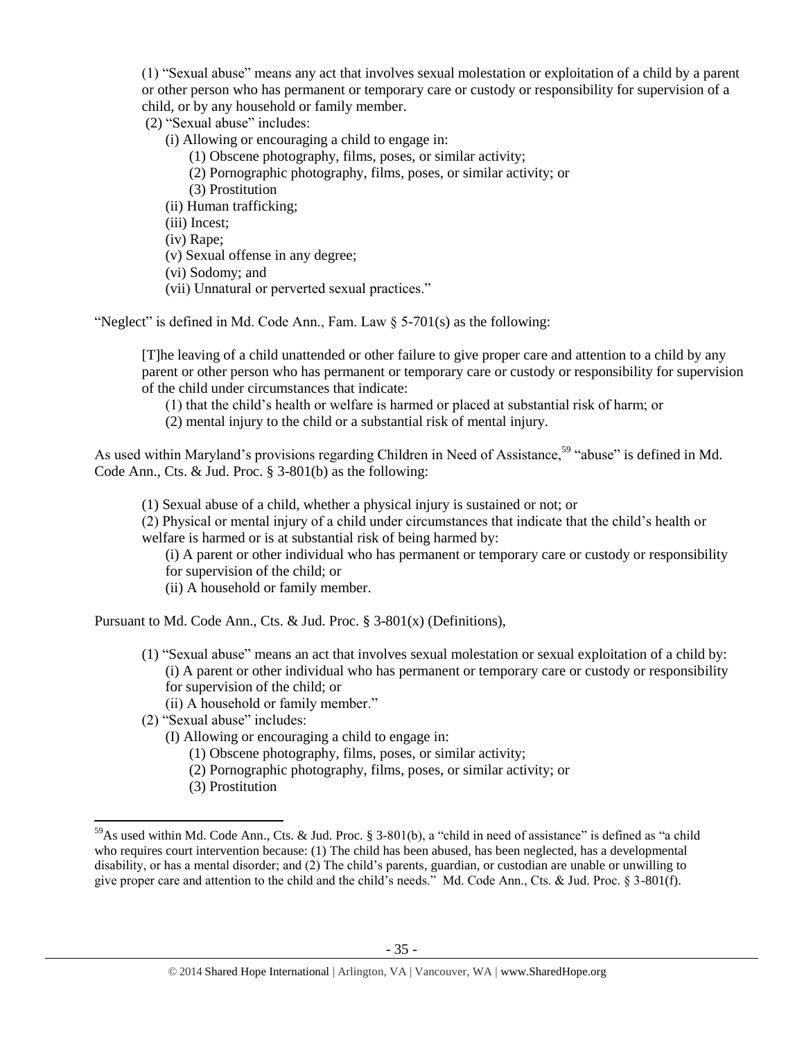(1) "Sexual abuse" means any act that involves sexual molestation or exploitation of a child by a parent or other person who has permanent or temporary care or custody or responsibility for supervision of a child, or by any household or family member.

(2) "Sexual abuse" includes:

- (i) Allowing or encouraging a child to engage in:
  - (1) Obscene photography, films, poses, or similar activity;
  - (2) Pornographic photography, films, poses, or similar activity; or
  - (3) Prostitution
- (ii) Human trafficking;
- (iii) Incest;
- (iv) Rape;
- (v) Sexual offense in any degree;
- (vi) Sodomy; and
- (vii) Unnatural or perverted sexual practices."

"Neglect" is defined in Md. Code Ann., Fam. Law § 5-701(s) as the following:

> [T]he leaving of a child unattended or other failure to give proper care and attention to a child by any parent or other person who has permanent or temporary care or custody or responsibility for supervision of the child under circumstances that indicate:
>
> (1) that the child's health or welfare is harmed or placed at substantial risk of harm; or
>
> (2) mental injury to the child or a substantial risk of mental injury.

As used within Maryland's provisions regarding Children in Need of Assistance,[59] "abuse" is defined in Md. Code Ann., Cts. & Jud. Proc. § 3-801(b) as the following:

> (1) Sexual abuse of a child, whether a physical injury is sustained or not; or
>
> (2) Physical or mental injury of a child under circumstances that indicate that the child's health or welfare is harmed or is at substantial risk of being harmed by:
>
> (i) A parent or other individual who has permanent or temporary care or custody or responsibility for supervision of the child; or
>
> (ii) A household or family member.

Pursuant to Md. Code Ann., Cts. & Jud. Proc. § 3-801(x) (Definitions),

(1) "Sexual abuse" means an act that involves sexual molestation or sexual exploitation of a child by:

- (i) A parent or other individual who has permanent or temporary care or custody or responsibility for supervision of the child; or
- (ii) A household or family member."

(2) "Sexual abuse" includes:

- (I) Allowing or encouraging a child to engage in:
  - (1) Obscene photography, films, poses, or similar activity;
  - (2) Pornographic photography, films, poses, or similar activity; or
  - (3) Prostitution

---

[59] As used within Md. Code Ann., Cts. & Jud. Proc. § 3-801(b), a "child in need of assistance" is defined as "a child who requires court intervention because: (1) The child has been abused, has been neglected, has a developmental disability, or has a mental disorder; and (2) The child's parents, guardian, or custodian are unable or unwilling to give proper care and attention to the child and the child's needs." Md. Code Ann., Cts. & Jud. Proc. § 3-801(f).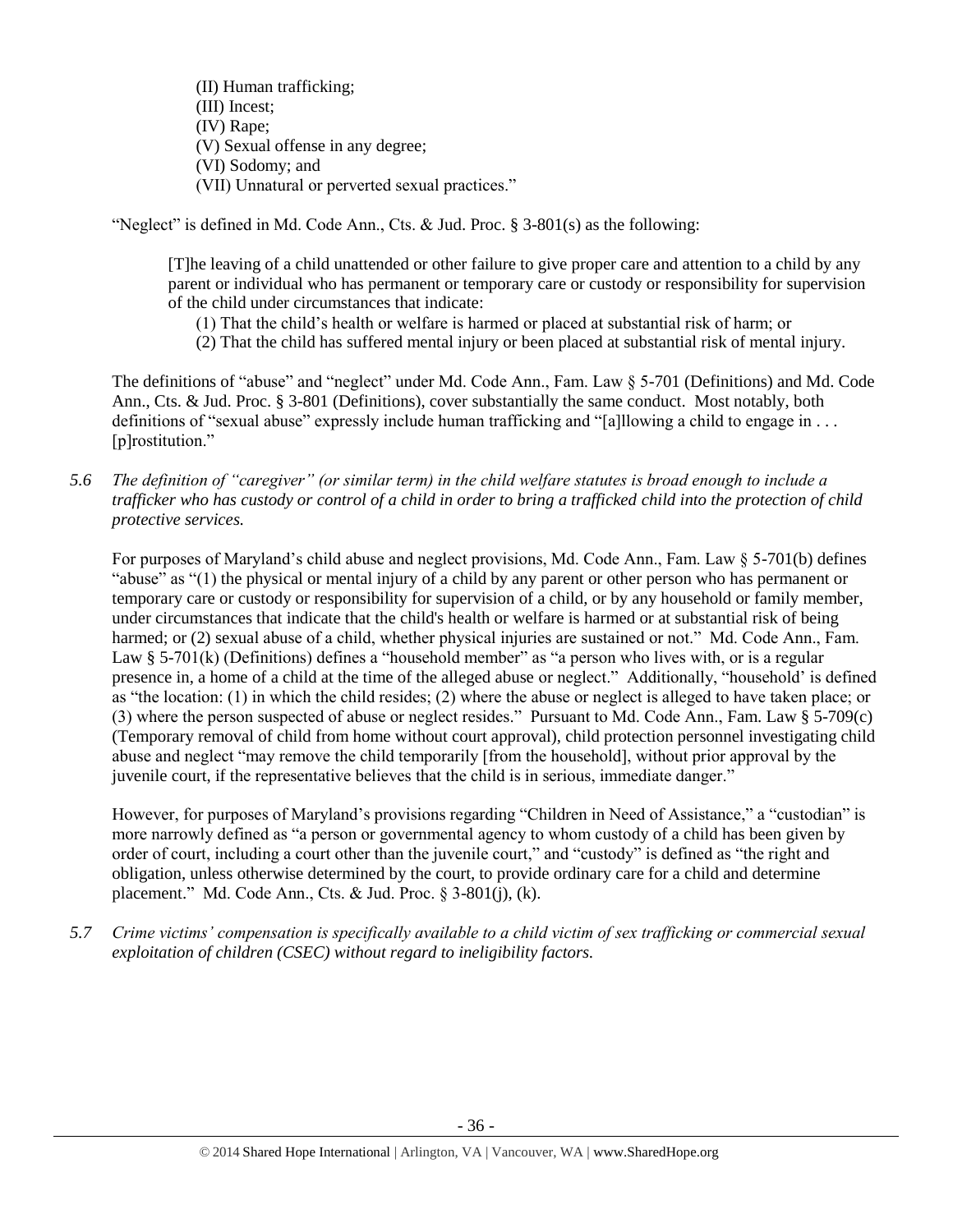(II) Human trafficking;
(III) Incest;
(IV) Rape;
(V) Sexual offense in any degree;
(VI) Sodomy; and
(VII) Unnatural or perverted sexual practices."

"Neglect" is defined in Md. Code Ann., Cts. & Jud. Proc. § 3-801(s) as the following:

> [T]he leaving of a child unattended or other failure to give proper care and attention to a child by any parent or individual who has permanent or temporary care or custody or responsibility for supervision of the child under circumstances that indicate:
> (1) That the child's health or welfare is harmed or placed at substantial risk of harm; or
> (2) That the child has suffered mental injury or been placed at substantial risk of mental injury.

The definitions of "abuse" and "neglect" under Md. Code Ann., Fam. Law § 5-701 (Definitions) and Md. Code Ann., Cts. & Jud. Proc. § 3-801 (Definitions), cover substantially the same conduct. Most notably, both definitions of "sexual abuse" expressly include human trafficking and "[a]llowing a child to engage in . . . [p]rostitution."

*5.6 The definition of "caregiver" (or similar term) in the child welfare statutes is broad enough to include a trafficker who has custody or control of a child in order to bring a trafficked child into the protection of child protective services.*

For purposes of Maryland's child abuse and neglect provisions, Md. Code Ann., Fam. Law § 5-701(b) defines "abuse" as "(1) the physical or mental injury of a child by any parent or other person who has permanent or temporary care or custody or responsibility for supervision of a child, or by any household or family member, under circumstances that indicate that the child's health or welfare is harmed or at substantial risk of being harmed; or (2) sexual abuse of a child, whether physical injuries are sustained or not." Md. Code Ann., Fam. Law § 5-701(k) (Definitions) defines a "household member" as "a person who lives with, or is a regular presence in, a home of a child at the time of the alleged abuse or neglect." Additionally, "household' is defined as "the location: (1) in which the child resides; (2) where the abuse or neglect is alleged to have taken place; or (3) where the person suspected of abuse or neglect resides." Pursuant to Md. Code Ann., Fam. Law § 5-709(c) (Temporary removal of child from home without court approval), child protection personnel investigating child abuse and neglect "may remove the child temporarily [from the household], without prior approval by the juvenile court, if the representative believes that the child is in serious, immediate danger."

However, for purposes of Maryland's provisions regarding "Children in Need of Assistance," a "custodian" is more narrowly defined as "a person or governmental agency to whom custody of a child has been given by order of court, including a court other than the juvenile court," and "custody" is defined as "the right and obligation, unless otherwise determined by the court, to provide ordinary care for a child and determine placement." Md. Code Ann., Cts. & Jud. Proc. § 3-801(j), (k).

*5.7 Crime victims' compensation is specifically available to a child victim of sex trafficking or commercial sexual exploitation of children (CSEC) without regard to ineligibility factors.*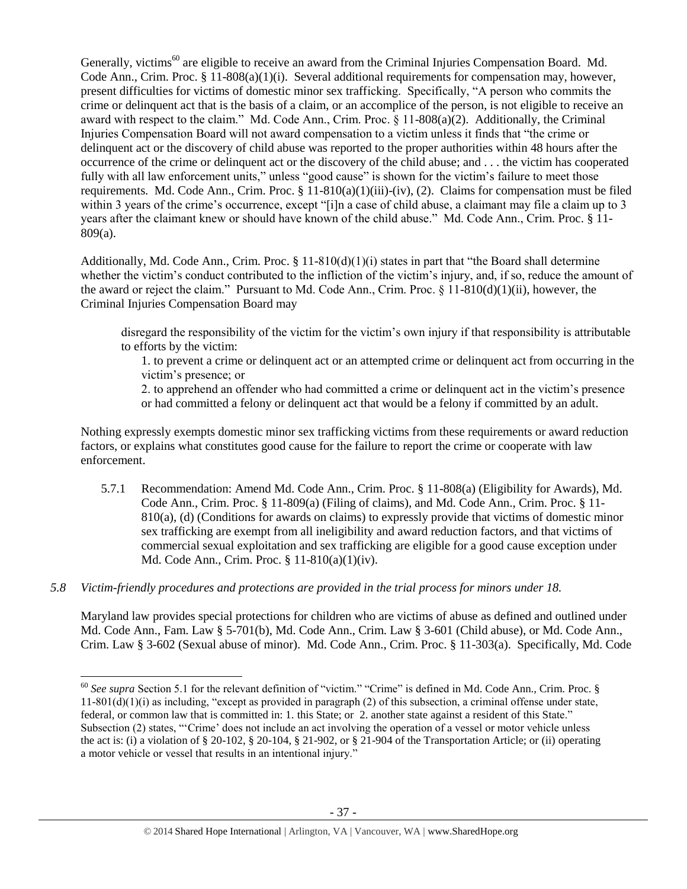Generally, victims[60] are eligible to receive an award from the Criminal Injuries Compensation Board. Md. Code Ann., Crim. Proc. § 11-808(a)(1)(i). Several additional requirements for compensation may, however, present difficulties for victims of domestic minor sex trafficking. Specifically, "A person who commits the crime or delinquent act that is the basis of a claim, or an accomplice of the person, is not eligible to receive an award with respect to the claim." Md. Code Ann., Crim. Proc. § 11-808(a)(2). Additionally, the Criminal Injuries Compensation Board will not award compensation to a victim unless it finds that "the crime or delinquent act or the discovery of child abuse was reported to the proper authorities within 48 hours after the occurrence of the crime or delinquent act or the discovery of the child abuse; and . . . the victim has cooperated fully with all law enforcement units," unless "good cause" is shown for the victim's failure to meet those requirements. Md. Code Ann., Crim. Proc. § 11-810(a)(1)(iii)-(iv), (2). Claims for compensation must be filed within 3 years of the crime's occurrence, except "[i]n a case of child abuse, a claimant may file a claim up to 3 years after the claimant knew or should have known of the child abuse." Md. Code Ann., Crim. Proc. § 11-809(a).

Additionally, Md. Code Ann., Crim. Proc. § 11-810(d)(1)(i) states in part that "the Board shall determine whether the victim's conduct contributed to the infliction of the victim's injury, and, if so, reduce the amount of the award or reject the claim." Pursuant to Md. Code Ann., Crim. Proc. § 11-810(d)(1)(ii), however, the Criminal Injuries Compensation Board may

> disregard the responsibility of the victim for the victim's own injury if that responsibility is attributable to efforts by the victim:
>
> 1. to prevent a crime or delinquent act or an attempted crime or delinquent act from occurring in the victim's presence; or
>
> 2. to apprehend an offender who had committed a crime or delinquent act in the victim's presence or had committed a felony or delinquent act that would be a felony if committed by an adult.

Nothing expressly exempts domestic minor sex trafficking victims from these requirements or award reduction factors, or explains what constitutes good cause for the failure to report the crime or cooperate with law enforcement.

5.7.1 Recommendation: Amend Md. Code Ann., Crim. Proc. § 11-808(a) (Eligibility for Awards), Md. Code Ann., Crim. Proc. § 11-809(a) (Filing of claims), and Md. Code Ann., Crim. Proc. § 11-810(a), (d) (Conditions for awards on claims) to expressly provide that victims of domestic minor sex trafficking are exempt from all ineligibility and award reduction factors, and that victims of commercial sexual exploitation and sex trafficking are eligible for a good cause exception under Md. Code Ann., Crim. Proc. § 11-810(a)(1)(iv).

*5.8 Victim-friendly procedures and protections are provided in the trial process for minors under 18.*

Maryland law provides special protections for children who are victims of abuse as defined and outlined under Md. Code Ann., Fam. Law § 5-701(b), Md. Code Ann., Crim. Law § 3-601 (Child abuse), or Md. Code Ann., Crim. Law § 3-602 (Sexual abuse of minor). Md. Code Ann., Crim. Proc. § 11-303(a). Specifically, Md. Code

---

[60] *See supra* Section 5.1 for the relevant definition of "victim." "Crime" is defined in Md. Code Ann., Crim. Proc. § 11-801(d)(1)(i) as including, "except as provided in paragraph (2) of this subsection, a criminal offense under state, federal, or common law that is committed in: 1. this State; or 2. another state against a resident of this State." Subsection (2) states, "'Crime' does not include an act involving the operation of a vessel or motor vehicle unless the act is: (i) a violation of § 20-102, § 20-104, § 21-902, or § 21-904 of the Transportation Article; or (ii) operating a motor vehicle or vessel that results in an intentional injury."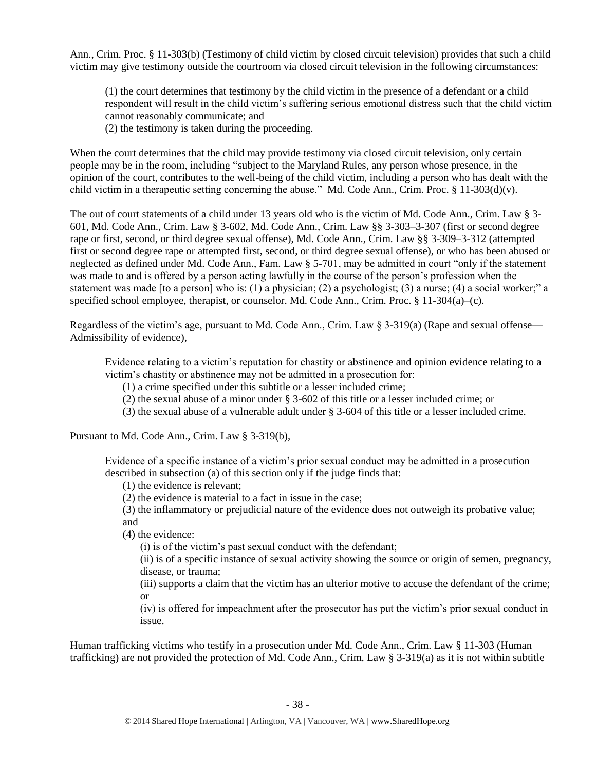Ann., Crim. Proc. § 11-303(b) (Testimony of child victim by closed circuit television) provides that such a child victim may give testimony outside the courtroom via closed circuit television in the following circumstances:

> (1) the court determines that testimony by the child victim in the presence of a defendant or a child respondent will result in the child victim's suffering serious emotional distress such that the child victim cannot reasonably communicate; and
> (2) the testimony is taken during the proceeding.

When the court determines that the child may provide testimony via closed circuit television, only certain people may be in the room, including "subject to the Maryland Rules, any person whose presence, in the opinion of the court, contributes to the well-being of the child victim, including a person who has dealt with the child victim in a therapeutic setting concerning the abuse." Md. Code Ann., Crim. Proc. § 11-303(d)(v).

The out of court statements of a child under 13 years old who is the victim of Md. Code Ann., Crim. Law § 3-601, Md. Code Ann., Crim. Law § 3-602, Md. Code Ann., Crim. Law §§ 3-303–3-307 (first or second degree rape or first, second, or third degree sexual offense), Md. Code Ann., Crim. Law §§ 3-309–3-312 (attempted first or second degree rape or attempted first, second, or third degree sexual offense), or who has been abused or neglected as defined under Md. Code Ann., Fam. Law § 5-701, may be admitted in court "only if the statement was made to and is offered by a person acting lawfully in the course of the person's profession when the statement was made [to a person] who is: (1) a physician; (2) a psychologist; (3) a nurse; (4) a social worker;" a specified school employee, therapist, or counselor. Md. Code Ann., Crim. Proc. § 11-304(a)–(c).

Regardless of the victim's age, pursuant to Md. Code Ann., Crim. Law § 3-319(a) (Rape and sexual offense—Admissibility of evidence),

> Evidence relating to a victim's reputation for chastity or abstinence and opinion evidence relating to a victim's chastity or abstinence may not be admitted in a prosecution for:
> (1) a crime specified under this subtitle or a lesser included crime;
> (2) the sexual abuse of a minor under § 3-602 of this title or a lesser included crime; or
> (3) the sexual abuse of a vulnerable adult under § 3-604 of this title or a lesser included crime.

Pursuant to Md. Code Ann., Crim. Law § 3-319(b),

> Evidence of a specific instance of a victim's prior sexual conduct may be admitted in a prosecution described in subsection (a) of this section only if the judge finds that:
> (1) the evidence is relevant;
> (2) the evidence is material to a fact in issue in the case;
> (3) the inflammatory or prejudicial nature of the evidence does not outweigh its probative value; and
> (4) the evidence:
> (i) is of the victim's past sexual conduct with the defendant;
> (ii) is of a specific instance of sexual activity showing the source or origin of semen, pregnancy, disease, or trauma;
> (iii) supports a claim that the victim has an ulterior motive to accuse the defendant of the crime; or
> (iv) is offered for impeachment after the prosecutor has put the victim's prior sexual conduct in issue.

Human trafficking victims who testify in a prosecution under Md. Code Ann., Crim. Law § 11-303 (Human trafficking) are not provided the protection of Md. Code Ann., Crim. Law § 3-319(a) as it is not within subtitle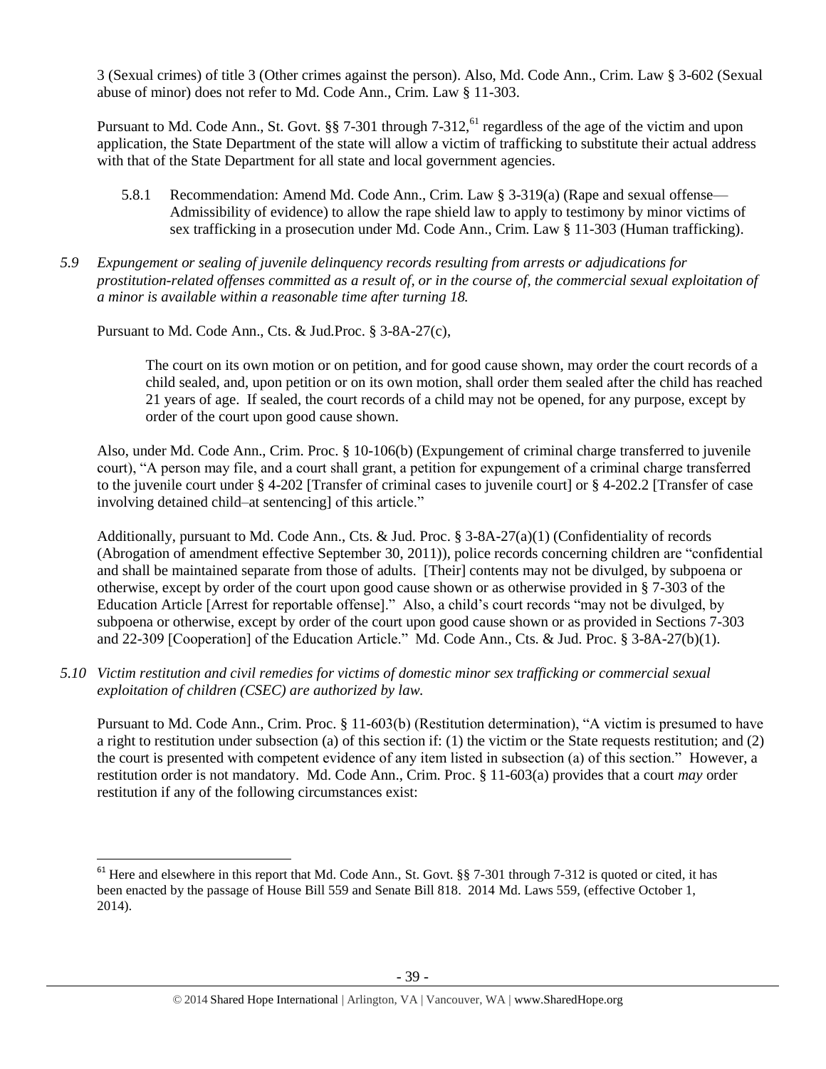3 (Sexual crimes) of title 3 (Other crimes against the person). Also, Md. Code Ann., Crim. Law § 3-602 (Sexual abuse of minor) does not refer to Md. Code Ann., Crim. Law § 11-303.

Pursuant to Md. Code Ann., St. Govt. §§ 7-301 through 7-312,[61] regardless of the age of the victim and upon application, the State Department of the state will allow a victim of trafficking to substitute their actual address with that of the State Department for all state and local government agencies.

5.8.1 Recommendation: Amend Md. Code Ann., Crim. Law § 3-319(a) (Rape and sexual offense—Admissibility of evidence) to allow the rape shield law to apply to testimony by minor victims of sex trafficking in a prosecution under Md. Code Ann., Crim. Law § 11-303 (Human trafficking).

*5.9 Expungement or sealing of juvenile delinquency records resulting from arrests or adjudications for prostitution-related offenses committed as a result of, or in the course of, the commercial sexual exploitation of a minor is available within a reasonable time after turning 18.*

Pursuant to Md. Code Ann., Cts. & Jud.Proc. § 3-8A-27(c),

> The court on its own motion or on petition, and for good cause shown, may order the court records of a child sealed, and, upon petition or on its own motion, shall order them sealed after the child has reached 21 years of age. If sealed, the court records of a child may not be opened, for any purpose, except by order of the court upon good cause shown.

Also, under Md. Code Ann., Crim. Proc. § 10-106(b) (Expungement of criminal charge transferred to juvenile court), "A person may file, and a court shall grant, a petition for expungement of a criminal charge transferred to the juvenile court under § 4-202 [Transfer of criminal cases to juvenile court] or § 4-202.2 [Transfer of case involving detained child–at sentencing] of this article."

Additionally, pursuant to Md. Code Ann., Cts. & Jud. Proc. § 3-8A-27(a)(1) (Confidentiality of records (Abrogation of amendment effective September 30, 2011)), police records concerning children are "confidential and shall be maintained separate from those of adults. [Their] contents may not be divulged, by subpoena or otherwise, except by order of the court upon good cause shown or as otherwise provided in § 7-303 of the Education Article [Arrest for reportable offense]." Also, a child's court records "may not be divulged, by subpoena or otherwise, except by order of the court upon good cause shown or as provided in Sections 7-303 and 22-309 [Cooperation] of the Education Article." Md. Code Ann., Cts. & Jud. Proc. § 3-8A-27(b)(1).

*5.10 Victim restitution and civil remedies for victims of domestic minor sex trafficking or commercial sexual exploitation of children (CSEC) are authorized by law.*

Pursuant to Md. Code Ann., Crim. Proc. § 11-603(b) (Restitution determination), "A victim is presumed to have a right to restitution under subsection (a) of this section if: (1) the victim or the State requests restitution; and (2) the court is presented with competent evidence of any item listed in subsection (a) of this section." However, a restitution order is not mandatory. Md. Code Ann., Crim. Proc. § 11-603(a) provides that a court *may* order restitution if any of the following circumstances exist:

[61] Here and elsewhere in this report that Md. Code Ann., St. Govt. §§ 7-301 through 7-312 is quoted or cited, it has been enacted by the passage of House Bill 559 and Senate Bill 818. 2014 Md. Laws 559, (effective October 1, 2014).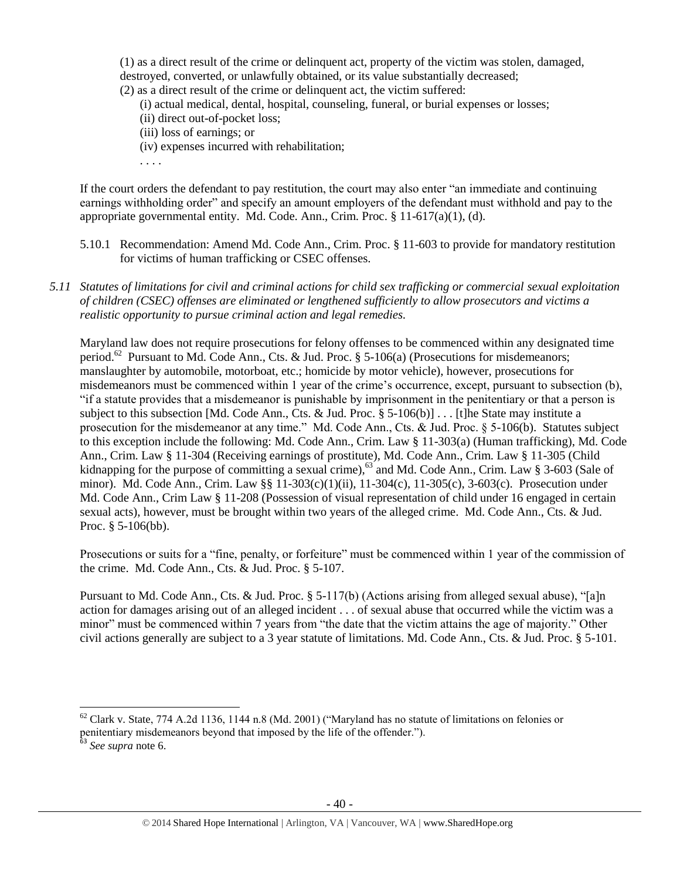(1) as a direct result of the crime or delinquent act, property of the victim was stolen, damaged, destroyed, converted, or unlawfully obtained, or its value substantially decreased;

(2) as a direct result of the crime or delinquent act, the victim suffered:

(i) actual medical, dental, hospital, counseling, funeral, or burial expenses or losses;

(ii) direct out-of-pocket loss;

(iii) loss of earnings; or

(iv) expenses incurred with rehabilitation;

. . . .

If the court orders the defendant to pay restitution, the court may also enter "an immediate and continuing earnings withholding order" and specify an amount employers of the defendant must withhold and pay to the appropriate governmental entity. Md. Code. Ann., Crim. Proc. § 11-617(a)(1), (d).

5.10.1 Recommendation: Amend Md. Code Ann., Crim. Proc. § 11-603 to provide for mandatory restitution for victims of human trafficking or CSEC offenses.

*5.11 Statutes of limitations for civil and criminal actions for child sex trafficking or commercial sexual exploitation of children (CSEC) offenses are eliminated or lengthened sufficiently to allow prosecutors and victims a realistic opportunity to pursue criminal action and legal remedies.*

Maryland law does not require prosecutions for felony offenses to be commenced within any designated time period.[62] Pursuant to Md. Code Ann., Cts. & Jud. Proc. § 5-106(a) (Prosecutions for misdemeanors; manslaughter by automobile, motorboat, etc.; homicide by motor vehicle), however, prosecutions for misdemeanors must be commenced within 1 year of the crime's occurrence, except, pursuant to subsection (b), "if a statute provides that a misdemeanor is punishable by imprisonment in the penitentiary or that a person is subject to this subsection [Md. Code Ann., Cts. & Jud. Proc. § 5-106(b)] . . . [t]he State may institute a prosecution for the misdemeanor at any time." Md. Code Ann., Cts. & Jud. Proc. § 5-106(b). Statutes subject to this exception include the following: Md. Code Ann., Crim. Law § 11-303(a) (Human trafficking), Md. Code Ann., Crim. Law § 11-304 (Receiving earnings of prostitute), Md. Code Ann., Crim. Law § 11-305 (Child kidnapping for the purpose of committing a sexual crime),[63] and Md. Code Ann., Crim. Law § 3-603 (Sale of minor). Md. Code Ann., Crim. Law §§ 11-303(c)(1)(ii), 11-304(c), 11-305(c), 3-603(c). Prosecution under Md. Code Ann., Crim Law § 11-208 (Possession of visual representation of child under 16 engaged in certain sexual acts), however, must be brought within two years of the alleged crime. Md. Code Ann., Cts. & Jud. Proc. § 5-106(bb).

Prosecutions or suits for a "fine, penalty, or forfeiture" must be commenced within 1 year of the commission of the crime. Md. Code Ann., Cts. & Jud. Proc. § 5-107.

Pursuant to Md. Code Ann., Cts. & Jud. Proc. § 5-117(b) (Actions arising from alleged sexual abuse), "[a]n action for damages arising out of an alleged incident . . . of sexual abuse that occurred while the victim was a minor" must be commenced within 7 years from "the date that the victim attains the age of majority." Other civil actions generally are subject to a 3 year statute of limitations. Md. Code Ann., Cts. & Jud. Proc. § 5-101.

---

[62] Clark v. State, 774 A.2d 1136, 1144 n.8 (Md. 2001) ("Maryland has no statute of limitations on felonies or penitentiary misdemeanors beyond that imposed by the life of the offender.").

[63] *See supra* note 6.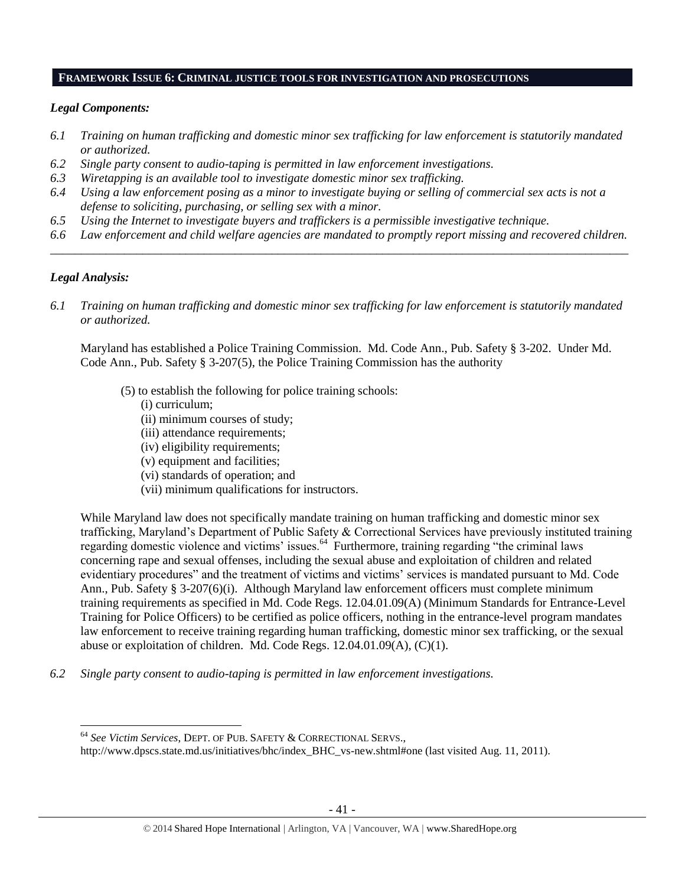## FRAMEWORK ISSUE 6: CRIMINAL JUSTICE TOOLS FOR INVESTIGATION AND PROSECUTIONS

### *Legal Components:*

*6.1 Training on human trafficking and domestic minor sex trafficking for law enforcement is statutorily mandated or authorized.*

*6.2 Single party consent to audio-taping is permitted in law enforcement investigations.*

*6.3 Wiretapping is an available tool to investigate domestic minor sex trafficking.*

*6.4 Using a law enforcement posing as a minor to investigate buying or selling of commercial sex acts is not a defense to soliciting, purchasing, or selling sex with a minor.*

*6.5 Using the Internet to investigate buyers and traffickers is a permissible investigative technique.*

*6.6 Law enforcement and child welfare agencies are mandated to promptly report missing and recovered children.*

---

### *Legal Analysis:*

*6.1 Training on human trafficking and domestic minor sex trafficking for law enforcement is statutorily mandated or authorized.*

Maryland has established a Police Training Commission. Md. Code Ann., Pub. Safety § 3-202. Under Md. Code Ann., Pub. Safety § 3-207(5), the Police Training Commission has the authority

> (5) to establish the following for police training schools:
> (i) curriculum;
> (ii) minimum courses of study;
> (iii) attendance requirements;
> (iv) eligibility requirements;
> (v) equipment and facilities;
> (vi) standards of operation; and
> (vii) minimum qualifications for instructors.

While Maryland law does not specifically mandate training on human trafficking and domestic minor sex trafficking, Maryland's Department of Public Safety & Correctional Services have previously instituted training regarding domestic violence and victims' issues.[64] Furthermore, training regarding "the criminal laws concerning rape and sexual offenses, including the sexual abuse and exploitation of children and related evidentiary procedures" and the treatment of victims and victims' services is mandated pursuant to Md. Code Ann., Pub. Safety § 3-207(6)(i). Although Maryland law enforcement officers must complete minimum training requirements as specified in Md. Code Regs. 12.04.01.09(A) (Minimum Standards for Entrance-Level Training for Police Officers) to be certified as police officers, nothing in the entrance-level program mandates law enforcement to receive training regarding human trafficking, domestic minor sex trafficking, or the sexual abuse or exploitation of children. Md. Code Regs. 12.04.01.09(A), (C)(1).

*6.2 Single party consent to audio-taping is permitted in law enforcement investigations.*

---

[64] *See Victim Services*, DEPT. OF PUB. SAFETY & CORRECTIONAL SERVS., http://www.dpscs.state.md.us/initiatives/bhc/index_BHC_vs-new.shtml#one (last visited Aug. 11, 2011).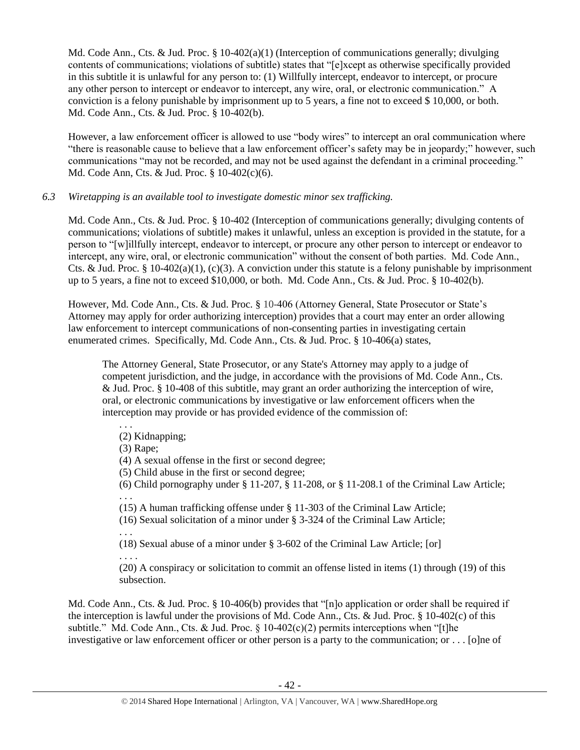Md. Code Ann., Cts. & Jud. Proc. § 10-402(a)(1) (Interception of communications generally; divulging contents of communications; violations of subtitle) states that "[e]xcept as otherwise specifically provided in this subtitle it is unlawful for any person to: (1) Willfully intercept, endeavor to intercept, or procure any other person to intercept or endeavor to intercept, any wire, oral, or electronic communication." A conviction is a felony punishable by imprisonment up to 5 years, a fine not to exceed $ 10,000, or both. Md. Code Ann., Cts. & Jud. Proc. § 10-402(b).

However, a law enforcement officer is allowed to use "body wires" to intercept an oral communication where "there is reasonable cause to believe that a law enforcement officer's safety may be in jeopardy;" however, such communications "may not be recorded, and may not be used against the defendant in a criminal proceeding." Md. Code Ann, Cts. & Jud. Proc. § 10-402(c)(6).

*6.3 Wiretapping is an available tool to investigate domestic minor sex trafficking.*

Md. Code Ann., Cts. & Jud. Proc. § 10-402 (Interception of communications generally; divulging contents of communications; violations of subtitle) makes it unlawful, unless an exception is provided in the statute, for a person to "[w]illfully intercept, endeavor to intercept, or procure any other person to intercept or endeavor to intercept, any wire, oral, or electronic communication" without the consent of both parties. Md. Code Ann., Cts. & Jud. Proc. § 10-402(a)(1), (c)(3). A conviction under this statute is a felony punishable by imprisonment up to 5 years, a fine not to exceed $10,000, or both. Md. Code Ann., Cts. & Jud. Proc. § 10-402(b).

However, Md. Code Ann., Cts. & Jud. Proc. § 10-406 (Attorney General, State Prosecutor or State's Attorney may apply for order authorizing interception) provides that a court may enter an order allowing law enforcement to intercept communications of non-consenting parties in investigating certain enumerated crimes. Specifically, Md. Code Ann., Cts. & Jud. Proc. § 10-406(a) states,

> The Attorney General, State Prosecutor, or any State's Attorney may apply to a judge of competent jurisdiction, and the judge, in accordance with the provisions of Md. Code Ann., Cts. & Jud. Proc. § 10-408 of this subtitle, may grant an order authorizing the interception of wire, oral, or electronic communications by investigative or law enforcement officers when the interception may provide or has provided evidence of the commission of:
>
> . . .
> (2) Kidnapping;
> (3) Rape;
> (4) A sexual offense in the first or second degree;
> (5) Child abuse in the first or second degree;
> (6) Child pornography under § 11-207, § 11-208, or § 11-208.1 of the Criminal Law Article;
> . . .
> (15) A human trafficking offense under § 11-303 of the Criminal Law Article;
> (16) Sexual solicitation of a minor under § 3-324 of the Criminal Law Article;
> . . .
> (18) Sexual abuse of a minor under § 3-602 of the Criminal Law Article; [or]
> . . . .
> (20) A conspiracy or solicitation to commit an offense listed in items (1) through (19) of this subsection.

Md. Code Ann., Cts. & Jud. Proc. § 10-406(b) provides that "[n]o application or order shall be required if the interception is lawful under the provisions of Md. Code Ann., Cts. & Jud. Proc. § 10-402(c) of this subtitle." Md. Code Ann., Cts. & Jud. Proc. § 10-402(c)(2) permits interceptions when "[t]he investigative or law enforcement officer or other person is a party to the communication; or . . . [o]ne of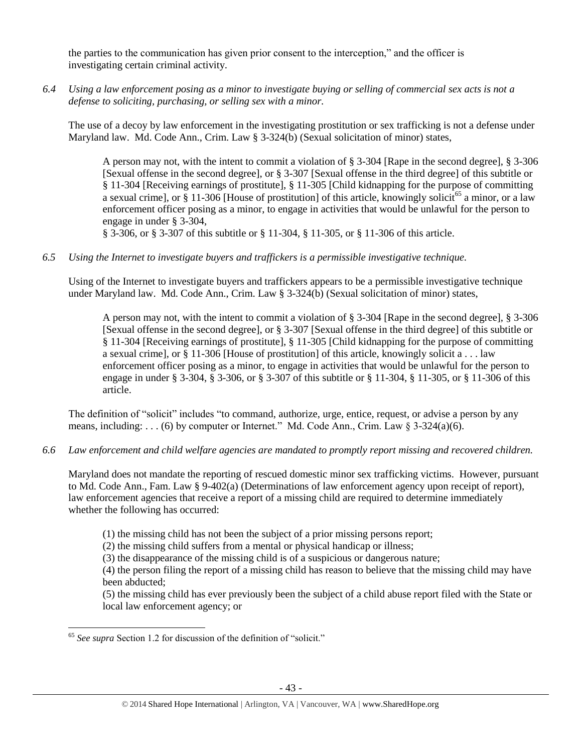the parties to the communication has given prior consent to the interception," and the officer is investigating certain criminal activity.

*6.4 Using a law enforcement posing as a minor to investigate buying or selling of commercial sex acts is not a defense to soliciting, purchasing, or selling sex with a minor.*

The use of a decoy by law enforcement in the investigating prostitution or sex trafficking is not a defense under Maryland law. Md. Code Ann., Crim. Law § 3-324(b) (Sexual solicitation of minor) states,

> A person may not, with the intent to commit a violation of § 3-304 [Rape in the second degree], § 3-306 [Sexual offense in the second degree], or § 3-307 [Sexual offense in the third degree] of this subtitle or § 11-304 [Receiving earnings of prostitute], § 11-305 [Child kidnapping for the purpose of committing a sexual crime], or § 11-306 [House of prostitution] of this article, knowingly solicit[65] a minor, or a law enforcement officer posing as a minor, to engage in activities that would be unlawful for the person to engage in under § 3-304,
> § 3-306, or § 3-307 of this subtitle or § 11-304, § 11-305, or § 11-306 of this article.

*6.5 Using the Internet to investigate buyers and traffickers is a permissible investigative technique.*

Using of the Internet to investigate buyers and traffickers appears to be a permissible investigative technique under Maryland law. Md. Code Ann., Crim. Law § 3-324(b) (Sexual solicitation of minor) states,

> A person may not, with the intent to commit a violation of § 3-304 [Rape in the second degree], § 3-306 [Sexual offense in the second degree], or § 3-307 [Sexual offense in the third degree] of this subtitle or § 11-304 [Receiving earnings of prostitute], § 11-305 [Child kidnapping for the purpose of committing a sexual crime], or § 11-306 [House of prostitution] of this article, knowingly solicit a . . . law enforcement officer posing as a minor, to engage in activities that would be unlawful for the person to engage in under § 3-304, § 3-306, or § 3-307 of this subtitle or § 11-304, § 11-305, or § 11-306 of this article.

The definition of "solicit" includes "to command, authorize, urge, entice, request, or advise a person by any means, including: . . . (6) by computer or Internet." Md. Code Ann., Crim. Law § 3-324(a)(6).

*6.6 Law enforcement and child welfare agencies are mandated to promptly report missing and recovered children.*

Maryland does not mandate the reporting of rescued domestic minor sex trafficking victims. However, pursuant to Md. Code Ann., Fam. Law § 9-402(a) (Determinations of law enforcement agency upon receipt of report), law enforcement agencies that receive a report of a missing child are required to determine immediately whether the following has occurred:

> (1) the missing child has not been the subject of a prior missing persons report;
> (2) the missing child suffers from a mental or physical handicap or illness;
> (3) the disappearance of the missing child is of a suspicious or dangerous nature;
> (4) the person filing the report of a missing child has reason to believe that the missing child may have been abducted;
> (5) the missing child has ever previously been the subject of a child abuse report filed with the State or local law enforcement agency; or

[65] *See supra* Section 1.2 for discussion of the definition of "solicit."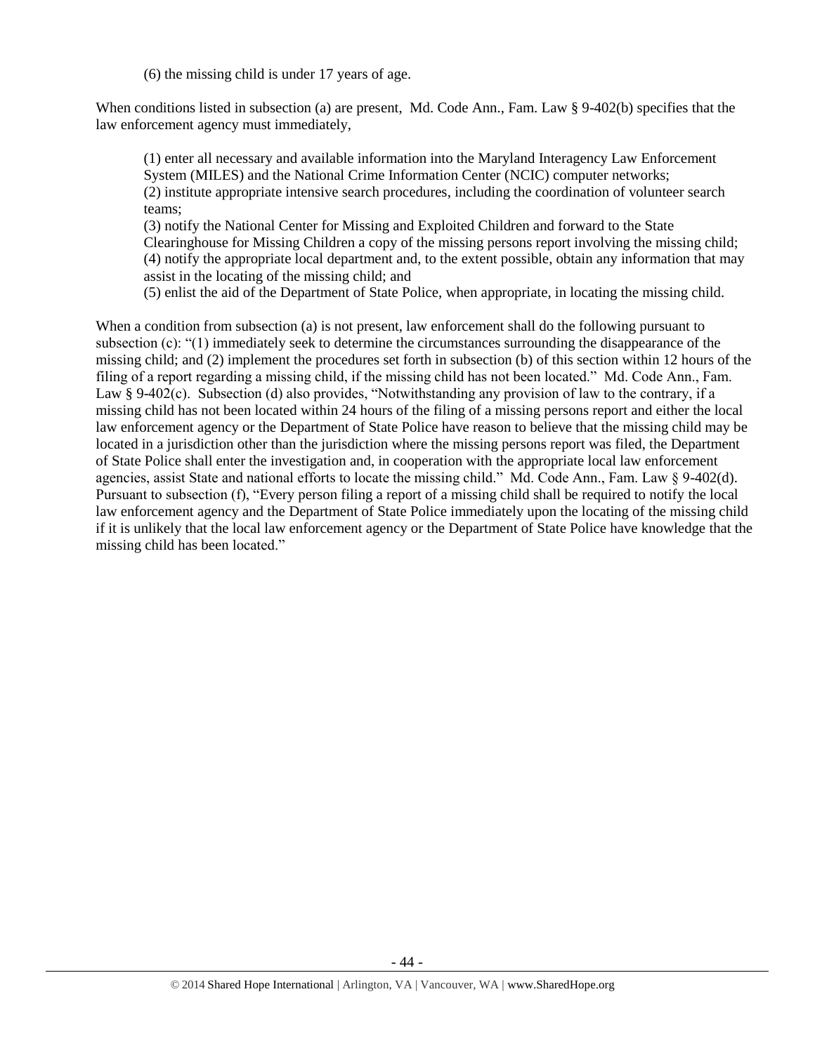(6) the missing child is under 17 years of age.

When conditions listed in subsection (a) are present, Md. Code Ann., Fam. Law § 9-402(b) specifies that the law enforcement agency must immediately,

> (1) enter all necessary and available information into the Maryland Interagency Law Enforcement System (MILES) and the National Crime Information Center (NCIC) computer networks;
> (2) institute appropriate intensive search procedures, including the coordination of volunteer search teams;
> (3) notify the National Center for Missing and Exploited Children and forward to the State Clearinghouse for Missing Children a copy of the missing persons report involving the missing child;
> (4) notify the appropriate local department and, to the extent possible, obtain any information that may assist in the locating of the missing child; and
> (5) enlist the aid of the Department of State Police, when appropriate, in locating the missing child.

When a condition from subsection (a) is not present, law enforcement shall do the following pursuant to subsection (c): "(1) immediately seek to determine the circumstances surrounding the disappearance of the missing child; and (2) implement the procedures set forth in subsection (b) of this section within 12 hours of the filing of a report regarding a missing child, if the missing child has not been located." Md. Code Ann., Fam. Law § 9-402(c). Subsection (d) also provides, "Notwithstanding any provision of law to the contrary, if a missing child has not been located within 24 hours of the filing of a missing persons report and either the local law enforcement agency or the Department of State Police have reason to believe that the missing child may be located in a jurisdiction other than the jurisdiction where the missing persons report was filed, the Department of State Police shall enter the investigation and, in cooperation with the appropriate local law enforcement agencies, assist State and national efforts to locate the missing child." Md. Code Ann., Fam. Law § 9-402(d). Pursuant to subsection (f), "Every person filing a report of a missing child shall be required to notify the local law enforcement agency and the Department of State Police immediately upon the locating of the missing child if it is unlikely that the local law enforcement agency or the Department of State Police have knowledge that the missing child has been located."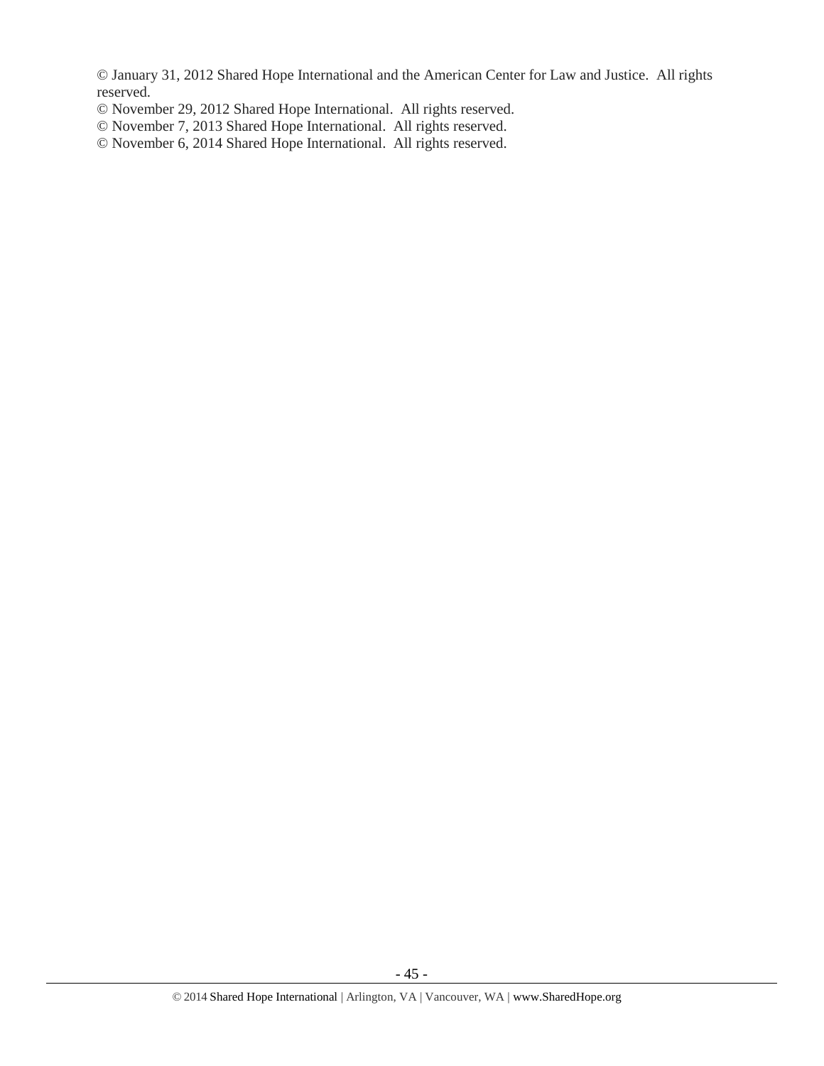© January 31, 2012 Shared Hope International and the American Center for Law and Justice. All rights reserved.

© November 29, 2012 Shared Hope International. All rights reserved.

© November 7, 2013 Shared Hope International. All rights reserved.

© November 6, 2014 Shared Hope International. All rights reserved.